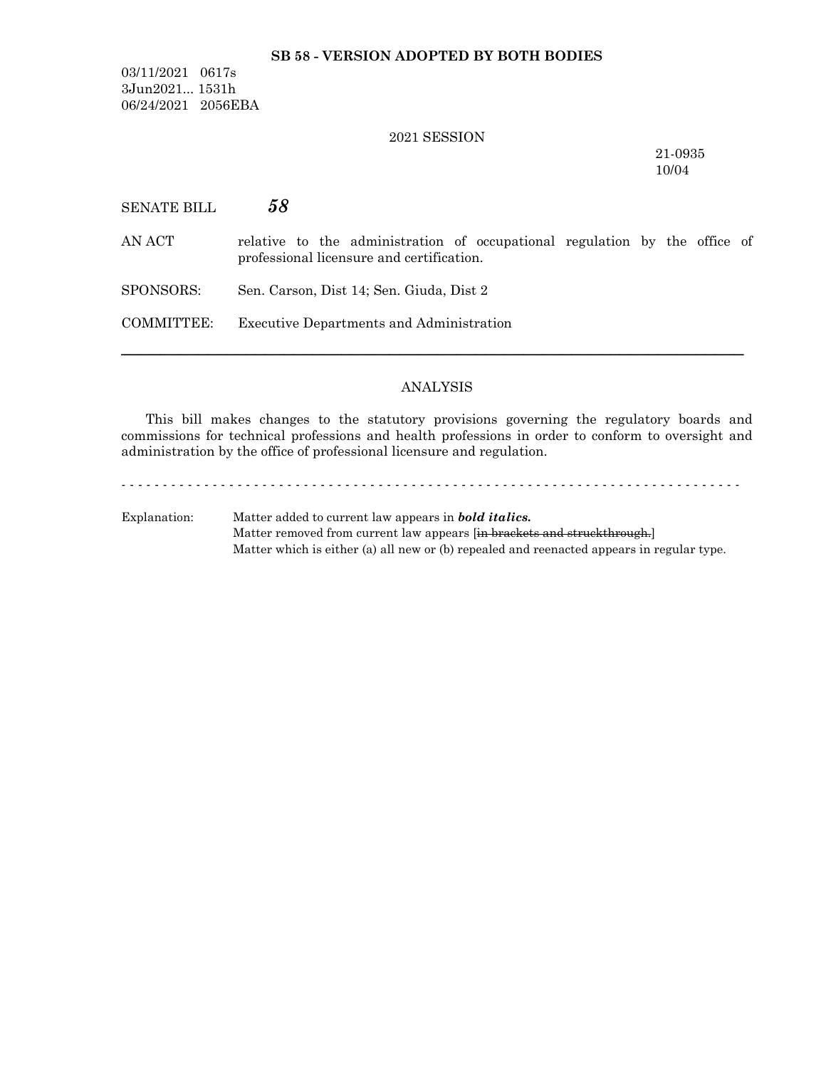**SB 58 - VERSION ADOPTED BY BOTH BODIES**

03/11/2021 0617s
3Jun2021... 1531h
06/24/2021 2056EBA

2021 SESSION

21-0935
10/04

SENATE BILL ***58***

AN ACT relative to the administration of occupational regulation by the office of professional licensure and certification.

SPONSORS: Sen. Carson, Dist 14; Sen. Giuda, Dist 2

COMMITTEE: Executive Departments and Administration

---

ANALYSIS

This bill makes changes to the statutory provisions governing the regulatory boards and commissions for technical professions and health professions in order to conform to oversight and administration by the office of professional licensure and regulation.

- - - - - - - - - - - - - - - - - - - - - - - - - - - - - - - - - - - - - - - - - - - - - - - - - - - - - - - - - - - - - - - - - - - - - - - - - - -

Explanation: Matter added to current law appears in ***bold italics.***
Matter removed from current law appears [~~in brackets and struckthrough.~~]
Matter which is either (a) all new or (b) repealed and reenacted appears in regular type.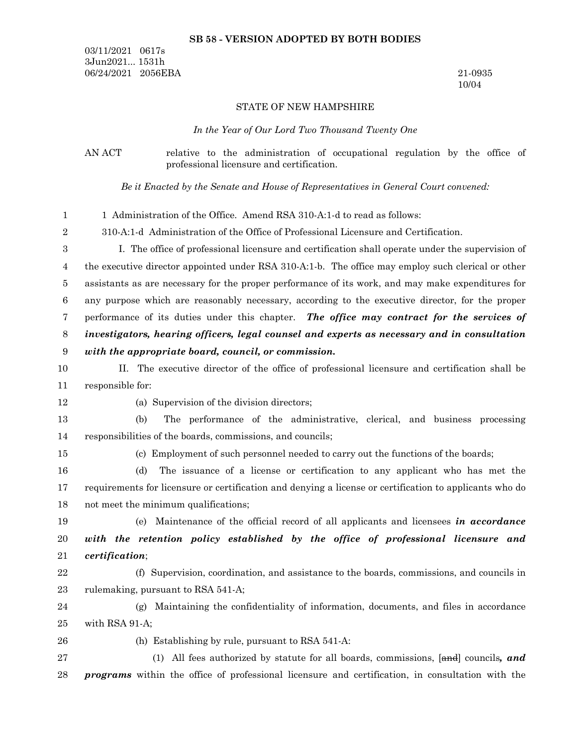**SB 58 - VERSION ADOPTED BY BOTH BODIES**

03/11/2021 0617s
3Jun2021... 1531h
06/24/2021 2056EBA

21-0935
10/04

STATE OF NEW HAMPSHIRE

*In the Year of Our Lord Two Thousand Twenty One*

AN ACT relative to the administration of occupational regulation by the office of professional licensure and certification.

*Be it Enacted by the Senate and House of Representatives in General Court convened:*

1 Administration of the Office. Amend RSA 310-A:1-d to read as follows:

310-A:1-d Administration of the Office of Professional Licensure and Certification.

I. The office of professional licensure and certification shall operate under the supervision of the executive director appointed under RSA 310-A:1-b. The office may employ such clerical or other assistants as are necessary for the proper performance of its work, and may make expenditures for any purpose which are reasonably necessary, according to the executive director, for the proper performance of its duties under this chapter. ***The office may contract for the services of investigators, hearing officers, legal counsel and experts as necessary and in consultation with the appropriate board, council, or commission.***

II. The executive director of the office of professional licensure and certification shall be responsible for:

(a) Supervision of the division directors;

(b) The performance of the administrative, clerical, and business processing responsibilities of the boards, commissions, and councils;

(c) Employment of such personnel needed to carry out the functions of the boards;

(d) The issuance of a license or certification to any applicant who has met the requirements for licensure or certification and denying a license or certification to applicants who do not meet the minimum qualifications;

(e) Maintenance of the official record of all applicants and licensees ***in accordance with the retention policy established by the office of professional licensure and certification***;

(f) Supervision, coordination, and assistance to the boards, commissions, and councils in rulemaking, pursuant to RSA 541-A;

(g) Maintaining the confidentiality of information, documents, and files in accordance with RSA 91-A;

(h) Establishing by rule, pursuant to RSA 541-A:

(1) All fees authorized by statute for all boards, commissions, [~~and~~] councils***, and programs*** within the office of professional licensure and certification, in consultation with the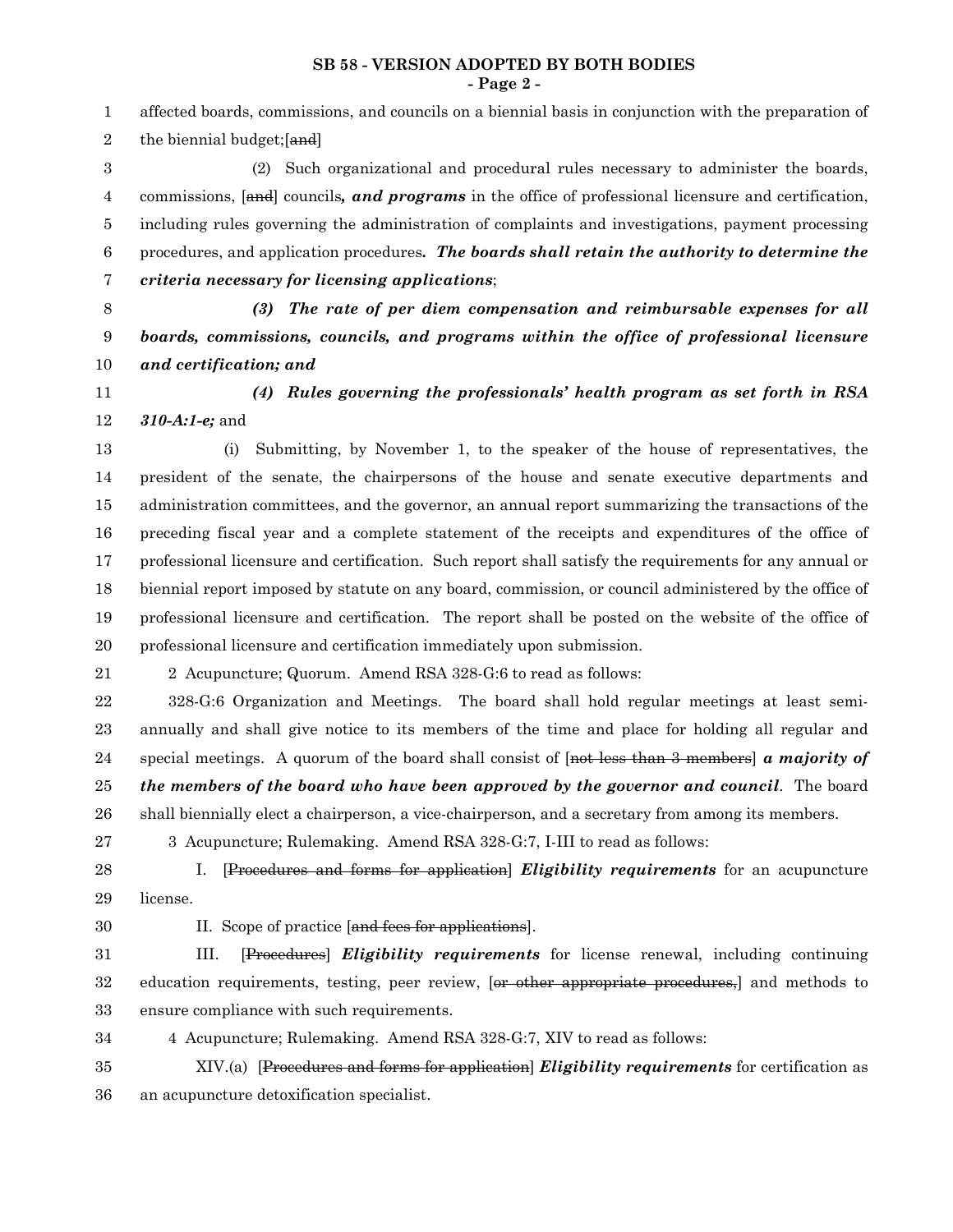affected boards, commissions, and councils on a biennial basis in conjunction with the preparation of the biennial budget;[~~and~~]

(2) Such organizational and procedural rules necessary to administer the boards, commissions, [~~and~~] councils***, and programs*** in the office of professional licensure and certification, including rules governing the administration of complaints and investigations, payment processing procedures, and application procedures***. The boards shall retain the authority to determine the criteria necessary for licensing applications***;

***(3) The rate of per diem compensation and reimbursable expenses for all boards, commissions, councils, and programs within the office of professional licensure and certification; and***

***(4) Rules governing the professionals' health program as set forth in RSA 310-A:1-e;*** and

(i) Submitting, by November 1, to the speaker of the house of representatives, the president of the senate, the chairpersons of the house and senate executive departments and administration committees, and the governor, an annual report summarizing the transactions of the preceding fiscal year and a complete statement of the receipts and expenditures of the office of professional licensure and certification. Such report shall satisfy the requirements for any annual or biennial report imposed by statute on any board, commission, or council administered by the office of professional licensure and certification. The report shall be posted on the website of the office of professional licensure and certification immediately upon submission.

2 Acupuncture; Quorum. Amend RSA 328-G:6 to read as follows:

328-G:6 Organization and Meetings. The board shall hold regular meetings at least semi-annually and shall give notice to its members of the time and place for holding all regular and special meetings. A quorum of the board shall consist of [~~not less than 3 members~~] ***a majority of the members of the board who have been approved by the governor and council***. The board shall biennially elect a chairperson, a vice-chairperson, and a secretary from among its members.

3 Acupuncture; Rulemaking. Amend RSA 328-G:7, I-III to read as follows:

I. [~~Procedures and forms for application~~] ***Eligibility requirements*** for an acupuncture license.

II. Scope of practice [~~and fees for applications~~].

III. [~~Procedures~~] ***Eligibility requirements*** for license renewal, including continuing education requirements, testing, peer review, [~~or other appropriate procedures,~~] and methods to ensure compliance with such requirements.

4 Acupuncture; Rulemaking. Amend RSA 328-G:7, XIV to read as follows:

XIV.(a) [~~Procedures and forms for application~~] ***Eligibility requirements*** for certification as an acupuncture detoxification specialist.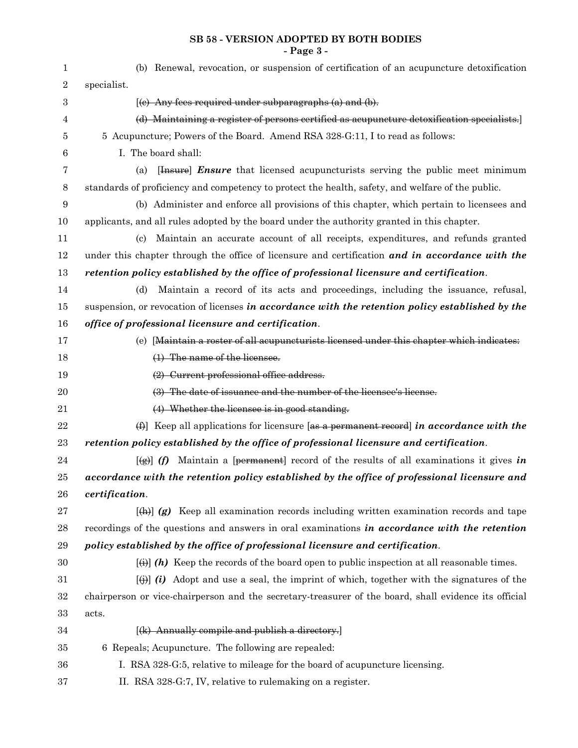(b) Renewal, revocation, or suspension of certification of an acupuncture detoxification specialist.

[~~(c) Any fees required under subparagraphs (a) and (b).~~

~~(d) Maintaining a register of persons certified as acupuncture detoxification specialists.~~]

5 Acupuncture; Powers of the Board. Amend RSA 328-G:11, I to read as follows:

I. The board shall:

(a) [~~Insure~~] ***Ensure*** that licensed acupuncturists serving the public meet minimum standards of proficiency and competency to protect the health, safety, and welfare of the public.

(b) Administer and enforce all provisions of this chapter, which pertain to licensees and applicants, and all rules adopted by the board under the authority granted in this chapter.

(c) Maintain an accurate account of all receipts, expenditures, and refunds granted under this chapter through the office of licensure and certification ***and in accordance with the retention policy established by the office of professional licensure and certification***.

(d) Maintain a record of its acts and proceedings, including the issuance, refusal, suspension, or revocation of licenses ***in accordance with the retention policy established by the office of professional licensure and certification***.

(e) [~~Maintain a roster of all acupuncturists licensed under this chapter which indicates:~~

~~(1) The name of the licensee.~~

~~(2) Current professional office address.~~

~~(3) The date of issuance and the number of the licensee's license.~~

~~(4) Whether the licensee is in good standing.~~

~~(f)~~] Keep all applications for licensure [~~as a permanent record~~] ***in accordance with the retention policy established by the office of professional licensure and certification***.

[~~(g)~~] ***(f)*** Maintain a [~~permanent~~] record of the results of all examinations it gives ***in accordance with the retention policy established by the office of professional licensure and certification***.

[~~(h)~~] ***(g)*** Keep all examination records including written examination records and tape recordings of the questions and answers in oral examinations ***in accordance with the retention policy established by the office of professional licensure and certification***.

[~~(i)~~] ***(h)*** Keep the records of the board open to public inspection at all reasonable times.

[~~(j)~~] ***(i)*** Adopt and use a seal, the imprint of which, together with the signatures of the chairperson or vice-chairperson and the secretary-treasurer of the board, shall evidence its official acts.

[~~(k) Annually compile and publish a directory.~~]

6 Repeals; Acupuncture. The following are repealed:

I. RSA 328-G:5, relative to mileage for the board of acupuncture licensing.

II. RSA 328-G:7, IV, relative to rulemaking on a register.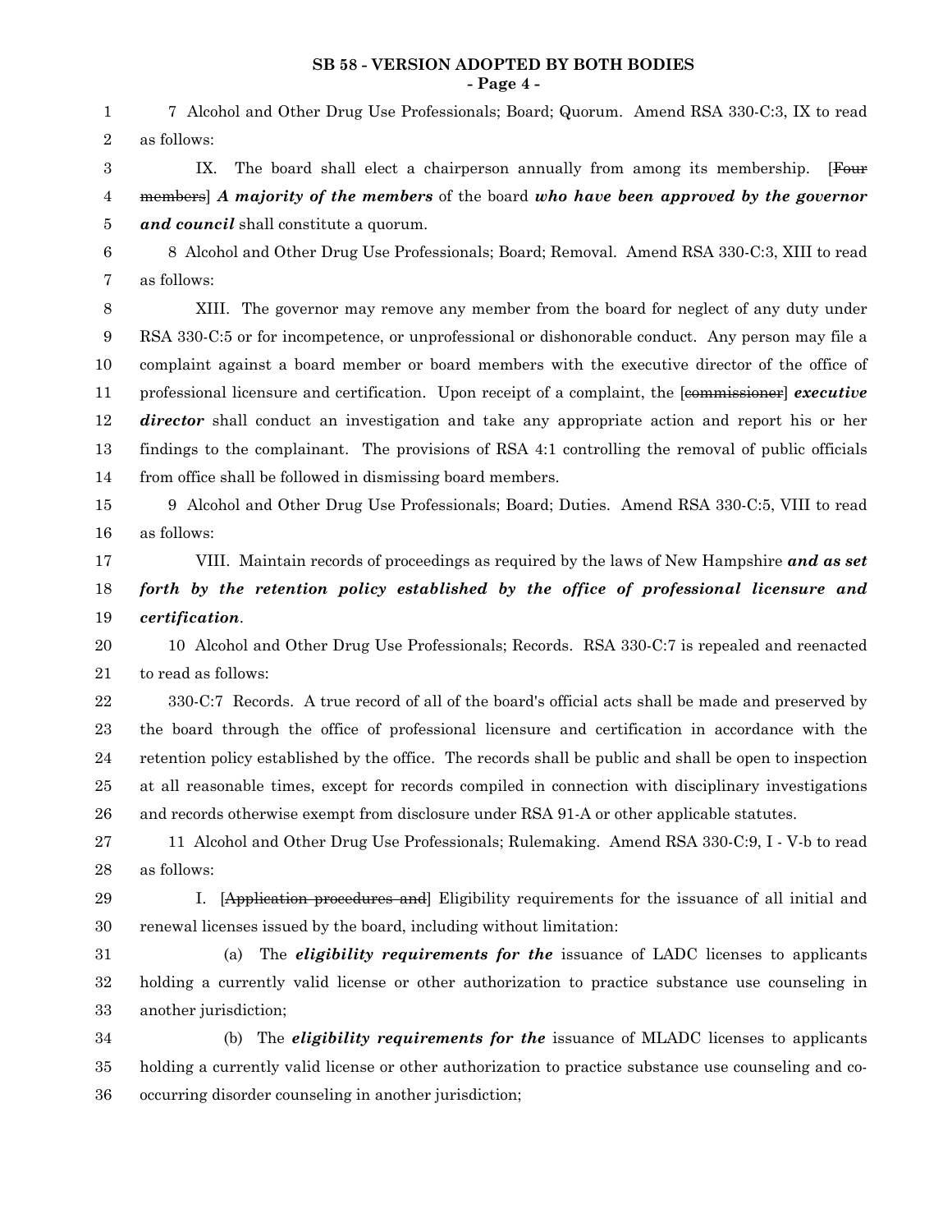7 Alcohol and Other Drug Use Professionals; Board; Quorum. Amend RSA 330-C:3, IX to read as follows:

IX. The board shall elect a chairperson annually from among its membership. [~~Four members~~] ***A majority of the members*** of the board ***who have been approved by the governor and council*** shall constitute a quorum.

8 Alcohol and Other Drug Use Professionals; Board; Removal. Amend RSA 330-C:3, XIII to read as follows:

XIII. The governor may remove any member from the board for neglect of any duty under RSA 330-C:5 or for incompetence, or unprofessional or dishonorable conduct. Any person may file a complaint against a board member or board members with the executive director of the office of professional licensure and certification. Upon receipt of a complaint, the [~~commissioner~~] ***executive director*** shall conduct an investigation and take any appropriate action and report his or her findings to the complainant. The provisions of RSA 4:1 controlling the removal of public officials from office shall be followed in dismissing board members.

9 Alcohol and Other Drug Use Professionals; Board; Duties. Amend RSA 330-C:5, VIII to read as follows:

VIII. Maintain records of proceedings as required by the laws of New Hampshire ***and as set forth by the retention policy established by the office of professional licensure and certification***.

10 Alcohol and Other Drug Use Professionals; Records. RSA 330-C:7 is repealed and reenacted to read as follows:

330-C:7 Records. A true record of all of the board's official acts shall be made and preserved by the board through the office of professional licensure and certification in accordance with the retention policy established by the office. The records shall be public and shall be open to inspection at all reasonable times, except for records compiled in connection with disciplinary investigations and records otherwise exempt from disclosure under RSA 91-A or other applicable statutes.

11 Alcohol and Other Drug Use Professionals; Rulemaking. Amend RSA 330-C:9, I - V-b to read as follows:

I. [~~Application procedures and~~] Eligibility requirements for the issuance of all initial and renewal licenses issued by the board, including without limitation:

(a) The ***eligibility requirements for the*** issuance of LADC licenses to applicants holding a currently valid license or other authorization to practice substance use counseling in another jurisdiction;

(b) The ***eligibility requirements for the*** issuance of MLADC licenses to applicants holding a currently valid license or other authorization to practice substance use counseling and co-occurring disorder counseling in another jurisdiction;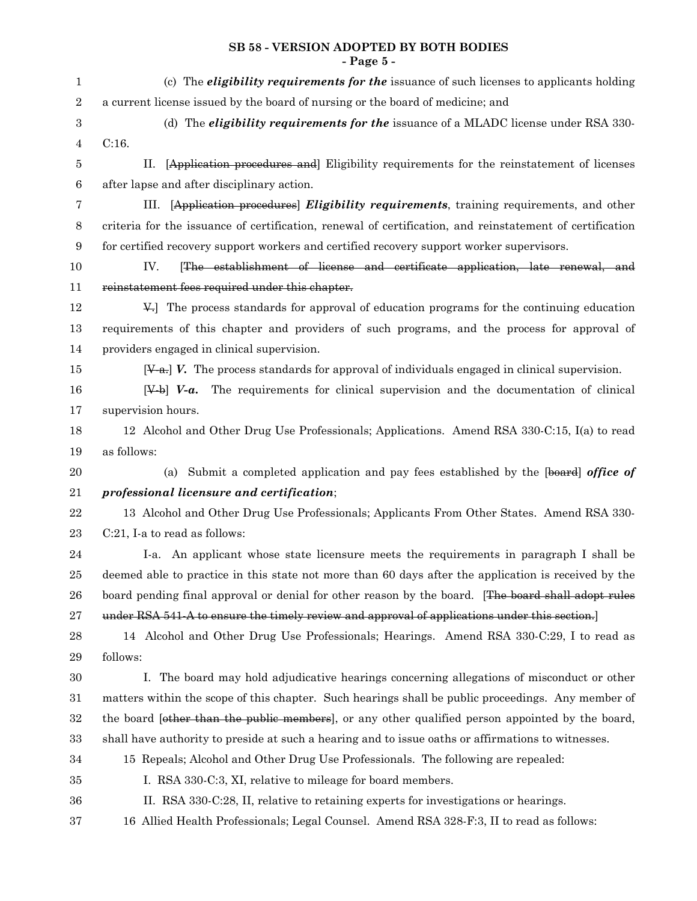(c) The ***eligibility requirements for the*** issuance of such licenses to applicants holding a current license issued by the board of nursing or the board of medicine; and

(d) The ***eligibility requirements for the*** issuance of a MLADC license under RSA 330-C:16.

II. [~~Application procedures and~~] Eligibility requirements for the reinstatement of licenses after lapse and after disciplinary action.

III. [~~Application procedures~~] ***Eligibility requirements***, training requirements, and other criteria for the issuance of certification, renewal of certification, and reinstatement of certification for certified recovery support workers and certified recovery support worker supervisors.

IV. [~~The establishment of license and certificate application, late renewal, and reinstatement fees required under this chapter.~~

~~V.~~] The process standards for approval of education programs for the continuing education requirements of this chapter and providers of such programs, and the process for approval of providers engaged in clinical supervision.

[~~V-a.~~] ***V.*** The process standards for approval of individuals engaged in clinical supervision.

[~~V-b~~] ***V-a.*** The requirements for clinical supervision and the documentation of clinical supervision hours.

12 Alcohol and Other Drug Use Professionals; Applications. Amend RSA 330-C:15, I(a) to read as follows:

(a) Submit a completed application and pay fees established by the [~~board~~] ***office of professional licensure and certification***;

13 Alcohol and Other Drug Use Professionals; Applicants From Other States. Amend RSA 330-C:21, I-a to read as follows:

I-a. An applicant whose state licensure meets the requirements in paragraph I shall be deemed able to practice in this state not more than 60 days after the application is received by the board pending final approval or denial for other reason by the board. [~~The board shall adopt rules under RSA 541-A to ensure the timely review and approval of applications under this section.~~]

14 Alcohol and Other Drug Use Professionals; Hearings. Amend RSA 330-C:29, I to read as follows:

I. The board may hold adjudicative hearings concerning allegations of misconduct or other matters within the scope of this chapter. Such hearings shall be public proceedings. Any member of the board [~~other than the public members~~], or any other qualified person appointed by the board, shall have authority to preside at such a hearing and to issue oaths or affirmations to witnesses.

15 Repeals; Alcohol and Other Drug Use Professionals. The following are repealed:

I. RSA 330-C:3, XI, relative to mileage for board members.

II. RSA 330-C:28, II, relative to retaining experts for investigations or hearings.

16 Allied Health Professionals; Legal Counsel. Amend RSA 328-F:3, II to read as follows: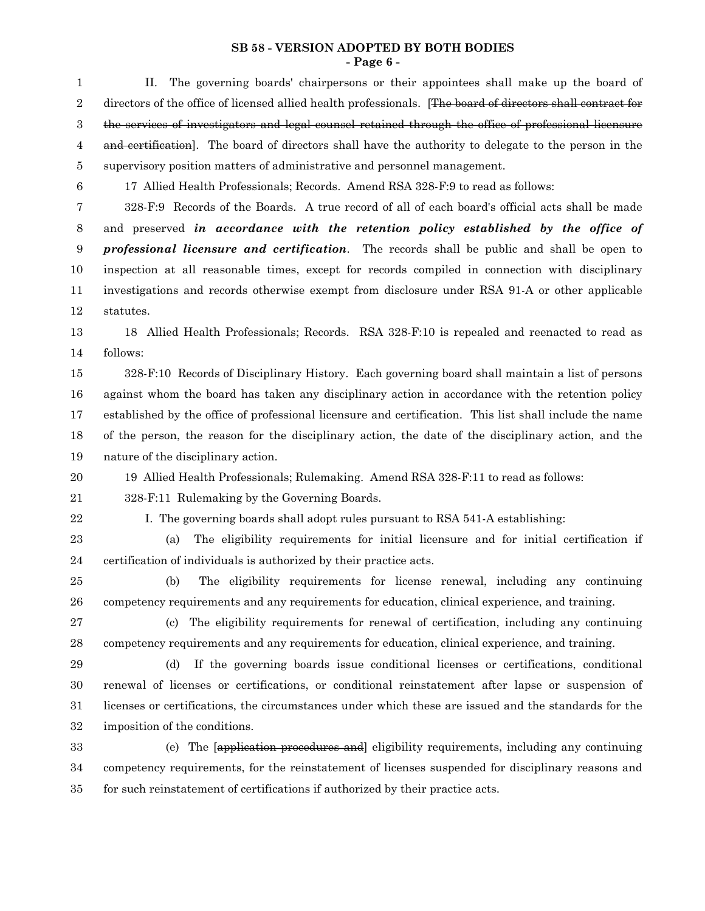II. The governing boards' chairpersons or their appointees shall make up the board of directors of the office of licensed allied health professionals. [~~The board of directors shall contract for the services of investigators and legal counsel retained through the office of professional licensure and certification~~]. The board of directors shall have the authority to delegate to the person in the supervisory position matters of administrative and personnel management.

17 Allied Health Professionals; Records. Amend RSA 328-F:9 to read as follows:

328-F:9 Records of the Boards. A true record of all of each board's official acts shall be made and preserved ***in accordance with the retention policy established by the office of professional licensure and certification***. The records shall be public and shall be open to inspection at all reasonable times, except for records compiled in connection with disciplinary investigations and records otherwise exempt from disclosure under RSA 91-A or other applicable statutes.

18 Allied Health Professionals; Records. RSA 328-F:10 is repealed and reenacted to read as follows:

328-F:10 Records of Disciplinary History. Each governing board shall maintain a list of persons against whom the board has taken any disciplinary action in accordance with the retention policy established by the office of professional licensure and certification. This list shall include the name of the person, the reason for the disciplinary action, the date of the disciplinary action, and the nature of the disciplinary action.

19 Allied Health Professionals; Rulemaking. Amend RSA 328-F:11 to read as follows:

328-F:11 Rulemaking by the Governing Boards.

I. The governing boards shall adopt rules pursuant to RSA 541-A establishing:

(a) The eligibility requirements for initial licensure and for initial certification if certification of individuals is authorized by their practice acts.

(b) The eligibility requirements for license renewal, including any continuing competency requirements and any requirements for education, clinical experience, and training.

(c) The eligibility requirements for renewal of certification, including any continuing competency requirements and any requirements for education, clinical experience, and training.

(d) If the governing boards issue conditional licenses or certifications, conditional renewal of licenses or certifications, or conditional reinstatement after lapse or suspension of licenses or certifications, the circumstances under which these are issued and the standards for the imposition of the conditions.

(e) The [~~application procedures and~~] eligibility requirements, including any continuing competency requirements, for the reinstatement of licenses suspended for disciplinary reasons and for such reinstatement of certifications if authorized by their practice acts.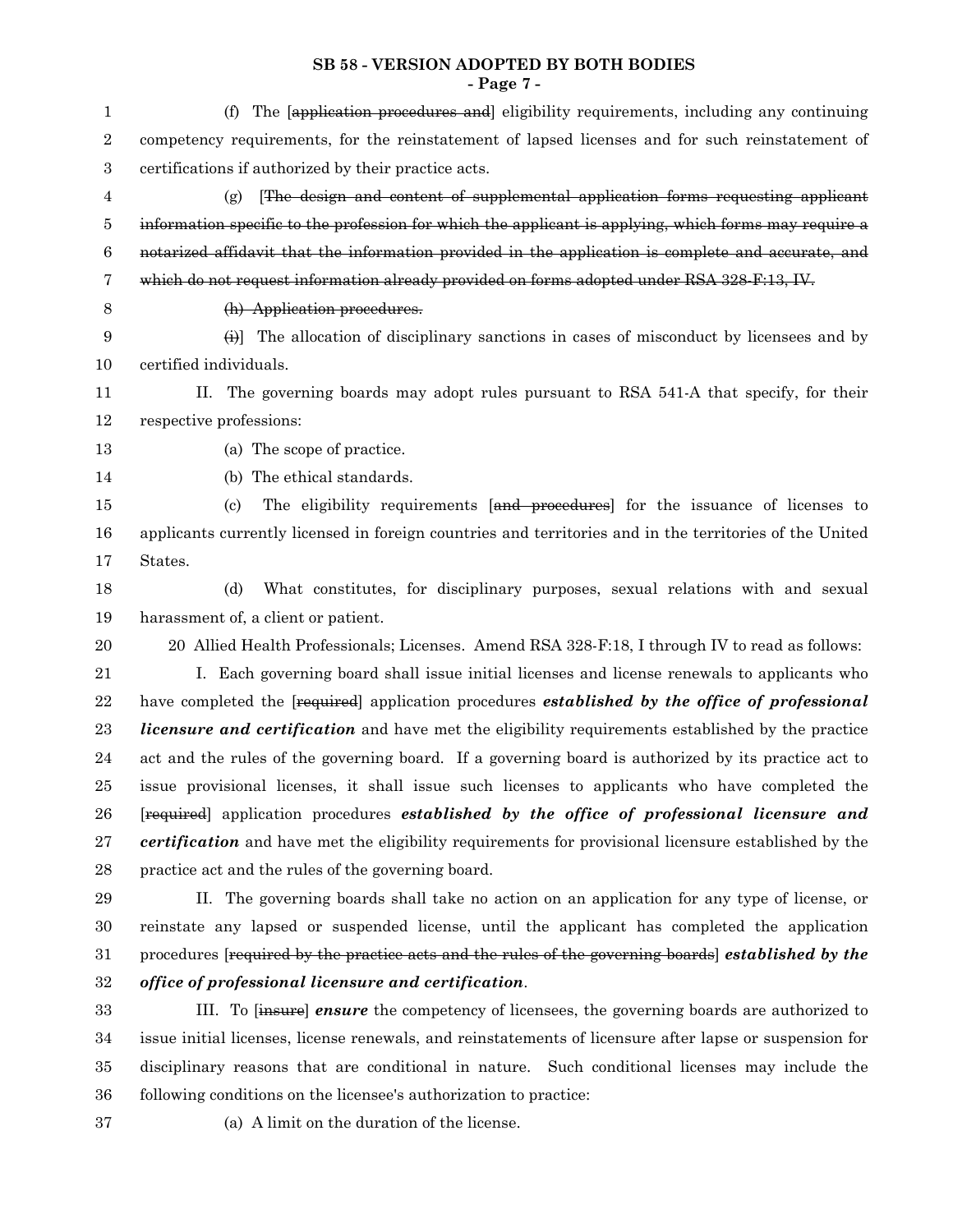(f) The [~~application procedures and~~] eligibility requirements, including any continuing competency requirements, for the reinstatement of lapsed licenses and for such reinstatement of certifications if authorized by their practice acts.

(g) [~~The design and content of supplemental application forms requesting applicant information specific to the profession for which the applicant is applying, which forms may require a notarized affidavit that the information provided in the application is complete and accurate, and which do not request information already provided on forms adopted under RSA 328-F:13, IV.~~

~~(h) Application procedures.~~

~~(i)~~] The allocation of disciplinary sanctions in cases of misconduct by licensees and by certified individuals.

II. The governing boards may adopt rules pursuant to RSA 541-A that specify, for their respective professions:

(a) The scope of practice.

(b) The ethical standards.

(c) The eligibility requirements [~~and procedures~~] for the issuance of licenses to applicants currently licensed in foreign countries and territories and in the territories of the United States.

(d) What constitutes, for disciplinary purposes, sexual relations with and sexual harassment of, a client or patient.

20 Allied Health Professionals; Licenses. Amend RSA 328-F:18, I through IV to read as follows:

I. Each governing board shall issue initial licenses and license renewals to applicants who have completed the [~~required~~] application procedures ***established by the office of professional licensure and certification*** and have met the eligibility requirements established by the practice act and the rules of the governing board. If a governing board is authorized by its practice act to issue provisional licenses, it shall issue such licenses to applicants who have completed the [~~required~~] application procedures ***established by the office of professional licensure and certification*** and have met the eligibility requirements for provisional licensure established by the practice act and the rules of the governing board.

II. The governing boards shall take no action on an application for any type of license, or reinstate any lapsed or suspended license, until the applicant has completed the application procedures [~~required by the practice acts and the rules of the governing boards~~] ***established by the office of professional licensure and certification***.

III. To [~~insure~~] ***ensure*** the competency of licensees, the governing boards are authorized to issue initial licenses, license renewals, and reinstatements of licensure after lapse or suspension for disciplinary reasons that are conditional in nature. Such conditional licenses may include the following conditions on the licensee's authorization to practice:

(a) A limit on the duration of the license.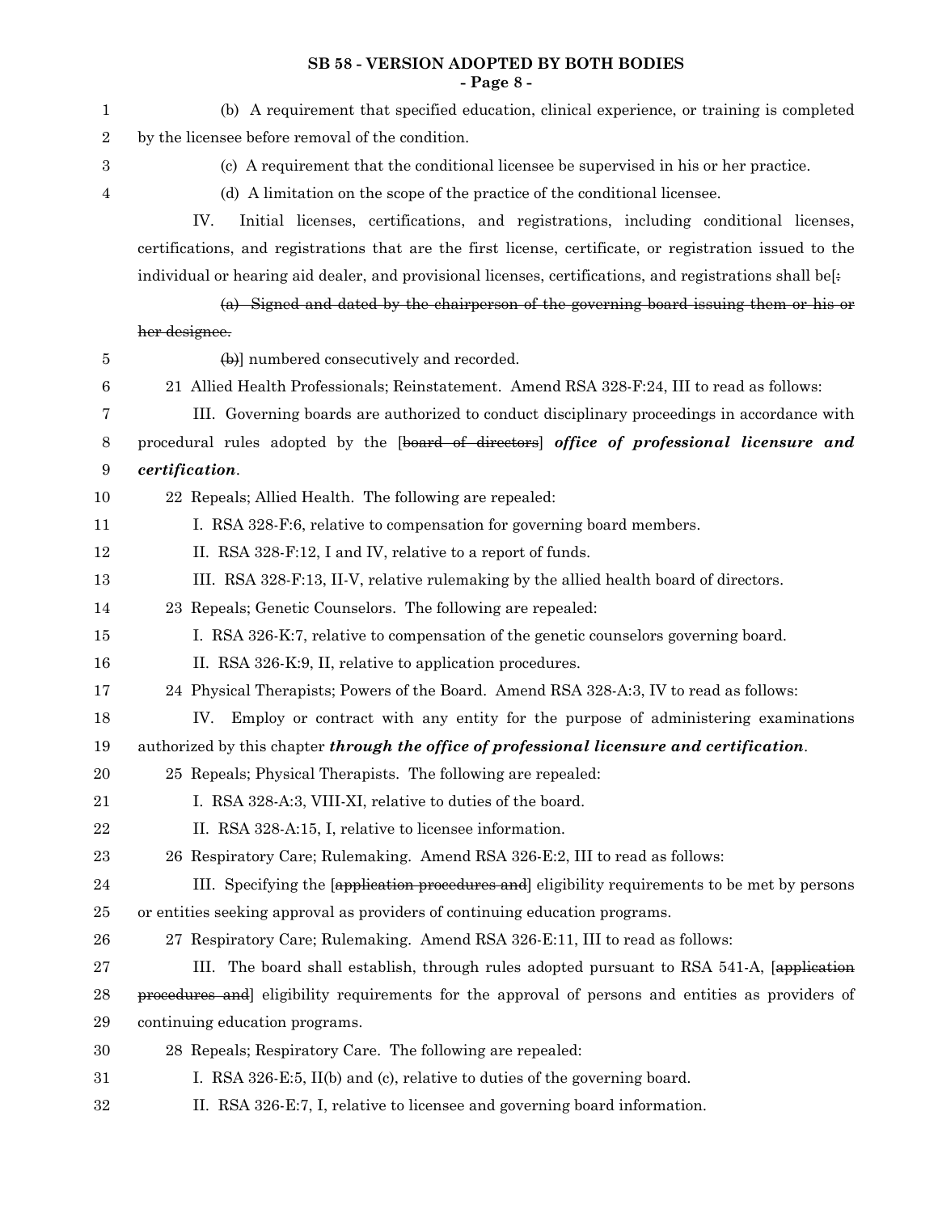(b) A requirement that specified education, clinical experience, or training is completed by the licensee before removal of the condition.

(c) A requirement that the conditional licensee be supervised in his or her practice.

(d) A limitation on the scope of the practice of the conditional licensee.

IV. Initial licenses, certifications, and registrations, including conditional licenses, certifications, and registrations that are the first license, certificate, or registration issued to the individual or hearing aid dealer, and provisional licenses, certifications, and registrations shall be[~~:~~

~~(a) Signed and dated by the chairperson of the governing board issuing them or his or her designee.~~

~~(b)~~] numbered consecutively and recorded.

21 Allied Health Professionals; Reinstatement. Amend RSA 328-F:24, III to read as follows:

III. Governing boards are authorized to conduct disciplinary proceedings in accordance with procedural rules adopted by the [~~board of directors~~] ***office of professional licensure and certification***.

22 Repeals; Allied Health. The following are repealed:

I. RSA 328-F:6, relative to compensation for governing board members.

II. RSA 328-F:12, I and IV, relative to a report of funds.

III. RSA 328-F:13, II-V, relative rulemaking by the allied health board of directors.

23 Repeals; Genetic Counselors. The following are repealed:

I. RSA 326-K:7, relative to compensation of the genetic counselors governing board.

II. RSA 326-K:9, II, relative to application procedures.

24 Physical Therapists; Powers of the Board. Amend RSA 328-A:3, IV to read as follows:

IV. Employ or contract with any entity for the purpose of administering examinations authorized by this chapter ***through the office of professional licensure and certification***.

25 Repeals; Physical Therapists. The following are repealed:

I. RSA 328-A:3, VIII-XI, relative to duties of the board.

II. RSA 328-A:15, I, relative to licensee information.

26 Respiratory Care; Rulemaking. Amend RSA 326-E:2, III to read as follows:

III. Specifying the [~~application procedures and~~] eligibility requirements to be met by persons or entities seeking approval as providers of continuing education programs.

27 Respiratory Care; Rulemaking. Amend RSA 326-E:11, III to read as follows:

III. The board shall establish, through rules adopted pursuant to RSA 541-A, [~~application procedures and~~] eligibility requirements for the approval of persons and entities as providers of continuing education programs.

28 Repeals; Respiratory Care. The following are repealed:

I. RSA 326-E:5, II(b) and (c), relative to duties of the governing board.

II. RSA 326-E:7, I, relative to licensee and governing board information.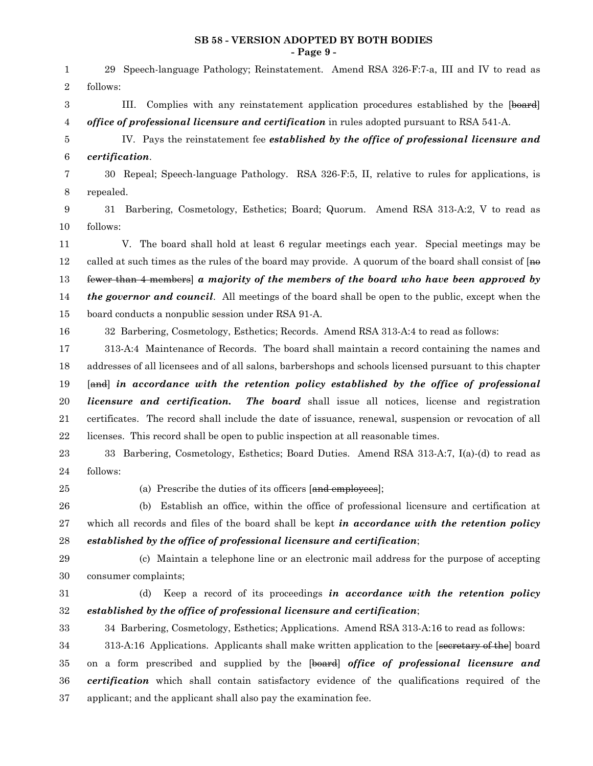**SB 58 - VERSION ADOPTED BY BOTH BODIES**

29 Speech-language Pathology; Reinstatement. Amend RSA 326-F:7-a, III and IV to read as follows:

III. Complies with any reinstatement application procedures established by the [~~board~~] ***office of professional licensure and certification*** in rules adopted pursuant to RSA 541-A.

IV. Pays the reinstatement fee ***established by the office of professional licensure and certification***.

30 Repeal; Speech-language Pathology. RSA 326-F:5, II, relative to rules for applications, is repealed.

31 Barbering, Cosmetology, Esthetics; Board; Quorum. Amend RSA 313-A:2, V to read as follows:

V. The board shall hold at least 6 regular meetings each year. Special meetings may be called at such times as the rules of the board may provide. A quorum of the board shall consist of [~~no fewer than 4 members~~] ***a majority of the members of the board who have been approved by the governor and council***. All meetings of the board shall be open to the public, except when the board conducts a nonpublic session under RSA 91-A.

32 Barbering, Cosmetology, Esthetics; Records. Amend RSA 313-A:4 to read as follows:

313-A:4 Maintenance of Records. The board shall maintain a record containing the names and addresses of all licensees and of all salons, barbershops and schools licensed pursuant to this chapter [~~and~~] ***in accordance with the retention policy established by the office of professional licensure and certification. The board*** shall issue all notices, license and registration certificates. The record shall include the date of issuance, renewal, suspension or revocation of all licenses. This record shall be open to public inspection at all reasonable times.

33 Barbering, Cosmetology, Esthetics; Board Duties. Amend RSA 313-A:7, I(a)-(d) to read as follows:

(a) Prescribe the duties of its officers [~~and employees~~];

(b) Establish an office, within the office of professional licensure and certification at which all records and files of the board shall be kept ***in accordance with the retention policy established by the office of professional licensure and certification***;

(c) Maintain a telephone line or an electronic mail address for the purpose of accepting consumer complaints;

(d) Keep a record of its proceedings ***in accordance with the retention policy established by the office of professional licensure and certification***;

34 Barbering, Cosmetology, Esthetics; Applications. Amend RSA 313-A:16 to read as follows:

313-A:16 Applications. Applicants shall make written application to the [~~secretary of the~~] board on a form prescribed and supplied by the [~~board~~] ***office of professional licensure and certification*** which shall contain satisfactory evidence of the qualifications required of the applicant; and the applicant shall also pay the examination fee.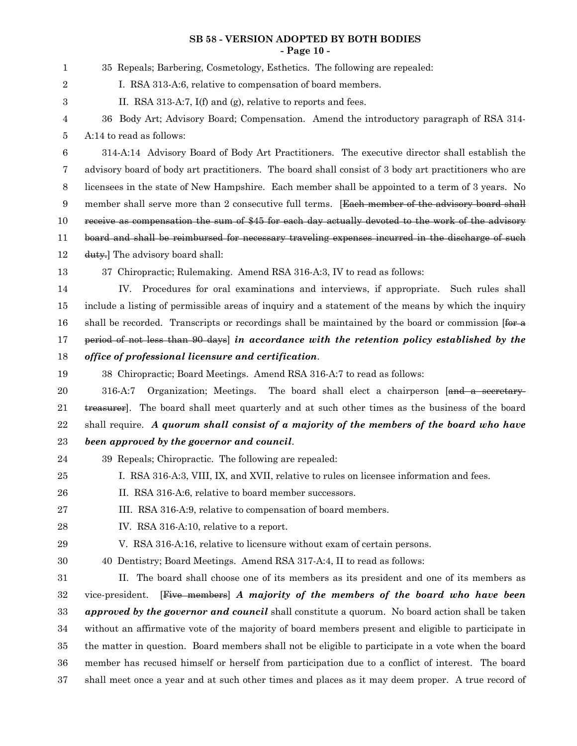35 Repeals; Barbering, Cosmetology, Esthetics. The following are repealed:

I. RSA 313-A:6, relative to compensation of board members.

II. RSA 313-A:7, I(f) and (g), relative to reports and fees.

36 Body Art; Advisory Board; Compensation. Amend the introductory paragraph of RSA 314-A:14 to read as follows:

314-A:14 Advisory Board of Body Art Practitioners. The executive director shall establish the advisory board of body art practitioners. The board shall consist of 3 body art practitioners who are licensees in the state of New Hampshire. Each member shall be appointed to a term of 3 years. No member shall serve more than 2 consecutive full terms. [~~Each member of the advisory board shall receive as compensation the sum of $45 for each day actually devoted to the work of the advisory board and shall be reimbursed for necessary traveling expenses incurred in the discharge of such duty.~~] The advisory board shall:

37 Chiropractic; Rulemaking. Amend RSA 316-A:3, IV to read as follows:

IV. Procedures for oral examinations and interviews, if appropriate. Such rules shall include a listing of permissible areas of inquiry and a statement of the means by which the inquiry shall be recorded. Transcripts or recordings shall be maintained by the board or commission [~~for a period of not less than 90 days~~] ***in accordance with the retention policy established by the office of professional licensure and certification***.

38 Chiropractic; Board Meetings. Amend RSA 316-A:7 to read as follows:

316-A:7 Organization; Meetings. The board shall elect a chairperson [~~and a secretary-treasurer~~]. The board shall meet quarterly and at such other times as the business of the board shall require. ***A quorum shall consist of a majority of the members of the board who have been approved by the governor and council***.

39 Repeals; Chiropractic. The following are repealed:

I. RSA 316-A:3, VIII, IX, and XVII, relative to rules on licensee information and fees.

II. RSA 316-A:6, relative to board member successors.

III. RSA 316-A:9, relative to compensation of board members.

IV. RSA 316-A:10, relative to a report.

V. RSA 316-A:16, relative to licensure without exam of certain persons.

40 Dentistry; Board Meetings. Amend RSA 317-A:4, II to read as follows:

II. The board shall choose one of its members as its president and one of its members as vice-president. [~~Five members~~] ***A majority of the members of the board who have been approved by the governor and council*** shall constitute a quorum. No board action shall be taken without an affirmative vote of the majority of board members present and eligible to participate in the matter in question. Board members shall not be eligible to participate in a vote when the board member has recused himself or herself from participation due to a conflict of interest. The board shall meet once a year and at such other times and places as it may deem proper. A true record of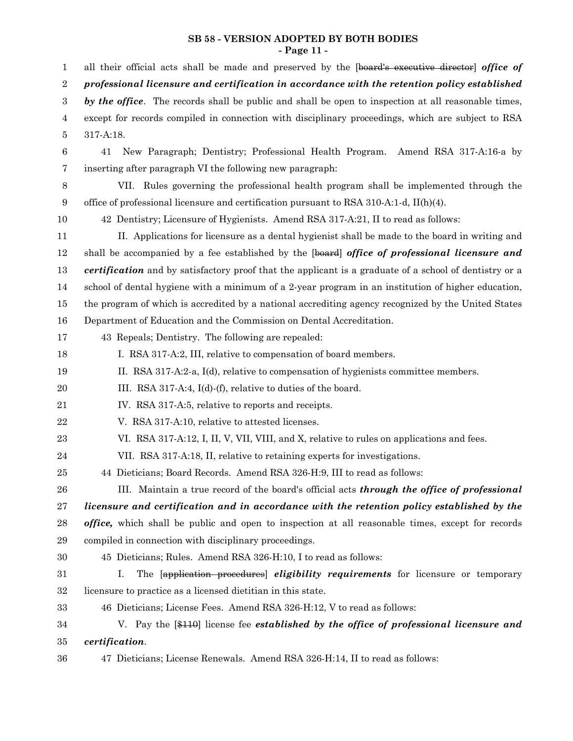all their official acts shall be made and preserved by the [~~board's executive director~~] ***office of professional licensure and certification in accordance with the retention policy established by the office***. The records shall be public and shall be open to inspection at all reasonable times, except for records compiled in connection with disciplinary proceedings, which are subject to RSA 317-A:18.

41 New Paragraph; Dentistry; Professional Health Program. Amend RSA 317-A:16-a by inserting after paragraph VI the following new paragraph:

VII. Rules governing the professional health program shall be implemented through the office of professional licensure and certification pursuant to RSA 310-A:1-d, II(h)(4).

42 Dentistry; Licensure of Hygienists. Amend RSA 317-A:21, II to read as follows:

II. Applications for licensure as a dental hygienist shall be made to the board in writing and shall be accompanied by a fee established by the [~~board~~] ***office of professional licensure and certification*** and by satisfactory proof that the applicant is a graduate of a school of dentistry or a school of dental hygiene with a minimum of a 2-year program in an institution of higher education, the program of which is accredited by a national accrediting agency recognized by the United States Department of Education and the Commission on Dental Accreditation.

43 Repeals; Dentistry. The following are repealed:

I. RSA 317-A:2, III, relative to compensation of board members.

II. RSA 317-A:2-a, I(d), relative to compensation of hygienists committee members.

III. RSA 317-A:4, I(d)-(f), relative to duties of the board.

IV. RSA 317-A:5, relative to reports and receipts.

V. RSA 317-A:10, relative to attested licenses.

VI. RSA 317-A:12, I, II, V, VII, VIII, and X, relative to rules on applications and fees.

VII. RSA 317-A:18, II, relative to retaining experts for investigations.

44 Dieticians; Board Records. Amend RSA 326-H:9, III to read as follows:

III. Maintain a true record of the board's official acts ***through the office of professional licensure and certification and in accordance with the retention policy established by the office,*** which shall be public and open to inspection at all reasonable times, except for records compiled in connection with disciplinary proceedings.

45 Dieticians; Rules. Amend RSA 326-H:10, I to read as follows:

I. The [~~application procedures~~] ***eligibility requirements*** for licensure or temporary licensure to practice as a licensed dietitian in this state.

46 Dieticians; License Fees. Amend RSA 326-H:12, V to read as follows:

V. Pay the [~~$110~~] license fee ***established by the office of professional licensure and certification***.

47 Dieticians; License Renewals. Amend RSA 326-H:14, II to read as follows: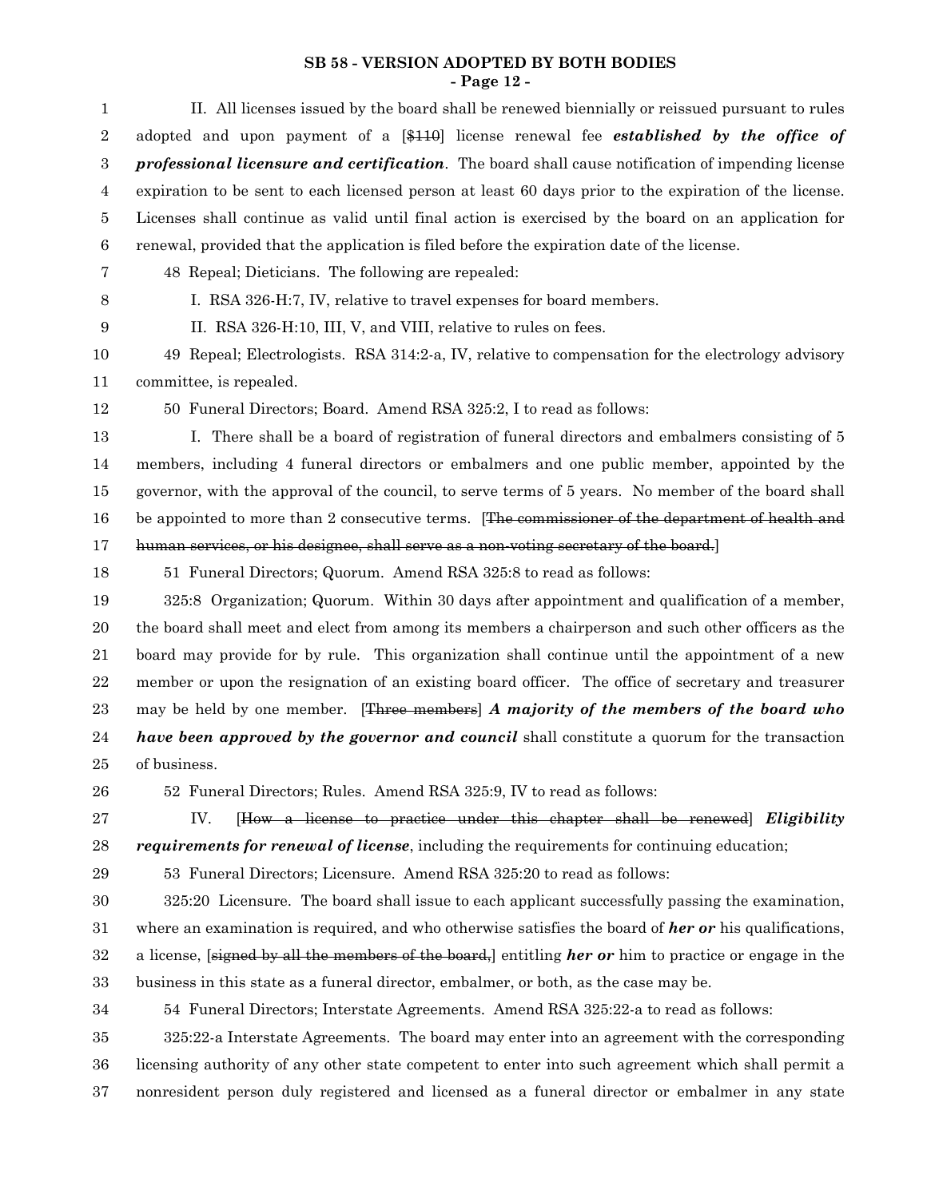II. All licenses issued by the board shall be renewed biennially or reissued pursuant to rules adopted and upon payment of a [~~$110~~] license renewal fee ***established by the office of professional licensure and certification***. The board shall cause notification of impending license expiration to be sent to each licensed person at least 60 days prior to the expiration of the license. Licenses shall continue as valid until final action is exercised by the board on an application for renewal, provided that the application is filed before the expiration date of the license.

48 Repeal; Dieticians. The following are repealed:

I. RSA 326-H:7, IV, relative to travel expenses for board members.

II. RSA 326-H:10, III, V, and VIII, relative to rules on fees.

49 Repeal; Electrologists. RSA 314:2-a, IV, relative to compensation for the electrology advisory committee, is repealed.

50 Funeral Directors; Board. Amend RSA 325:2, I to read as follows:

I. There shall be a board of registration of funeral directors and embalmers consisting of 5 members, including 4 funeral directors or embalmers and one public member, appointed by the governor, with the approval of the council, to serve terms of 5 years. No member of the board shall be appointed to more than 2 consecutive terms. [~~The commissioner of the department of health and human services, or his designee, shall serve as a non-voting secretary of the board.~~]

51 Funeral Directors; Quorum. Amend RSA 325:8 to read as follows:

325:8 Organization; Quorum. Within 30 days after appointment and qualification of a member, the board shall meet and elect from among its members a chairperson and such other officers as the board may provide for by rule. This organization shall continue until the appointment of a new member or upon the resignation of an existing board officer. The office of secretary and treasurer may be held by one member. [~~Three members~~] ***A majority of the members of the board who have been approved by the governor and council*** shall constitute a quorum for the transaction of business.

52 Funeral Directors; Rules. Amend RSA 325:9, IV to read as follows:

IV. [~~How a license to practice under this chapter shall be renewed~~] ***Eligibility requirements for renewal of license***, including the requirements for continuing education;

53 Funeral Directors; Licensure. Amend RSA 325:20 to read as follows:

325:20 Licensure. The board shall issue to each applicant successfully passing the examination, where an examination is required, and who otherwise satisfies the board of ***her or*** his qualifications, a license, [~~signed by all the members of the board,~~] entitling ***her or*** him to practice or engage in the business in this state as a funeral director, embalmer, or both, as the case may be.

54 Funeral Directors; Interstate Agreements. Amend RSA 325:22-a to read as follows:

325:22-a Interstate Agreements. The board may enter into an agreement with the corresponding licensing authority of any other state competent to enter into such agreement which shall permit a nonresident person duly registered and licensed as a funeral director or embalmer in any state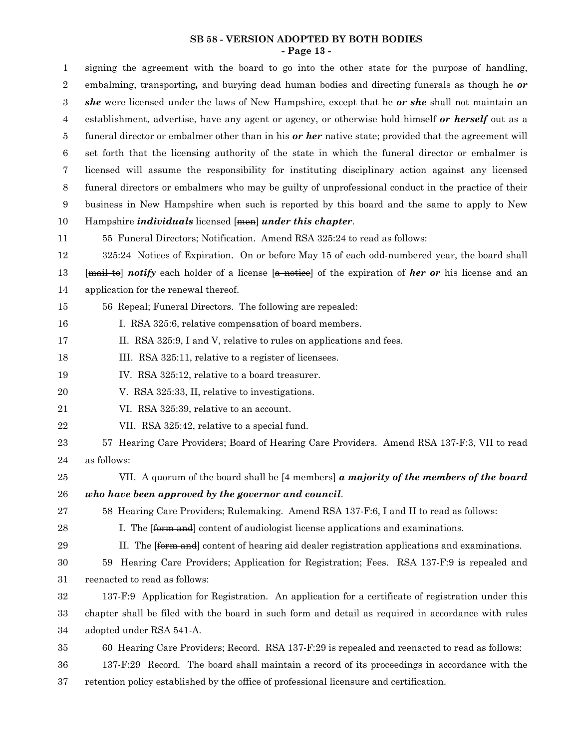signing the agreement with the board to go into the other state for the purpose of handling, embalming, transporting***,*** and burying dead human bodies and directing funerals as though he ***or she*** were licensed under the laws of New Hampshire, except that he ***or she*** shall not maintain an establishment, advertise, have any agent or agency, or otherwise hold himself ***or herself*** out as a funeral director or embalmer other than in his ***or her*** native state; provided that the agreement will set forth that the licensing authority of the state in which the funeral director or embalmer is licensed will assume the responsibility for instituting disciplinary action against any licensed funeral directors or embalmers who may be guilty of unprofessional conduct in the practice of their business in New Hampshire when such is reported by this board and the same to apply to New Hampshire ***individuals*** licensed [~~men~~] ***under this chapter***.

55 Funeral Directors; Notification. Amend RSA 325:24 to read as follows:

325:24 Notices of Expiration. On or before May 15 of each odd-numbered year, the board shall [~~mail to~~] ***notify*** each holder of a license [~~a notice~~] of the expiration of ***her or*** his license and an application for the renewal thereof.

56 Repeal; Funeral Directors. The following are repealed:

I. RSA 325:6, relative compensation of board members.

II. RSA 325:9, I and V, relative to rules on applications and fees.

III. RSA 325:11, relative to a register of licensees.

IV. RSA 325:12, relative to a board treasurer.

V. RSA 325:33, II, relative to investigations.

VI. RSA 325:39, relative to an account.

VII. RSA 325:42, relative to a special fund.

57 Hearing Care Providers; Board of Hearing Care Providers. Amend RSA 137-F:3, VII to read as follows:

VII. A quorum of the board shall be [~~4 members~~] ***a majority of the members of the board who have been approved by the governor and council***.

58 Hearing Care Providers; Rulemaking. Amend RSA 137-F:6, I and II to read as follows:

I. The [~~form and~~] content of audiologist license applications and examinations.

II. The [~~form and~~] content of hearing aid dealer registration applications and examinations.

59 Hearing Care Providers; Application for Registration; Fees. RSA 137-F:9 is repealed and reenacted to read as follows:

137-F:9 Application for Registration. An application for a certificate of registration under this chapter shall be filed with the board in such form and detail as required in accordance with rules adopted under RSA 541-A.

60 Hearing Care Providers; Record. RSA 137-F:29 is repealed and reenacted to read as follows:

137-F:29 Record. The board shall maintain a record of its proceedings in accordance with the retention policy established by the office of professional licensure and certification.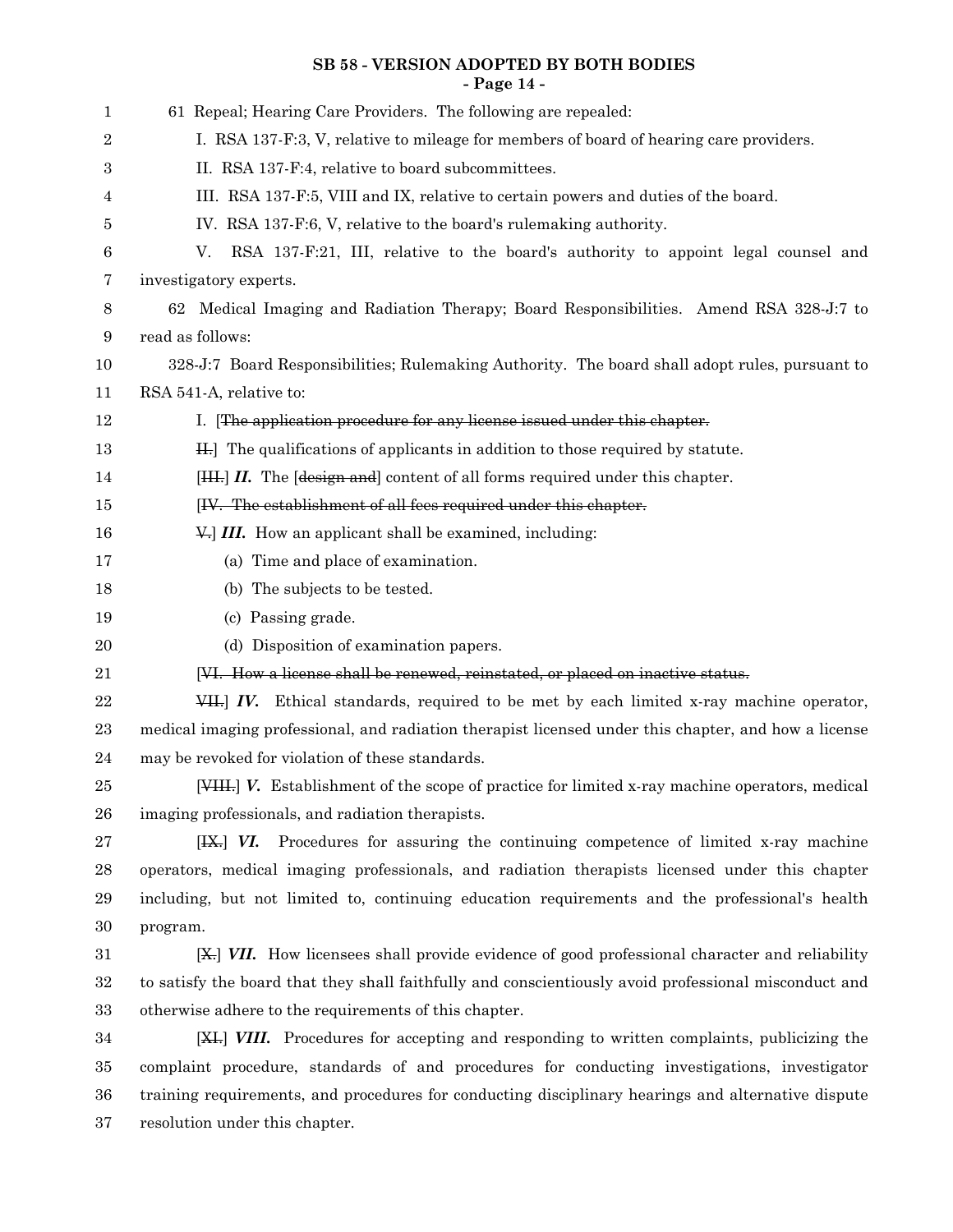61 Repeal; Hearing Care Providers. The following are repealed:

I. RSA 137-F:3, V, relative to mileage for members of board of hearing care providers.

II. RSA 137-F:4, relative to board subcommittees.

III. RSA 137-F:5, VIII and IX, relative to certain powers and duties of the board.

IV. RSA 137-F:6, V, relative to the board's rulemaking authority.

V. RSA 137-F:21, III, relative to the board's authority to appoint legal counsel and investigatory experts.

62 Medical Imaging and Radiation Therapy; Board Responsibilities. Amend RSA 328-J:7 to read as follows:

328-J:7 Board Responsibilities; Rulemaking Authority. The board shall adopt rules, pursuant to RSA 541-A, relative to:

I. [~~The application procedure for any license issued under this chapter.~~

~~II.~~] The qualifications of applicants in addition to those required by statute.

[~~III.~~] ***II.*** The [~~design and~~] content of all forms required under this chapter.

[~~IV. The establishment of all fees required under this chapter.~~

~~V.~~] ***III.*** How an applicant shall be examined, including:

(a) Time and place of examination.

(b) The subjects to be tested.

(c) Passing grade.

(d) Disposition of examination papers.

[~~VI. How a license shall be renewed, reinstated, or placed on inactive status.~~

~~VII.~~] ***IV.*** Ethical standards, required to be met by each limited x-ray machine operator, medical imaging professional, and radiation therapist licensed under this chapter, and how a license may be revoked for violation of these standards.

[~~VIII.~~] ***V.*** Establishment of the scope of practice for limited x-ray machine operators, medical imaging professionals, and radiation therapists.

[~~IX.~~] ***VI.*** Procedures for assuring the continuing competence of limited x-ray machine operators, medical imaging professionals, and radiation therapists licensed under this chapter including, but not limited to, continuing education requirements and the professional's health program.

[~~X.~~] ***VII.*** How licensees shall provide evidence of good professional character and reliability to satisfy the board that they shall faithfully and conscientiously avoid professional misconduct and otherwise adhere to the requirements of this chapter.

[~~XI.~~] ***VIII.*** Procedures for accepting and responding to written complaints, publicizing the complaint procedure, standards of and procedures for conducting investigations, investigator training requirements, and procedures for conducting disciplinary hearings and alternative dispute resolution under this chapter.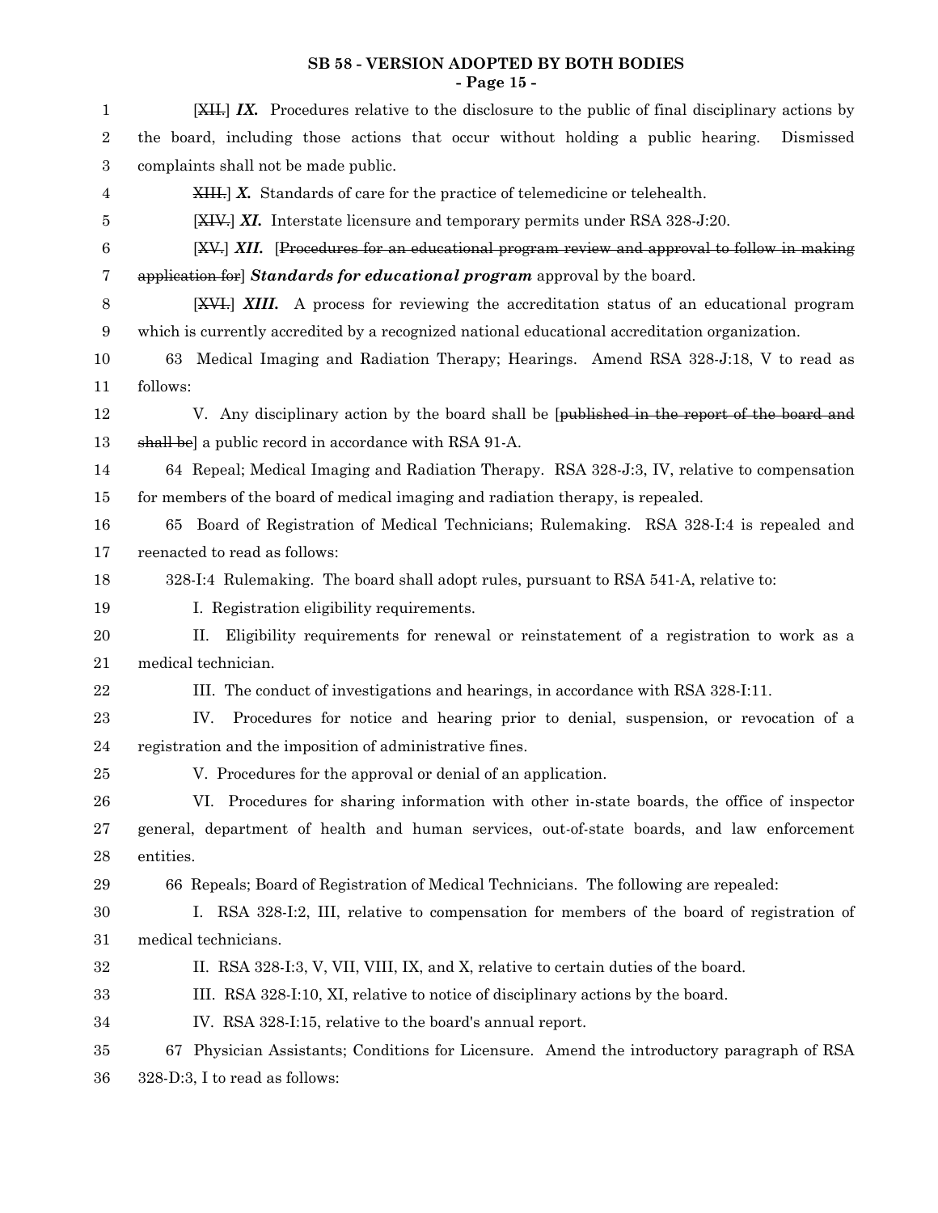**SB 58 - VERSION ADOPTED BY BOTH BODIES**

[~~XII.~~] ***IX.*** Procedures relative to the disclosure to the public of final disciplinary actions by the board, including those actions that occur without holding a public hearing. Dismissed complaints shall not be made public.

~~XIII.~~] ***X.*** Standards of care for the practice of telemedicine or telehealth.

[~~XIV.~~] ***XI.*** Interstate licensure and temporary permits under RSA 328-J:20.

[~~XV.~~] ***XII.*** [~~Procedures for an educational program review and approval to follow in making application for~~] ***Standards for educational program*** approval by the board.

[~~XVI.~~] ***XIII.*** A process for reviewing the accreditation status of an educational program which is currently accredited by a recognized national educational accreditation organization.

63 Medical Imaging and Radiation Therapy; Hearings. Amend RSA 328-J:18, V to read as follows:

V. Any disciplinary action by the board shall be [~~published in the report of the board and shall be~~] a public record in accordance with RSA 91-A.

64 Repeal; Medical Imaging and Radiation Therapy. RSA 328-J:3, IV, relative to compensation for members of the board of medical imaging and radiation therapy, is repealed.

65 Board of Registration of Medical Technicians; Rulemaking. RSA 328-I:4 is repealed and reenacted to read as follows:

328-I:4 Rulemaking. The board shall adopt rules, pursuant to RSA 541-A, relative to:

I. Registration eligibility requirements.

II. Eligibility requirements for renewal or reinstatement of a registration to work as a medical technician.

III. The conduct of investigations and hearings, in accordance with RSA 328-I:11.

IV. Procedures for notice and hearing prior to denial, suspension, or revocation of a registration and the imposition of administrative fines.

V. Procedures for the approval or denial of an application.

VI. Procedures for sharing information with other in-state boards, the office of inspector general, department of health and human services, out-of-state boards, and law enforcement entities.

66 Repeals; Board of Registration of Medical Technicians. The following are repealed:

I. RSA 328-I:2, III, relative to compensation for members of the board of registration of medical technicians.

II. RSA 328-I:3, V, VII, VIII, IX, and X, relative to certain duties of the board.

III. RSA 328-I:10, XI, relative to notice of disciplinary actions by the board.

IV. RSA 328-I:15, relative to the board's annual report.

67 Physician Assistants; Conditions for Licensure. Amend the introductory paragraph of RSA 328-D:3, I to read as follows: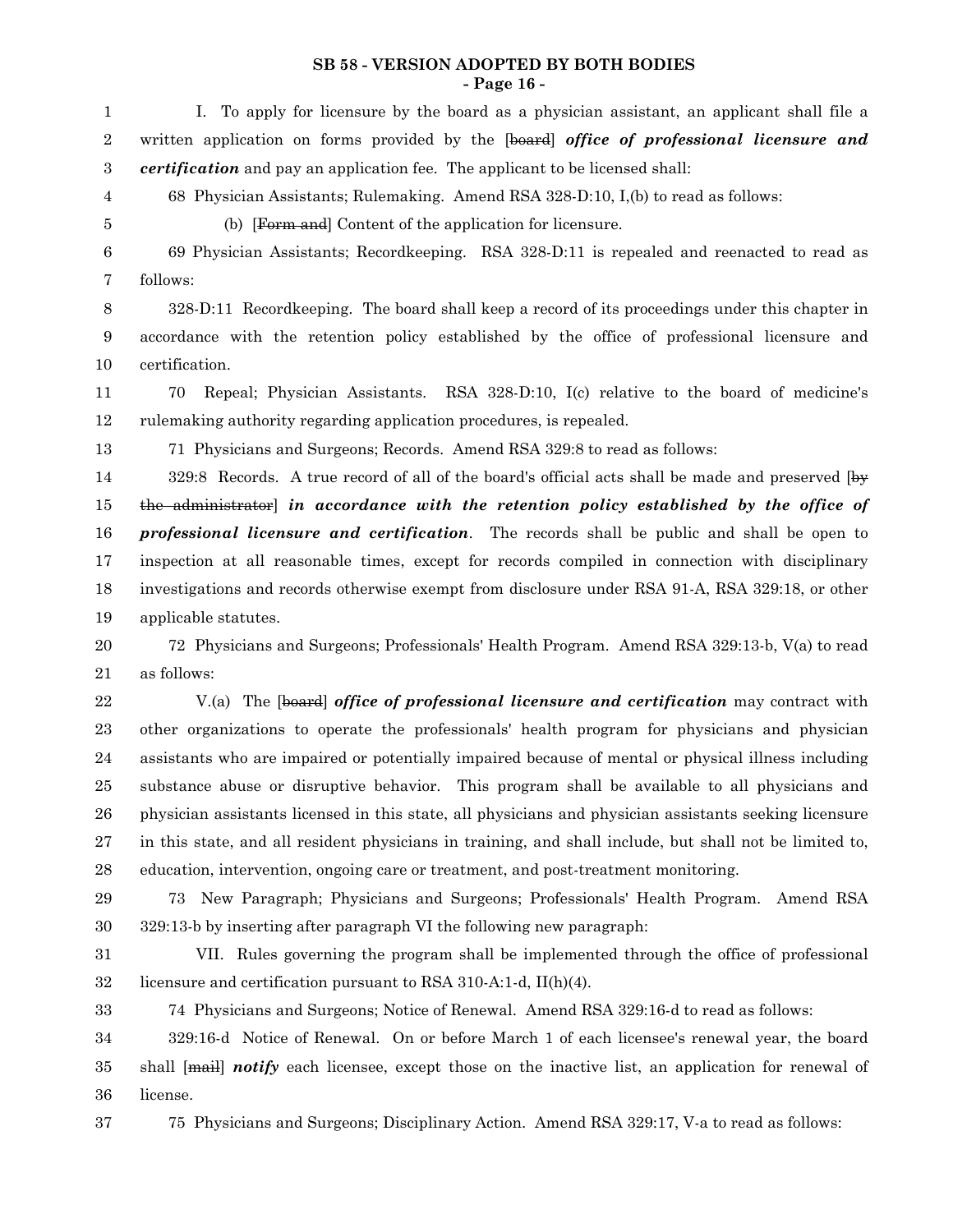I. To apply for licensure by the board as a physician assistant, an applicant shall file a written application on forms provided by the [~~board~~] ***office of professional licensure and certification*** and pay an application fee. The applicant to be licensed shall:

68 Physician Assistants; Rulemaking. Amend RSA 328-D:10, I,(b) to read as follows:

(b) [~~Form and~~] Content of the application for licensure.

69 Physician Assistants; Recordkeeping. RSA 328-D:11 is repealed and reenacted to read as follows:

328-D:11 Recordkeeping. The board shall keep a record of its proceedings under this chapter in accordance with the retention policy established by the office of professional licensure and certification.

70 Repeal; Physician Assistants. RSA 328-D:10, I(c) relative to the board of medicine's rulemaking authority regarding application procedures, is repealed.

71 Physicians and Surgeons; Records. Amend RSA 329:8 to read as follows:

329:8 Records. A true record of all of the board's official acts shall be made and preserved [~~by the administrator~~] ***in accordance with the retention policy established by the office of professional licensure and certification***. The records shall be public and shall be open to inspection at all reasonable times, except for records compiled in connection with disciplinary investigations and records otherwise exempt from disclosure under RSA 91-A, RSA 329:18, or other applicable statutes.

72 Physicians and Surgeons; Professionals' Health Program. Amend RSA 329:13-b, V(a) to read as follows:

V.(a) The [~~board~~] ***office of professional licensure and certification*** may contract with other organizations to operate the professionals' health program for physicians and physician assistants who are impaired or potentially impaired because of mental or physical illness including substance abuse or disruptive behavior. This program shall be available to all physicians and physician assistants licensed in this state, all physicians and physician assistants seeking licensure in this state, and all resident physicians in training, and shall include, but shall not be limited to, education, intervention, ongoing care or treatment, and post-treatment monitoring.

73 New Paragraph; Physicians and Surgeons; Professionals' Health Program. Amend RSA 329:13-b by inserting after paragraph VI the following new paragraph:

VII. Rules governing the program shall be implemented through the office of professional licensure and certification pursuant to RSA 310-A:1-d, II(h)(4).

74 Physicians and Surgeons; Notice of Renewal. Amend RSA 329:16-d to read as follows:

329:16-d Notice of Renewal. On or before March 1 of each licensee's renewal year, the board shall [~~mail~~] ***notify*** each licensee, except those on the inactive list, an application for renewal of license.

75 Physicians and Surgeons; Disciplinary Action. Amend RSA 329:17, V-a to read as follows: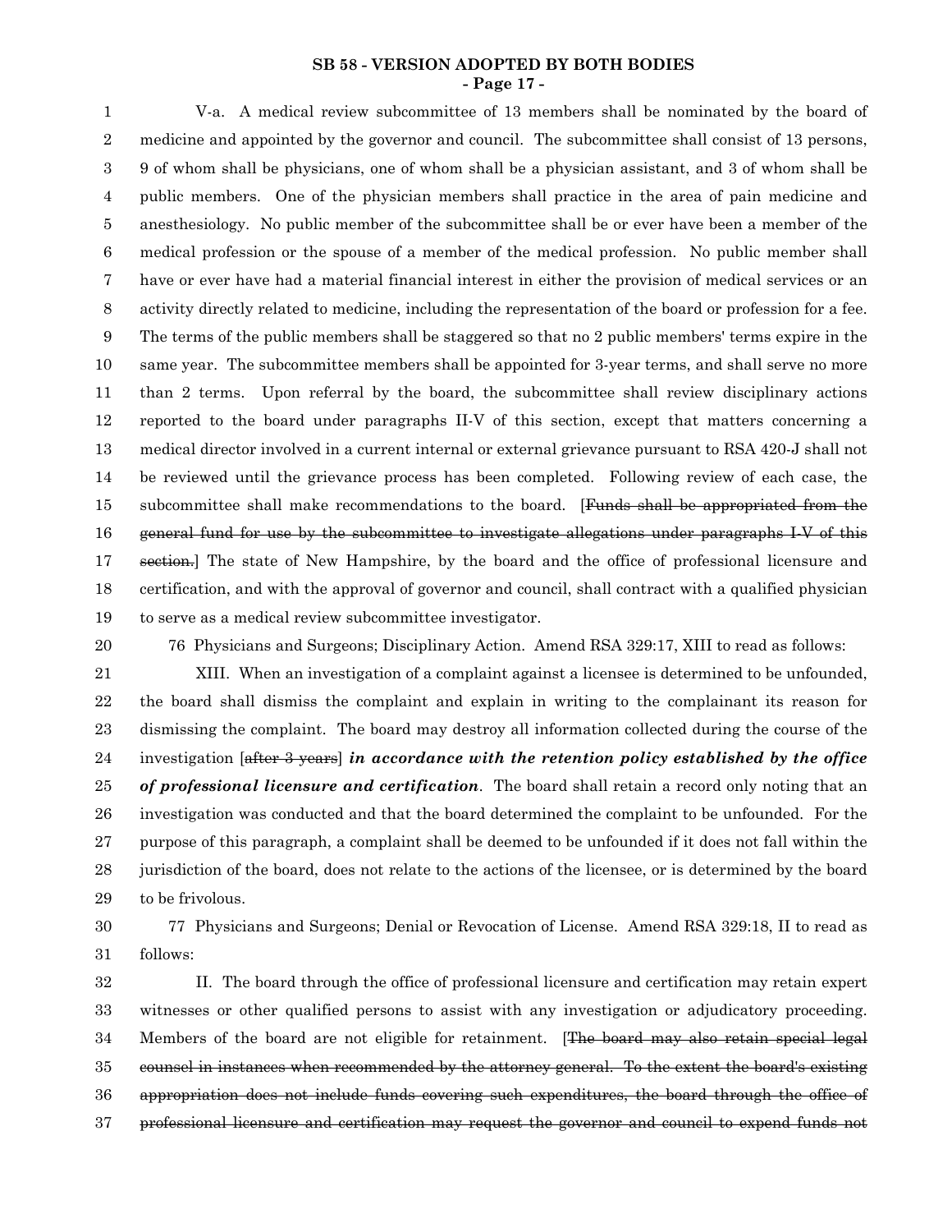V-a. A medical review subcommittee of 13 members shall be nominated by the board of medicine and appointed by the governor and council. The subcommittee shall consist of 13 persons, 9 of whom shall be physicians, one of whom shall be a physician assistant, and 3 of whom shall be public members. One of the physician members shall practice in the area of pain medicine and anesthesiology. No public member of the subcommittee shall be or ever have been a member of the medical profession or the spouse of a member of the medical profession. No public member shall have or ever have had a material financial interest in either the provision of medical services or an activity directly related to medicine, including the representation of the board or profession for a fee. The terms of the public members shall be staggered so that no 2 public members' terms expire in the same year. The subcommittee members shall be appointed for 3-year terms, and shall serve no more than 2 terms. Upon referral by the board, the subcommittee shall review disciplinary actions reported to the board under paragraphs II-V of this section, except that matters concerning a medical director involved in a current internal or external grievance pursuant to RSA 420-J shall not be reviewed until the grievance process has been completed. Following review of each case, the subcommittee shall make recommendations to the board. [~~Funds shall be appropriated from the general fund for use by the subcommittee to investigate allegations under paragraphs I-V of this section.~~] The state of New Hampshire, by the board and the office of professional licensure and certification, and with the approval of governor and council, shall contract with a qualified physician to serve as a medical review subcommittee investigator.

76 Physicians and Surgeons; Disciplinary Action. Amend RSA 329:17, XIII to read as follows:

XIII. When an investigation of a complaint against a licensee is determined to be unfounded, the board shall dismiss the complaint and explain in writing to the complainant its reason for dismissing the complaint. The board may destroy all information collected during the course of the investigation [~~after 3 years~~] ***in accordance with the retention policy established by the office of professional licensure and certification***. The board shall retain a record only noting that an investigation was conducted and that the board determined the complaint to be unfounded. For the purpose of this paragraph, a complaint shall be deemed to be unfounded if it does not fall within the jurisdiction of the board, does not relate to the actions of the licensee, or is determined by the board to be frivolous.

77 Physicians and Surgeons; Denial or Revocation of License. Amend RSA 329:18, II to read as follows:

II. The board through the office of professional licensure and certification may retain expert witnesses or other qualified persons to assist with any investigation or adjudicatory proceeding. Members of the board are not eligible for retainment. [~~The board may also retain special legal counsel in instances when recommended by the attorney general. To the extent the board's existing appropriation does not include funds covering such expenditures, the board through the office of professional licensure and certification may request the governor and council to expend funds not~~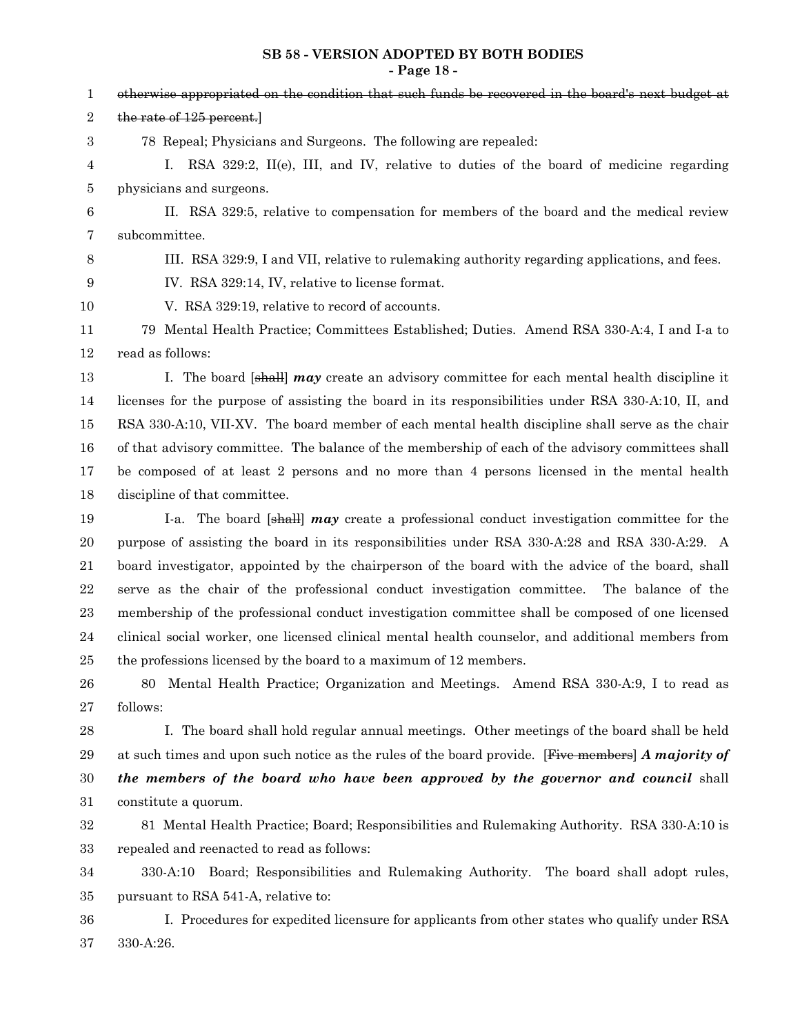~~otherwise appropriated on the condition that such funds be recovered in the board's next budget at the rate of 125 percent.~~]

78 Repeal; Physicians and Surgeons. The following are repealed:

I. RSA 329:2, II(e), III, and IV, relative to duties of the board of medicine regarding physicians and surgeons.

II. RSA 329:5, relative to compensation for members of the board and the medical review subcommittee.

III. RSA 329:9, I and VII, relative to rulemaking authority regarding applications, and fees.

IV. RSA 329:14, IV, relative to license format.

V. RSA 329:19, relative to record of accounts.

79 Mental Health Practice; Committees Established; Duties. Amend RSA 330-A:4, I and I-a to read as follows:

I. The board [~~shall~~] ***may*** create an advisory committee for each mental health discipline it licenses for the purpose of assisting the board in its responsibilities under RSA 330-A:10, II, and RSA 330-A:10, VII-XV. The board member of each mental health discipline shall serve as the chair of that advisory committee. The balance of the membership of each of the advisory committees shall be composed of at least 2 persons and no more than 4 persons licensed in the mental health discipline of that committee.

I-a. The board [~~shall~~] ***may*** create a professional conduct investigation committee for the purpose of assisting the board in its responsibilities under RSA 330-A:28 and RSA 330-A:29. A board investigator, appointed by the chairperson of the board with the advice of the board, shall serve as the chair of the professional conduct investigation committee. The balance of the membership of the professional conduct investigation committee shall be composed of one licensed clinical social worker, one licensed clinical mental health counselor, and additional members from the professions licensed by the board to a maximum of 12 members.

80 Mental Health Practice; Organization and Meetings. Amend RSA 330-A:9, I to read as follows:

I. The board shall hold regular annual meetings. Other meetings of the board shall be held at such times and upon such notice as the rules of the board provide. [~~Five members~~] ***A majority of the members of the board who have been approved by the governor and council*** shall constitute a quorum.

81 Mental Health Practice; Board; Responsibilities and Rulemaking Authority. RSA 330-A:10 is repealed and reenacted to read as follows:

330-A:10 Board; Responsibilities and Rulemaking Authority. The board shall adopt rules, pursuant to RSA 541-A, relative to:

I. Procedures for expedited licensure for applicants from other states who qualify under RSA 330-A:26.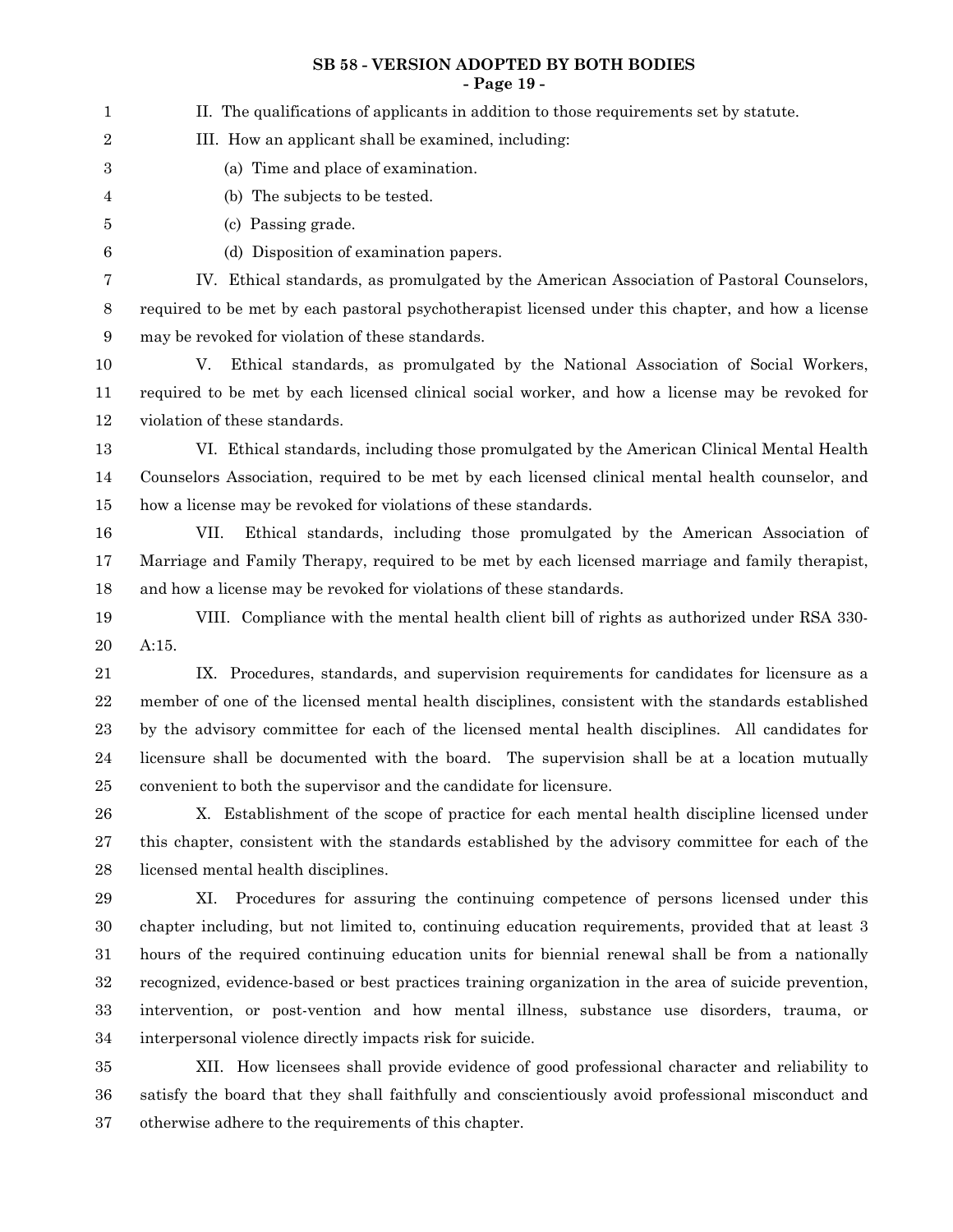II. The qualifications of applicants in addition to those requirements set by statute.

III. How an applicant shall be examined, including:

(a) Time and place of examination.

(b) The subjects to be tested.

(c) Passing grade.

(d) Disposition of examination papers.

IV. Ethical standards, as promulgated by the American Association of Pastoral Counselors, required to be met by each pastoral psychotherapist licensed under this chapter, and how a license may be revoked for violation of these standards.

V. Ethical standards, as promulgated by the National Association of Social Workers, required to be met by each licensed clinical social worker, and how a license may be revoked for violation of these standards.

VI. Ethical standards, including those promulgated by the American Clinical Mental Health Counselors Association, required to be met by each licensed clinical mental health counselor, and how a license may be revoked for violations of these standards.

VII. Ethical standards, including those promulgated by the American Association of Marriage and Family Therapy, required to be met by each licensed marriage and family therapist, and how a license may be revoked for violations of these standards.

VIII. Compliance with the mental health client bill of rights as authorized under RSA 330-A:15.

IX. Procedures, standards, and supervision requirements for candidates for licensure as a member of one of the licensed mental health disciplines, consistent with the standards established by the advisory committee for each of the licensed mental health disciplines. All candidates for licensure shall be documented with the board. The supervision shall be at a location mutually convenient to both the supervisor and the candidate for licensure.

X. Establishment of the scope of practice for each mental health discipline licensed under this chapter, consistent with the standards established by the advisory committee for each of the licensed mental health disciplines.

XI. Procedures for assuring the continuing competence of persons licensed under this chapter including, but not limited to, continuing education requirements, provided that at least 3 hours of the required continuing education units for biennial renewal shall be from a nationally recognized, evidence-based or best practices training organization in the area of suicide prevention, intervention, or post-vention and how mental illness, substance use disorders, trauma, or interpersonal violence directly impacts risk for suicide.

XII. How licensees shall provide evidence of good professional character and reliability to satisfy the board that they shall faithfully and conscientiously avoid professional misconduct and otherwise adhere to the requirements of this chapter.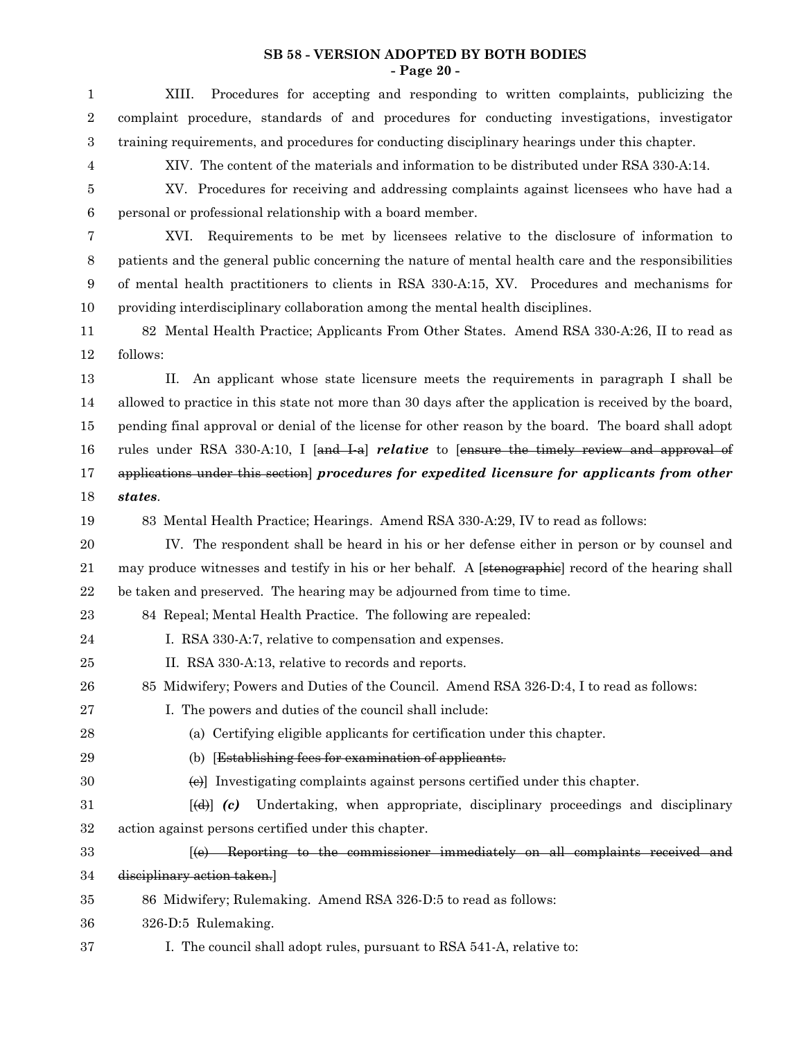XIII. Procedures for accepting and responding to written complaints, publicizing the complaint procedure, standards of and procedures for conducting investigations, investigator training requirements, and procedures for conducting disciplinary hearings under this chapter.

XIV. The content of the materials and information to be distributed under RSA 330-A:14.

XV. Procedures for receiving and addressing complaints against licensees who have had a personal or professional relationship with a board member.

XVI. Requirements to be met by licensees relative to the disclosure of information to patients and the general public concerning the nature of mental health care and the responsibilities of mental health practitioners to clients in RSA 330-A:15, XV. Procedures and mechanisms for providing interdisciplinary collaboration among the mental health disciplines.

82 Mental Health Practice; Applicants From Other States. Amend RSA 330-A:26, II to read as follows:

II. An applicant whose state licensure meets the requirements in paragraph I shall be allowed to practice in this state not more than 30 days after the application is received by the board, pending final approval or denial of the license for other reason by the board. The board shall adopt rules under RSA 330-A:10, I [~~and I-a~~] ***relative*** to [~~ensure the timely review and approval of applications under this section~~] ***procedures for expedited licensure for applicants from other states***.

83 Mental Health Practice; Hearings. Amend RSA 330-A:29, IV to read as follows:

IV. The respondent shall be heard in his or her defense either in person or by counsel and may produce witnesses and testify in his or her behalf. A [~~stenographic~~] record of the hearing shall be taken and preserved. The hearing may be adjourned from time to time.

84 Repeal; Mental Health Practice. The following are repealed:

I. RSA 330-A:7, relative to compensation and expenses.

II. RSA 330-A:13, relative to records and reports.

85 Midwifery; Powers and Duties of the Council. Amend RSA 326-D:4, I to read as follows:

I. The powers and duties of the council shall include:

(a) Certifying eligible applicants for certification under this chapter.

(b) [~~Establishing fees for examination of applicants.~~

~~(c)~~] Investigating complaints against persons certified under this chapter.

[~~(d)~~] ***(c)*** Undertaking, when appropriate, disciplinary proceedings and disciplinary action against persons certified under this chapter.

[~~(e) Reporting to the commissioner immediately on all complaints received and disciplinary action taken.~~]

86 Midwifery; Rulemaking. Amend RSA 326-D:5 to read as follows:

326-D:5 Rulemaking.

I. The council shall adopt rules, pursuant to RSA 541-A, relative to: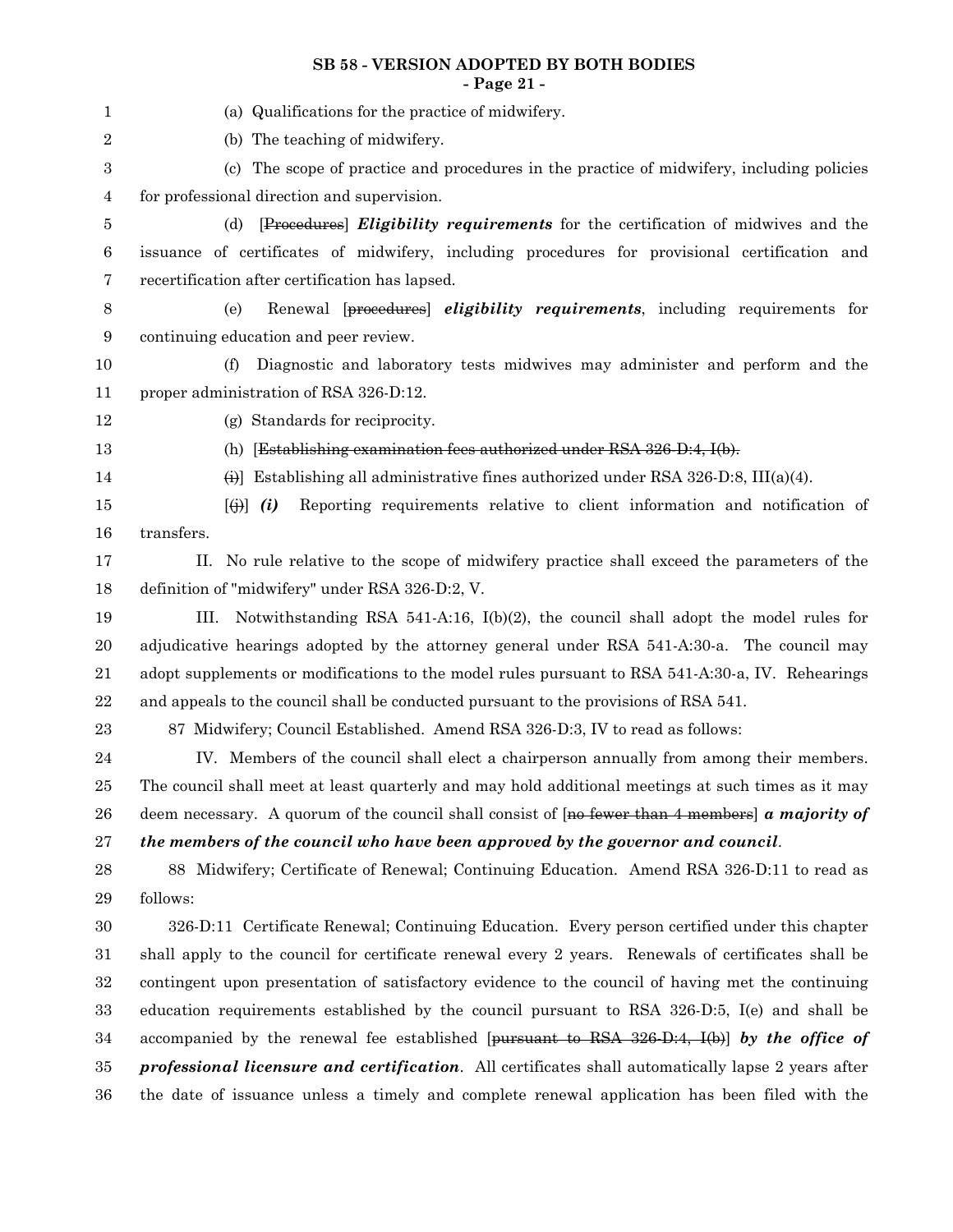(a) Qualifications for the practice of midwifery.

(b) The teaching of midwifery.

(c) The scope of practice and procedures in the practice of midwifery, including policies for professional direction and supervision.

(d) [~~Procedures~~] ***Eligibility requirements*** for the certification of midwives and the issuance of certificates of midwifery, including procedures for provisional certification and recertification after certification has lapsed.

(e) Renewal [~~procedures~~] ***eligibility requirements***, including requirements for continuing education and peer review.

(f) Diagnostic and laboratory tests midwives may administer and perform and the proper administration of RSA 326-D:12.

(g) Standards for reciprocity.

(h) [~~Establishing examination fees authorized under RSA 326-D:4, I(b).~~

~~(i)~~] Establishing all administrative fines authorized under RSA 326-D:8, III(a)(4).

[~~(j)~~] ***(i)*** Reporting requirements relative to client information and notification of transfers.

II. No rule relative to the scope of midwifery practice shall exceed the parameters of the definition of "midwifery" under RSA 326-D:2, V.

III. Notwithstanding RSA 541-A:16, I(b)(2), the council shall adopt the model rules for adjudicative hearings adopted by the attorney general under RSA 541-A:30-a. The council may adopt supplements or modifications to the model rules pursuant to RSA 541-A:30-a, IV. Rehearings and appeals to the council shall be conducted pursuant to the provisions of RSA 541.

87 Midwifery; Council Established. Amend RSA 326-D:3, IV to read as follows:

IV. Members of the council shall elect a chairperson annually from among their members. The council shall meet at least quarterly and may hold additional meetings at such times as it may deem necessary. A quorum of the council shall consist of [~~no fewer than 4 members~~] ***a majority of the members of the council who have been approved by the governor and council***.

88 Midwifery; Certificate of Renewal; Continuing Education. Amend RSA 326-D:11 to read as follows:

326-D:11 Certificate Renewal; Continuing Education. Every person certified under this chapter shall apply to the council for certificate renewal every 2 years. Renewals of certificates shall be contingent upon presentation of satisfactory evidence to the council of having met the continuing education requirements established by the council pursuant to RSA 326-D:5, I(e) and shall be accompanied by the renewal fee established [~~pursuant to RSA 326-D:4, I(b)~~] ***by the office of professional licensure and certification***. All certificates shall automatically lapse 2 years after the date of issuance unless a timely and complete renewal application has been filed with the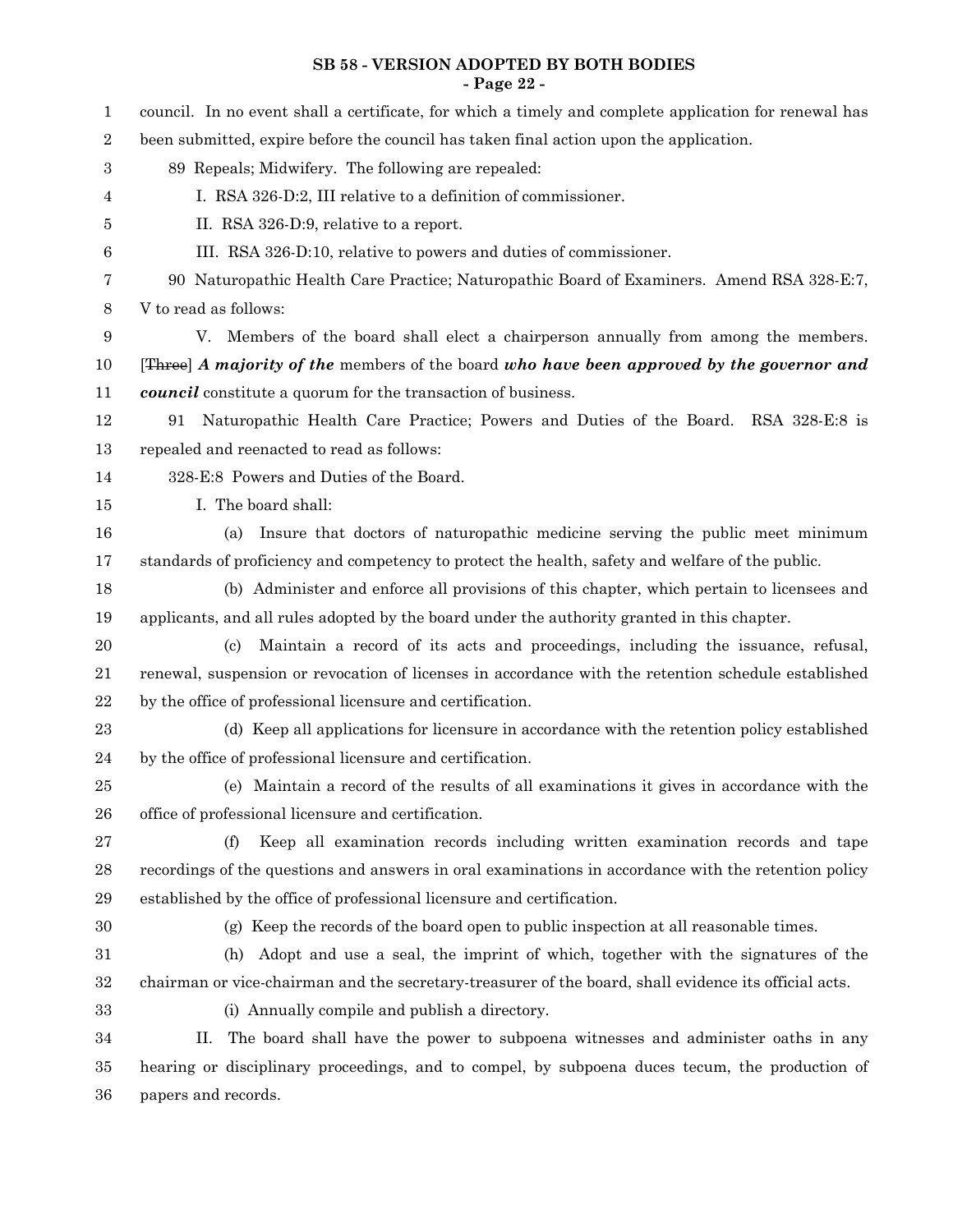council. In no event shall a certificate, for which a timely and complete application for renewal has been submitted, expire before the council has taken final action upon the application.

89 Repeals; Midwifery. The following are repealed:

I. RSA 326-D:2, III relative to a definition of commissioner.

II. RSA 326-D:9, relative to a report.

III. RSA 326-D:10, relative to powers and duties of commissioner.

90 Naturopathic Health Care Practice; Naturopathic Board of Examiners. Amend RSA 328-E:7, V to read as follows:

V. Members of the board shall elect a chairperson annually from among the members. [~~Three~~] ***A majority of the*** members of the board ***who have been approved by the governor and council*** constitute a quorum for the transaction of business.

91 Naturopathic Health Care Practice; Powers and Duties of the Board. RSA 328-E:8 is repealed and reenacted to read as follows:

328-E:8 Powers and Duties of the Board.

I. The board shall:

(a) Insure that doctors of naturopathic medicine serving the public meet minimum standards of proficiency and competency to protect the health, safety and welfare of the public.

(b) Administer and enforce all provisions of this chapter, which pertain to licensees and applicants, and all rules adopted by the board under the authority granted in this chapter.

(c) Maintain a record of its acts and proceedings, including the issuance, refusal, renewal, suspension or revocation of licenses in accordance with the retention schedule established by the office of professional licensure and certification.

(d) Keep all applications for licensure in accordance with the retention policy established by the office of professional licensure and certification.

(e) Maintain a record of the results of all examinations it gives in accordance with the office of professional licensure and certification.

(f) Keep all examination records including written examination records and tape recordings of the questions and answers in oral examinations in accordance with the retention policy established by the office of professional licensure and certification.

(g) Keep the records of the board open to public inspection at all reasonable times.

(h) Adopt and use a seal, the imprint of which, together with the signatures of the chairman or vice-chairman and the secretary-treasurer of the board, shall evidence its official acts.

(i) Annually compile and publish a directory.

II. The board shall have the power to subpoena witnesses and administer oaths in any hearing or disciplinary proceedings, and to compel, by subpoena duces tecum, the production of papers and records.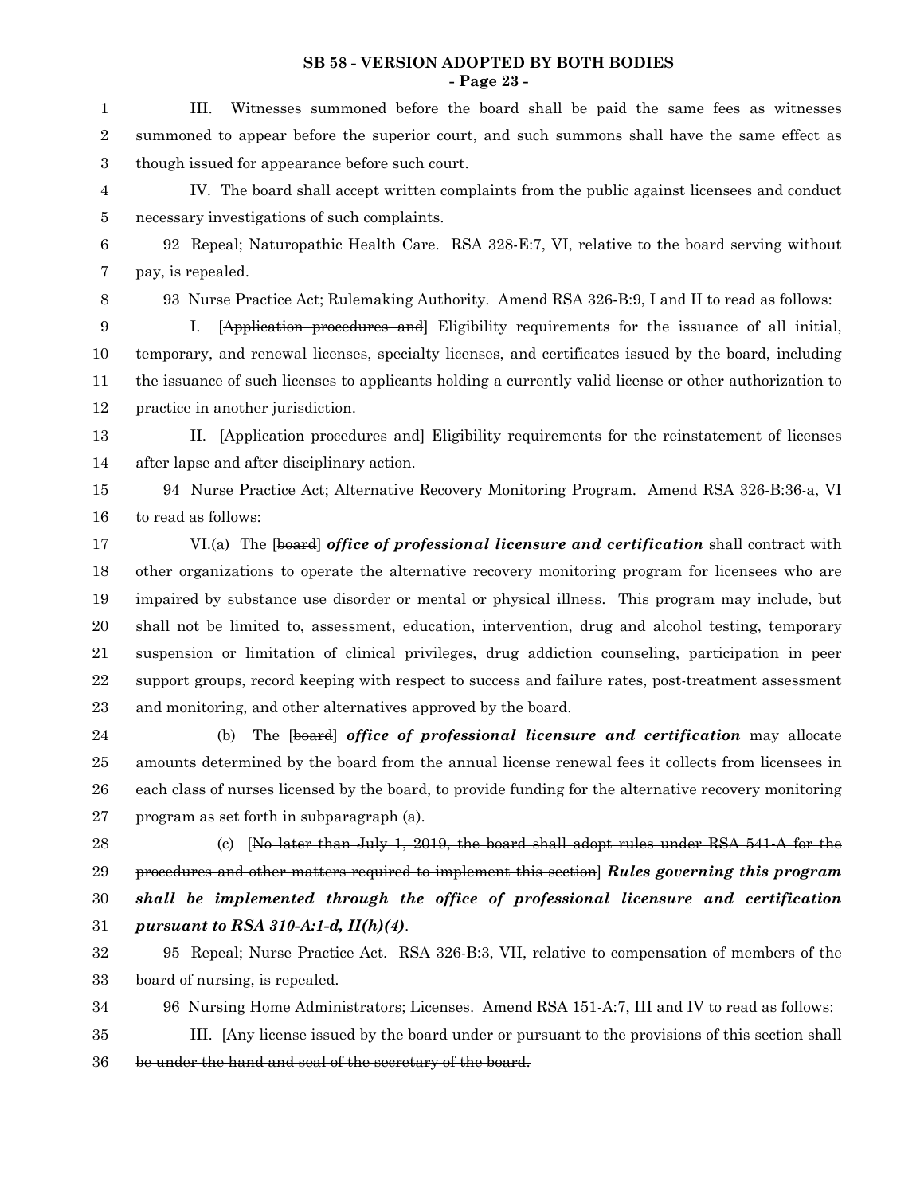III. Witnesses summoned before the board shall be paid the same fees as witnesses summoned to appear before the superior court, and such summons shall have the same effect as though issued for appearance before such court.

IV. The board shall accept written complaints from the public against licensees and conduct necessary investigations of such complaints.

92 Repeal; Naturopathic Health Care. RSA 328-E:7, VI, relative to the board serving without pay, is repealed.

93 Nurse Practice Act; Rulemaking Authority. Amend RSA 326-B:9, I and II to read as follows:

I. [~~Application procedures and~~] Eligibility requirements for the issuance of all initial, temporary, and renewal licenses, specialty licenses, and certificates issued by the board, including the issuance of such licenses to applicants holding a currently valid license or other authorization to practice in another jurisdiction.

II. [~~Application procedures and~~] Eligibility requirements for the reinstatement of licenses after lapse and after disciplinary action.

94 Nurse Practice Act; Alternative Recovery Monitoring Program. Amend RSA 326-B:36-a, VI to read as follows:

VI.(a) The [~~board~~] ***office of professional licensure and certification*** shall contract with other organizations to operate the alternative recovery monitoring program for licensees who are impaired by substance use disorder or mental or physical illness. This program may include, but shall not be limited to, assessment, education, intervention, drug and alcohol testing, temporary suspension or limitation of clinical privileges, drug addiction counseling, participation in peer support groups, record keeping with respect to success and failure rates, post-treatment assessment and monitoring, and other alternatives approved by the board.

(b) The [~~board~~] ***office of professional licensure and certification*** may allocate amounts determined by the board from the annual license renewal fees it collects from licensees in each class of nurses licensed by the board, to provide funding for the alternative recovery monitoring program as set forth in subparagraph (a).

(c) [~~No later than July 1, 2019, the board shall adopt rules under RSA 541-A for the procedures and other matters required to implement this section~~] ***Rules governing this program shall be implemented through the office of professional licensure and certification pursuant to RSA 310-A:1-d, II(h)(4)***.

95 Repeal; Nurse Practice Act. RSA 326-B:3, VII, relative to compensation of members of the board of nursing, is repealed.

96 Nursing Home Administrators; Licenses. Amend RSA 151-A:7, III and IV to read as follows:

III. [~~Any license issued by the board under or pursuant to the provisions of this section shall be under the hand and seal of the secretary of the board.~~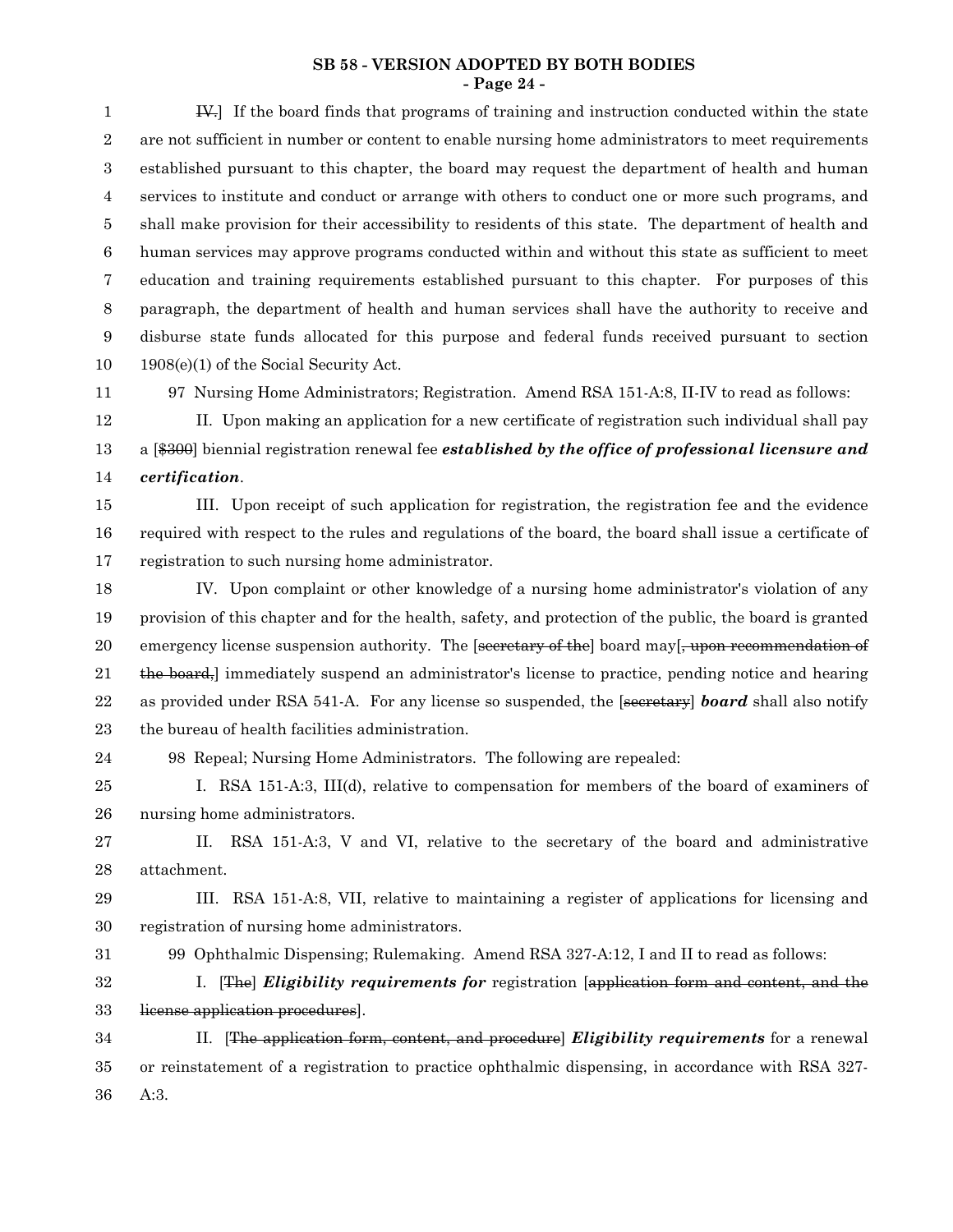IV.] If the board finds that programs of training and instruction conducted within the state are not sufficient in number or content to enable nursing home administrators to meet requirements established pursuant to this chapter, the board may request the department of health and human services to institute and conduct or arrange with others to conduct one or more such programs, and shall make provision for their accessibility to residents of this state. The department of health and human services may approve programs conducted within and without this state as sufficient to meet education and training requirements established pursuant to this chapter. For purposes of this paragraph, the department of health and human services shall have the authority to receive and disburse state funds allocated for this purpose and federal funds received pursuant to section 1908(e)(1) of the Social Security Act.

97 Nursing Home Administrators; Registration. Amend RSA 151-A:8, II-IV to read as follows:

II. Upon making an application for a new certificate of registration such individual shall pay a [~~$300~~] biennial registration renewal fee ***established by the office of professional licensure and certification***.

III. Upon receipt of such application for registration, the registration fee and the evidence required with respect to the rules and regulations of the board, the board shall issue a certificate of registration to such nursing home administrator.

IV. Upon complaint or other knowledge of a nursing home administrator's violation of any provision of this chapter and for the health, safety, and protection of the public, the board is granted emergency license suspension authority. The [~~secretary of the~~] board may[~~, upon recommendation of the board,~~] immediately suspend an administrator's license to practice, pending notice and hearing as provided under RSA 541-A. For any license so suspended, the [~~secretary~~] ***board*** shall also notify the bureau of health facilities administration.

98 Repeal; Nursing Home Administrators. The following are repealed:

I. RSA 151-A:3, III(d), relative to compensation for members of the board of examiners of nursing home administrators.

II. RSA 151-A:3, V and VI, relative to the secretary of the board and administrative attachment.

III. RSA 151-A:8, VII, relative to maintaining a register of applications for licensing and registration of nursing home administrators.

99 Ophthalmic Dispensing; Rulemaking. Amend RSA 327-A:12, I and II to read as follows:

I. [~~The~~] ***Eligibility requirements for*** registration [~~application form and content, and the license application procedures~~].

II. [~~The application form, content, and procedure~~] ***Eligibility requirements*** for a renewal or reinstatement of a registration to practice ophthalmic dispensing, in accordance with RSA 327-A:3.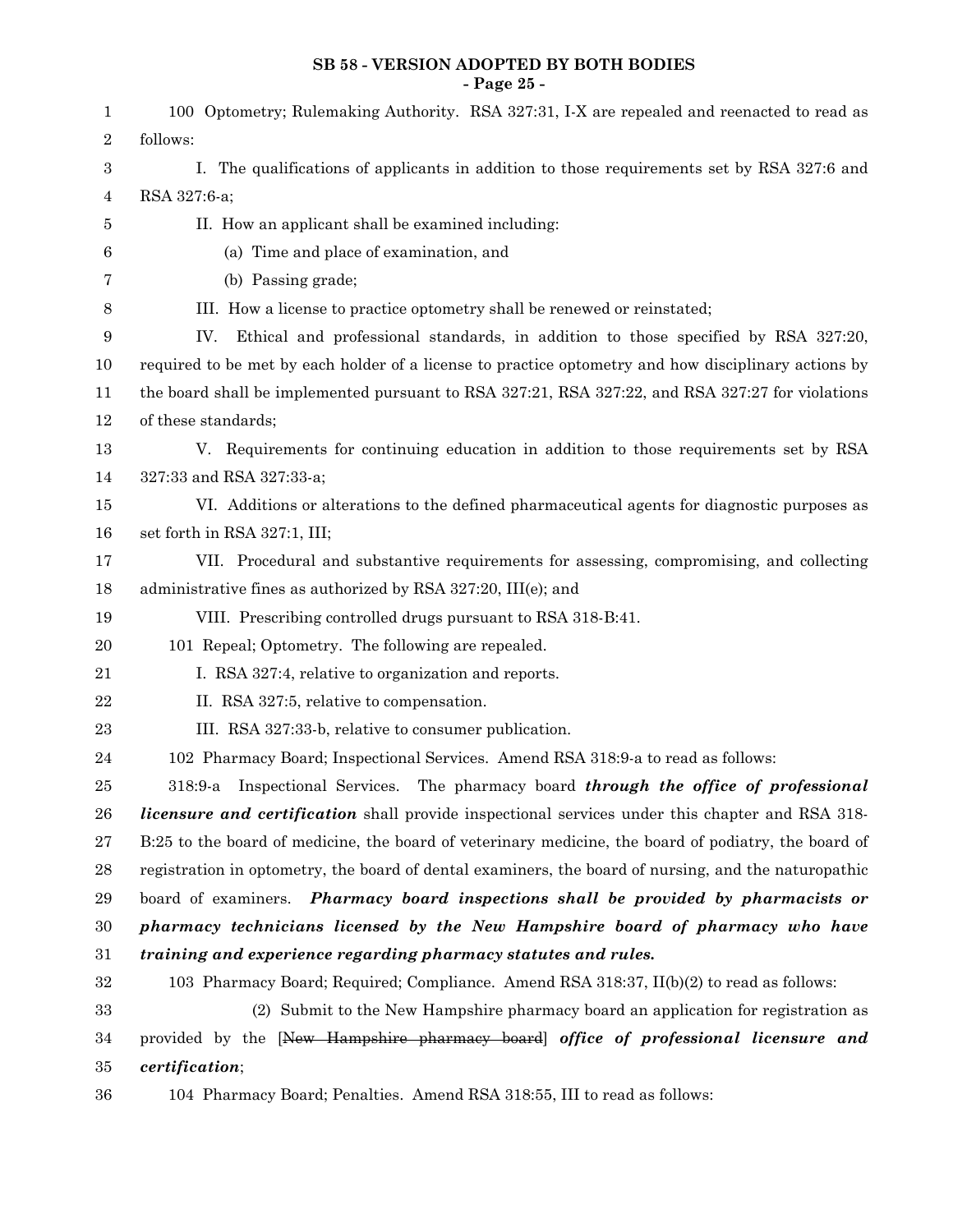100 Optometry; Rulemaking Authority. RSA 327:31, I-X are repealed and reenacted to read as follows:

I. The qualifications of applicants in addition to those requirements set by RSA 327:6 and RSA 327:6-a;

II. How an applicant shall be examined including:

(a) Time and place of examination, and

(b) Passing grade;

III. How a license to practice optometry shall be renewed or reinstated;

IV. Ethical and professional standards, in addition to those specified by RSA 327:20, required to be met by each holder of a license to practice optometry and how disciplinary actions by the board shall be implemented pursuant to RSA 327:21, RSA 327:22, and RSA 327:27 for violations of these standards;

V. Requirements for continuing education in addition to those requirements set by RSA 327:33 and RSA 327:33-a;

VI. Additions or alterations to the defined pharmaceutical agents for diagnostic purposes as set forth in RSA 327:1, III;

VII. Procedural and substantive requirements for assessing, compromising, and collecting administrative fines as authorized by RSA 327:20, III(e); and

VIII. Prescribing controlled drugs pursuant to RSA 318-B:41.

101 Repeal; Optometry. The following are repealed.

I. RSA 327:4, relative to organization and reports.

II. RSA 327:5, relative to compensation.

III. RSA 327:33-b, relative to consumer publication.

102 Pharmacy Board; Inspectional Services. Amend RSA 318:9-a to read as follows:

318:9-a Inspectional Services. The pharmacy board ***through the office of professional licensure and certification*** shall provide inspectional services under this chapter and RSA 318-B:25 to the board of medicine, the board of veterinary medicine, the board of podiatry, the board of registration in optometry, the board of dental examiners, the board of nursing, and the naturopathic board of examiners. ***Pharmacy board inspections shall be provided by pharmacists or pharmacy technicians licensed by the New Hampshire board of pharmacy who have training and experience regarding pharmacy statutes and rules.***

103 Pharmacy Board; Required; Compliance. Amend RSA 318:37, II(b)(2) to read as follows:

(2) Submit to the New Hampshire pharmacy board an application for registration as provided by the [~~New Hampshire pharmacy board~~] ***office of professional licensure and certification***;

104 Pharmacy Board; Penalties. Amend RSA 318:55, III to read as follows: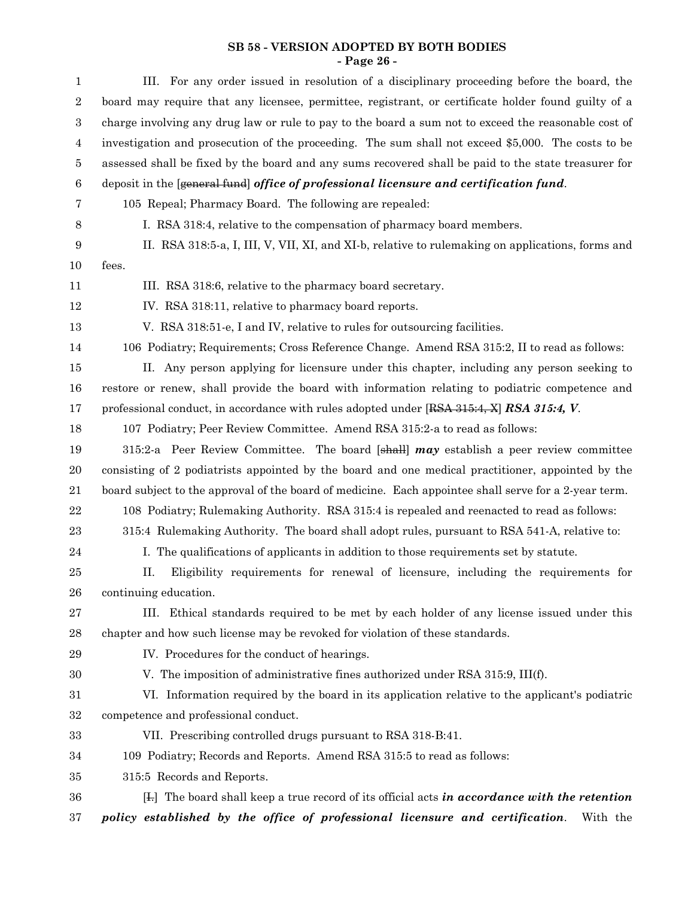III. For any order issued in resolution of a disciplinary proceeding before the board, the board may require that any licensee, permittee, registrant, or certificate holder found guilty of a charge involving any drug law or rule to pay to the board a sum not to exceed the reasonable cost of investigation and prosecution of the proceeding. The sum shall not exceed $5,000. The costs to be assessed shall be fixed by the board and any sums recovered shall be paid to the state treasurer for deposit in the [~~general fund~~] ***office of professional licensure and certification fund***.

105 Repeal; Pharmacy Board. The following are repealed:

I. RSA 318:4, relative to the compensation of pharmacy board members.

II. RSA 318:5-a, I, III, V, VII, XI, and XI-b, relative to rulemaking on applications, forms and fees.

III. RSA 318:6, relative to the pharmacy board secretary.

IV. RSA 318:11, relative to pharmacy board reports.

V. RSA 318:51-e, I and IV, relative to rules for outsourcing facilities.

106 Podiatry; Requirements; Cross Reference Change. Amend RSA 315:2, II to read as follows:

II. Any person applying for licensure under this chapter, including any person seeking to restore or renew, shall provide the board with information relating to podiatric competence and professional conduct, in accordance with rules adopted under [~~RSA 315:4, X~~] ***RSA 315:4, V***.

107 Podiatry; Peer Review Committee. Amend RSA 315:2-a to read as follows:

315:2-a Peer Review Committee. The board [~~shall~~] ***may*** establish a peer review committee consisting of 2 podiatrists appointed by the board and one medical practitioner, appointed by the board subject to the approval of the board of medicine. Each appointee shall serve for a 2-year term.

108 Podiatry; Rulemaking Authority. RSA 315:4 is repealed and reenacted to read as follows:

315:4 Rulemaking Authority. The board shall adopt rules, pursuant to RSA 541-A, relative to:

I. The qualifications of applicants in addition to those requirements set by statute.

II. Eligibility requirements for renewal of licensure, including the requirements for continuing education.

III. Ethical standards required to be met by each holder of any license issued under this chapter and how such license may be revoked for violation of these standards.

IV. Procedures for the conduct of hearings.

V. The imposition of administrative fines authorized under RSA 315:9, III(f).

VI. Information required by the board in its application relative to the applicant's podiatric competence and professional conduct.

VII. Prescribing controlled drugs pursuant to RSA 318-B:41.

109 Podiatry; Records and Reports. Amend RSA 315:5 to read as follows:

315:5 Records and Reports.

[~~I.~~] The board shall keep a true record of its official acts ***in accordance with the retention policy established by the office of professional licensure and certification***. With the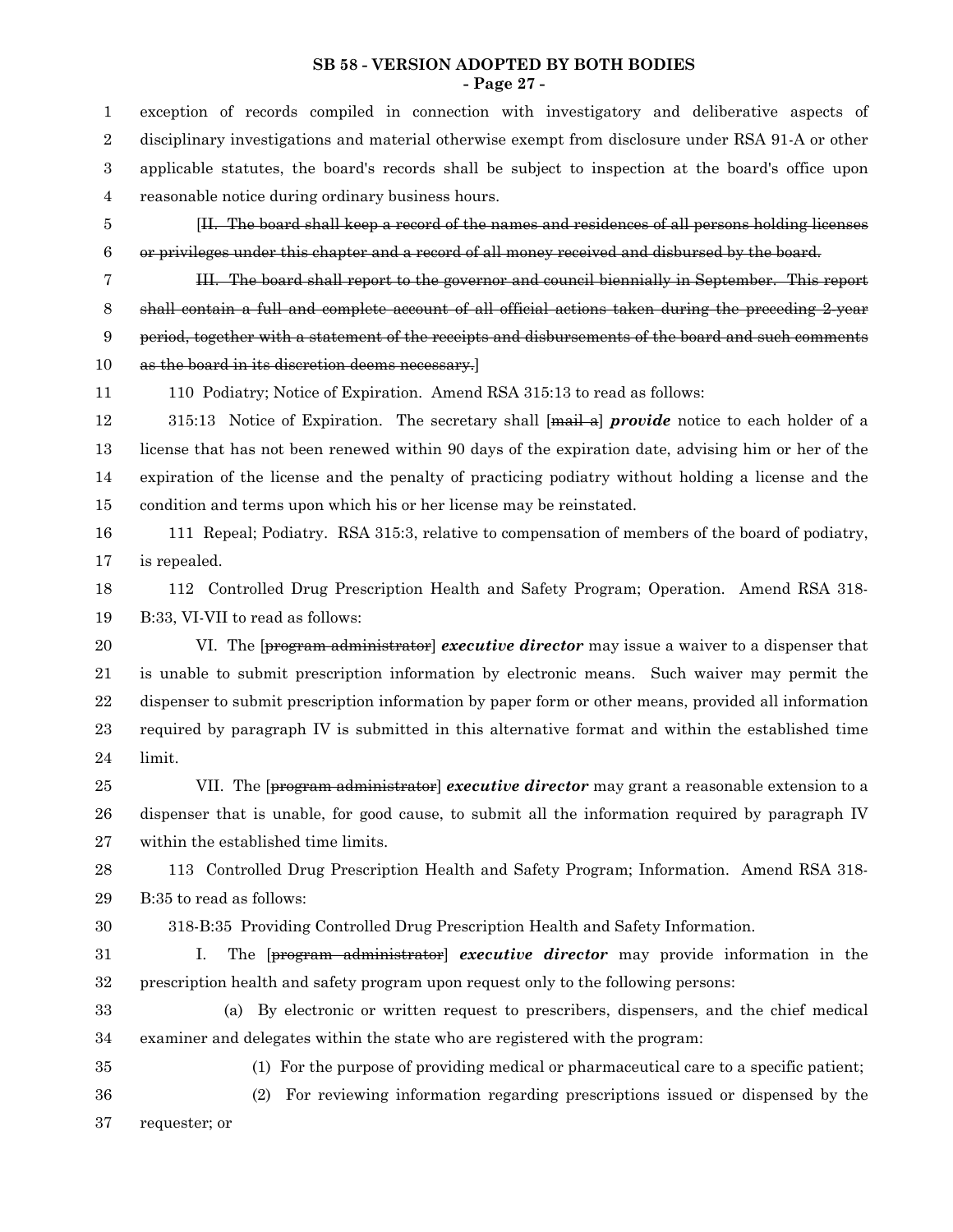exception of records compiled in connection with investigatory and deliberative aspects of disciplinary investigations and material otherwise exempt from disclosure under RSA 91-A or other applicable statutes, the board's records shall be subject to inspection at the board's office upon reasonable notice during ordinary business hours.

[~~II. The board shall keep a record of the names and residences of all persons holding licenses or privileges under this chapter and a record of all money received and disbursed by the board.~~

~~III. The board shall report to the governor and council biennially in September. This report shall contain a full and complete account of all official actions taken during the preceding 2-year period, together with a statement of the receipts and disbursements of the board and such comments as the board in its discretion deems necessary.~~]

110 Podiatry; Notice of Expiration. Amend RSA 315:13 to read as follows:

315:13 Notice of Expiration. The secretary shall [~~mail a~~] ***provide*** notice to each holder of a license that has not been renewed within 90 days of the expiration date, advising him or her of the expiration of the license and the penalty of practicing podiatry without holding a license and the condition and terms upon which his or her license may be reinstated.

111 Repeal; Podiatry. RSA 315:3, relative to compensation of members of the board of podiatry, is repealed.

112 Controlled Drug Prescription Health and Safety Program; Operation. Amend RSA 318-B:33, VI-VII to read as follows:

VI. The [~~program administrator~~] ***executive director*** may issue a waiver to a dispenser that is unable to submit prescription information by electronic means. Such waiver may permit the dispenser to submit prescription information by paper form or other means, provided all information required by paragraph IV is submitted in this alternative format and within the established time limit.

VII. The [~~program administrator~~] ***executive director*** may grant a reasonable extension to a dispenser that is unable, for good cause, to submit all the information required by paragraph IV within the established time limits.

113 Controlled Drug Prescription Health and Safety Program; Information. Amend RSA 318-B:35 to read as follows:

318-B:35 Providing Controlled Drug Prescription Health and Safety Information.

I. The [~~program administrator~~] ***executive director*** may provide information in the prescription health and safety program upon request only to the following persons:

(a) By electronic or written request to prescribers, dispensers, and the chief medical examiner and delegates within the state who are registered with the program:

(1) For the purpose of providing medical or pharmaceutical care to a specific patient;

(2) For reviewing information regarding prescriptions issued or dispensed by the requester; or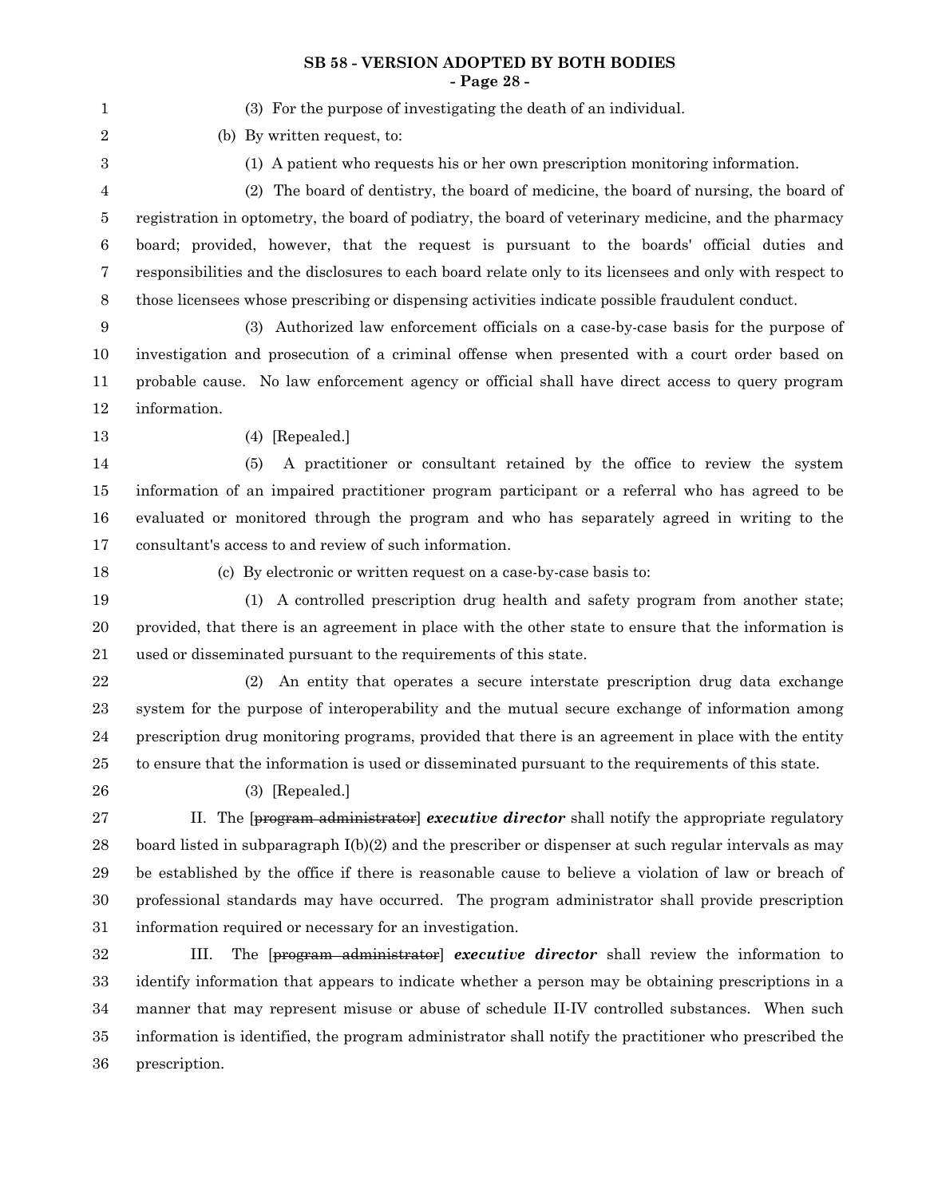(3) For the purpose of investigating the death of an individual.

(b) By written request, to:

(1) A patient who requests his or her own prescription monitoring information.

(2) The board of dentistry, the board of medicine, the board of nursing, the board of registration in optometry, the board of podiatry, the board of veterinary medicine, and the pharmacy board; provided, however, that the request is pursuant to the boards' official duties and responsibilities and the disclosures to each board relate only to its licensees and only with respect to those licensees whose prescribing or dispensing activities indicate possible fraudulent conduct.

(3) Authorized law enforcement officials on a case-by-case basis for the purpose of investigation and prosecution of a criminal offense when presented with a court order based on probable cause. No law enforcement agency or official shall have direct access to query program information.

(4) [Repealed.]

(5) A practitioner or consultant retained by the office to review the system information of an impaired practitioner program participant or a referral who has agreed to be evaluated or monitored through the program and who has separately agreed in writing to the consultant's access to and review of such information.

(c) By electronic or written request on a case-by-case basis to:

(1) A controlled prescription drug health and safety program from another state; provided, that there is an agreement in place with the other state to ensure that the information is used or disseminated pursuant to the requirements of this state.

(2) An entity that operates a secure interstate prescription drug data exchange system for the purpose of interoperability and the mutual secure exchange of information among prescription drug monitoring programs, provided that there is an agreement in place with the entity to ensure that the information is used or disseminated pursuant to the requirements of this state.

(3) [Repealed.]

II. The [~~program administrator~~] ***executive director*** shall notify the appropriate regulatory board listed in subparagraph I(b)(2) and the prescriber or dispenser at such regular intervals as may be established by the office if there is reasonable cause to believe a violation of law or breach of professional standards may have occurred. The program administrator shall provide prescription information required or necessary for an investigation.

III. The [~~program administrator~~] ***executive director*** shall review the information to identify information that appears to indicate whether a person may be obtaining prescriptions in a manner that may represent misuse or abuse of schedule II-IV controlled substances. When such information is identified, the program administrator shall notify the practitioner who prescribed the prescription.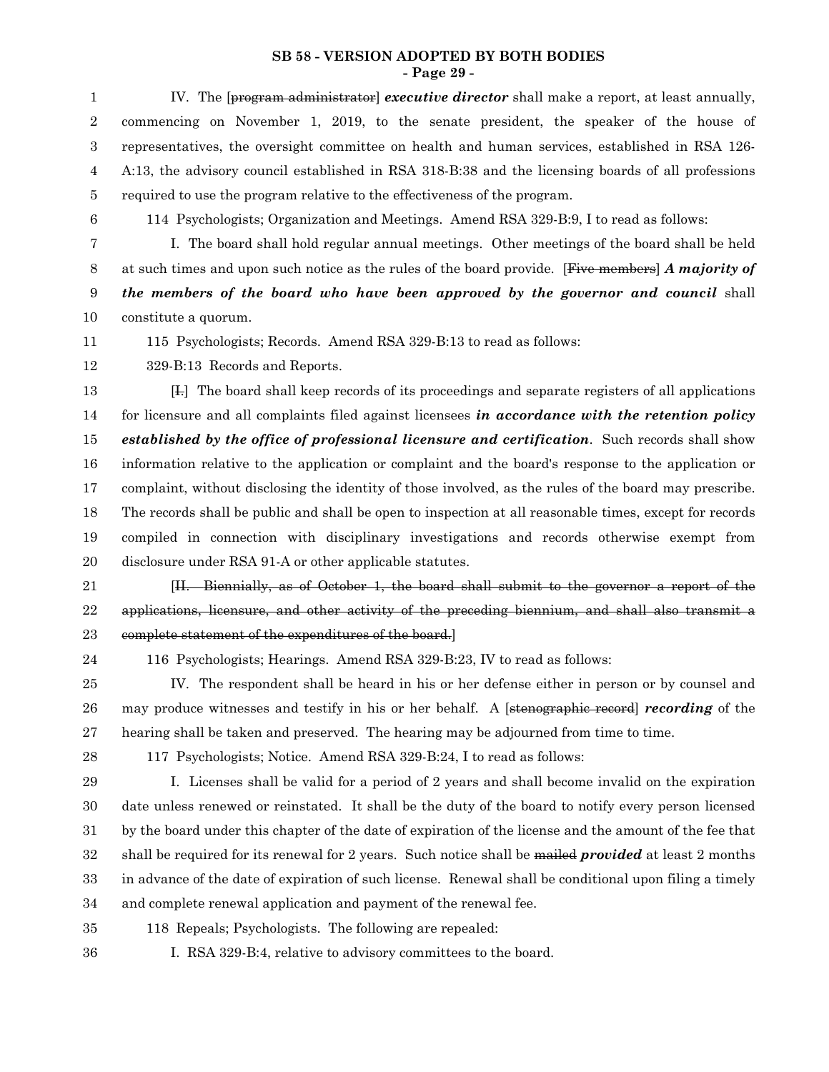IV. The [~~program administrator~~] ***executive director*** shall make a report, at least annually, commencing on November 1, 2019, to the senate president, the speaker of the house of representatives, the oversight committee on health and human services, established in RSA 126-A:13, the advisory council established in RSA 318-B:38 and the licensing boards of all professions required to use the program relative to the effectiveness of the program.

114 Psychologists; Organization and Meetings. Amend RSA 329-B:9, I to read as follows:

I. The board shall hold regular annual meetings. Other meetings of the board shall be held at such times and upon such notice as the rules of the board provide. [~~Five members~~] ***A majority of the members of the board who have been approved by the governor and council*** shall constitute a quorum.

115 Psychologists; Records. Amend RSA 329-B:13 to read as follows:

329-B:13 Records and Reports.

[~~I.~~] The board shall keep records of its proceedings and separate registers of all applications for licensure and all complaints filed against licensees ***in accordance with the retention policy established by the office of professional licensure and certification***. Such records shall show information relative to the application or complaint and the board's response to the application or complaint, without disclosing the identity of those involved, as the rules of the board may prescribe. The records shall be public and shall be open to inspection at all reasonable times, except for records compiled in connection with disciplinary investigations and records otherwise exempt from disclosure under RSA 91-A or other applicable statutes.

[~~II. Biennially, as of October 1, the board shall submit to the governor a report of the applications, licensure, and other activity of the preceding biennium, and shall also transmit a complete statement of the expenditures of the board.~~]

116 Psychologists; Hearings. Amend RSA 329-B:23, IV to read as follows:

IV. The respondent shall be heard in his or her defense either in person or by counsel and may produce witnesses and testify in his or her behalf. A [~~stenographic record~~] ***recording*** of the hearing shall be taken and preserved. The hearing may be adjourned from time to time.

117 Psychologists; Notice. Amend RSA 329-B:24, I to read as follows:

I. Licenses shall be valid for a period of 2 years and shall become invalid on the expiration date unless renewed or reinstated. It shall be the duty of the board to notify every person licensed by the board under this chapter of the date of expiration of the license and the amount of the fee that shall be required for its renewal for 2 years. Such notice shall be ~~mailed~~ ***provided*** at least 2 months in advance of the date of expiration of such license. Renewal shall be conditional upon filing a timely and complete renewal application and payment of the renewal fee.

118 Repeals; Psychologists. The following are repealed:

I. RSA 329-B:4, relative to advisory committees to the board.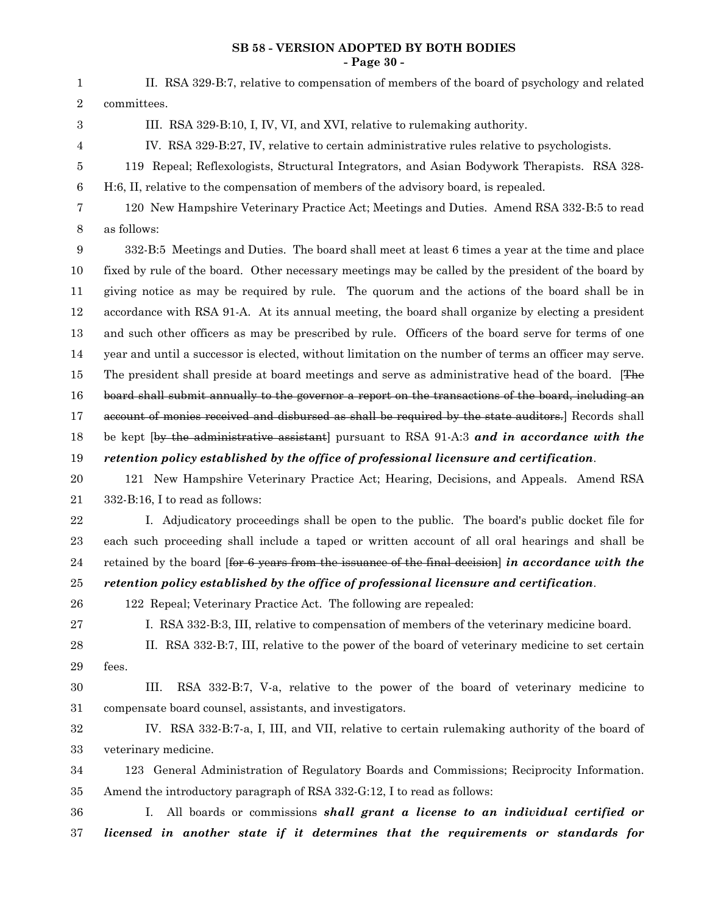II. RSA 329-B:7, relative to compensation of members of the board of psychology and related committees.

III. RSA 329-B:10, I, IV, VI, and XVI, relative to rulemaking authority.

IV. RSA 329-B:27, IV, relative to certain administrative rules relative to psychologists.

119 Repeal; Reflexologists, Structural Integrators, and Asian Bodywork Therapists. RSA 328-H:6, II, relative to the compensation of members of the advisory board, is repealed.

120 New Hampshire Veterinary Practice Act; Meetings and Duties. Amend RSA 332-B:5 to read as follows:

332-B:5 Meetings and Duties. The board shall meet at least 6 times a year at the time and place fixed by rule of the board. Other necessary meetings may be called by the president of the board by giving notice as may be required by rule. The quorum and the actions of the board shall be in accordance with RSA 91-A. At its annual meeting, the board shall organize by electing a president and such other officers as may be prescribed by rule. Officers of the board serve for terms of one year and until a successor is elected, without limitation on the number of terms an officer may serve. The president shall preside at board meetings and serve as administrative head of the board. [~~The board shall submit annually to the governor a report on the transactions of the board, including an account of monies received and disbursed as shall be required by the state auditors.~~] Records shall be kept [~~by the administrative assistant~~] pursuant to RSA 91-A:3 ***and in accordance with the retention policy established by the office of professional licensure and certification***.

121 New Hampshire Veterinary Practice Act; Hearing, Decisions, and Appeals. Amend RSA 332-B:16, I to read as follows:

I. Adjudicatory proceedings shall be open to the public. The board's public docket file for each such proceeding shall include a taped or written account of all oral hearings and shall be retained by the board [~~for 6 years from the issuance of the final decision~~] ***in accordance with the retention policy established by the office of professional licensure and certification***.

122 Repeal; Veterinary Practice Act. The following are repealed:

I. RSA 332-B:3, III, relative to compensation of members of the veterinary medicine board.

II. RSA 332-B:7, III, relative to the power of the board of veterinary medicine to set certain fees.

III. RSA 332-B:7, V-a, relative to the power of the board of veterinary medicine to compensate board counsel, assistants, and investigators.

IV. RSA 332-B:7-a, I, III, and VII, relative to certain rulemaking authority of the board of veterinary medicine.

123 General Administration of Regulatory Boards and Commissions; Reciprocity Information. Amend the introductory paragraph of RSA 332-G:12, I to read as follows:

I. All boards or commissions ***shall grant a license to an individual certified or licensed in another state if it determines that the requirements or standards for***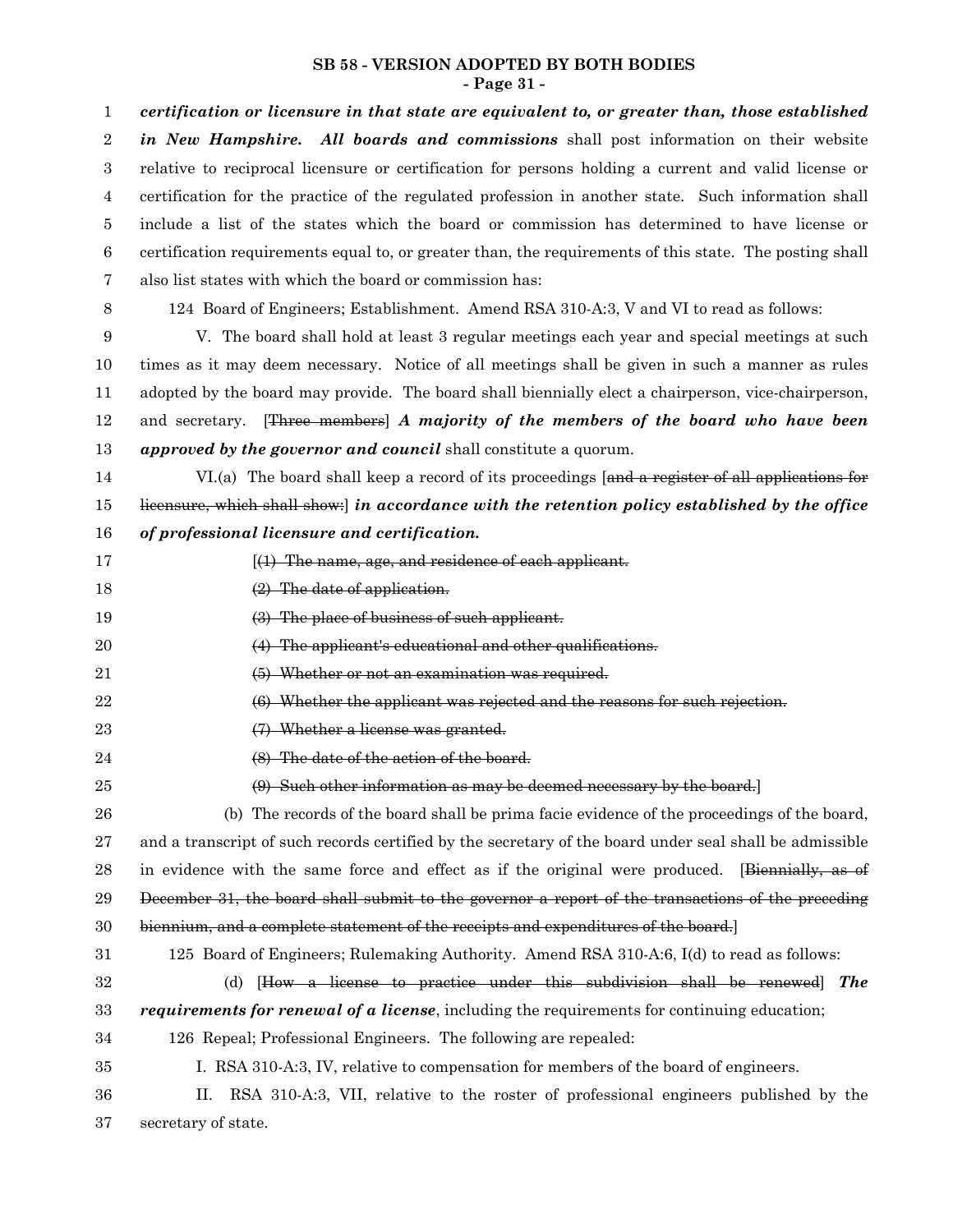***certification or licensure in that state are equivalent to, or greater than, those established in New Hampshire. All boards and commissions*** shall post information on their website relative to reciprocal licensure or certification for persons holding a current and valid license or certification for the practice of the regulated profession in another state. Such information shall include a list of the states which the board or commission has determined to have license or certification requirements equal to, or greater than, the requirements of this state. The posting shall also list states with which the board or commission has:

124 Board of Engineers; Establishment. Amend RSA 310-A:3, V and VI to read as follows:

V. The board shall hold at least 3 regular meetings each year and special meetings at such times as it may deem necessary. Notice of all meetings shall be given in such a manner as rules adopted by the board may provide. The board shall biennially elect a chairperson, vice-chairperson, and secretary. [~~Three members~~] ***A majority of the members of the board who have been approved by the governor and council*** shall constitute a quorum.

VI.(a) The board shall keep a record of its proceedings [~~and a register of all applications for licensure, which shall show:~~] ***in accordance with the retention policy established by the office of professional licensure and certification.***

[~~(1) The name, age, and residence of each applicant.~~

~~(2) The date of application.~~

~~(3) The place of business of such applicant.~~

~~(4) The applicant's educational and other qualifications.~~

~~(5) Whether or not an examination was required.~~

~~(6) Whether the applicant was rejected and the reasons for such rejection.~~

~~(7) Whether a license was granted.~~

~~(8) The date of the action of the board.~~

~~(9) Such other information as may be deemed necessary by the board.~~]

(b) The records of the board shall be prima facie evidence of the proceedings of the board, and a transcript of such records certified by the secretary of the board under seal shall be admissible in evidence with the same force and effect as if the original were produced. [~~Biennially, as of December 31, the board shall submit to the governor a report of the transactions of the preceding biennium, and a complete statement of the receipts and expenditures of the board.~~]

125 Board of Engineers; Rulemaking Authority. Amend RSA 310-A:6, I(d) to read as follows:

(d) [~~How a license to practice under this subdivision shall be renewed~~] ***The requirements for renewal of a license***, including the requirements for continuing education;

126 Repeal; Professional Engineers. The following are repealed:

I. RSA 310-A:3, IV, relative to compensation for members of the board of engineers.

II. RSA 310-A:3, VII, relative to the roster of professional engineers published by the secretary of state.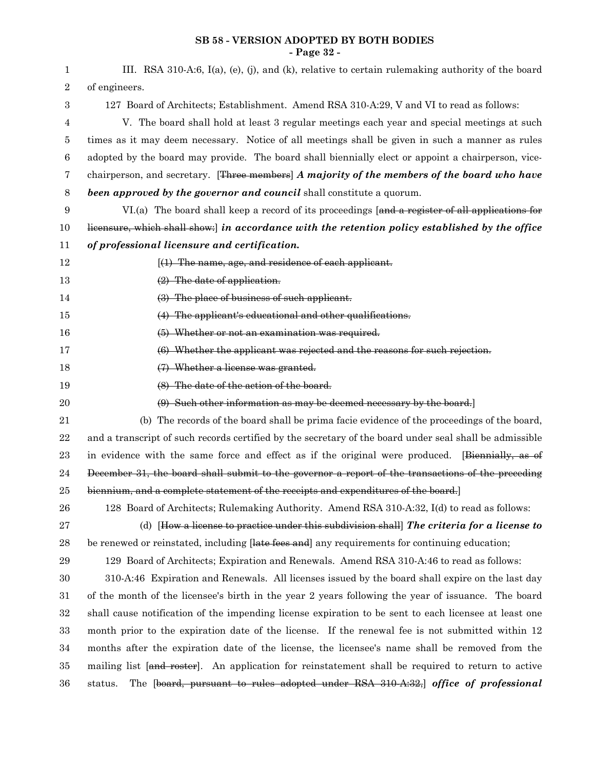III. RSA 310-A:6, I(a), (e), (j), and (k), relative to certain rulemaking authority of the board of engineers.

127 Board of Architects; Establishment. Amend RSA 310-A:29, V and VI to read as follows:

V. The board shall hold at least 3 regular meetings each year and special meetings at such times as it may deem necessary. Notice of all meetings shall be given in such a manner as rules adopted by the board may provide. The board shall biennially elect or appoint a chairperson, vice-chairperson, and secretary. [~~Three members~~] ***A majority of the members of the board who have been approved by the governor and council*** shall constitute a quorum.

VI.(a) The board shall keep a record of its proceedings [~~and a register of all applications for licensure, which shall show:~~] ***in accordance with the retention policy established by the office of professional licensure and certification.***

[~~(1) The name, age, and residence of each applicant.~~

~~(2) The date of application.~~

~~(3) The place of business of such applicant.~~

~~(4) The applicant's educational and other qualifications.~~

~~(5) Whether or not an examination was required.~~

~~(6) Whether the applicant was rejected and the reasons for such rejection.~~

~~(7) Whether a license was granted.~~

~~(8) The date of the action of the board.~~

~~(9) Such other information as may be deemed necessary by the board.~~]

(b) The records of the board shall be prima facie evidence of the proceedings of the board, and a transcript of such records certified by the secretary of the board under seal shall be admissible in evidence with the same force and effect as if the original were produced. [~~Biennially, as of December 31, the board shall submit to the governor a report of the transactions of the preceding biennium, and a complete statement of the receipts and expenditures of the board.~~]

128 Board of Architects; Rulemaking Authority. Amend RSA 310-A:32, I(d) to read as follows:

(d) [~~How a license to practice under this subdivision shall~~] ***The criteria for a license to*** be renewed or reinstated, including [~~late fees and~~] any requirements for continuing education;

129 Board of Architects; Expiration and Renewals. Amend RSA 310-A:46 to read as follows:

310-A:46 Expiration and Renewals. All licenses issued by the board shall expire on the last day of the month of the licensee's birth in the year 2 years following the year of issuance. The board shall cause notification of the impending license expiration to be sent to each licensee at least one month prior to the expiration date of the license. If the renewal fee is not submitted within 12 months after the expiration date of the license, the licensee's name shall be removed from the mailing list [~~and roster~~]. An application for reinstatement shall be required to return to active status. The [~~board, pursuant to rules adopted under RSA 310-A:32,~~] ***office of professional***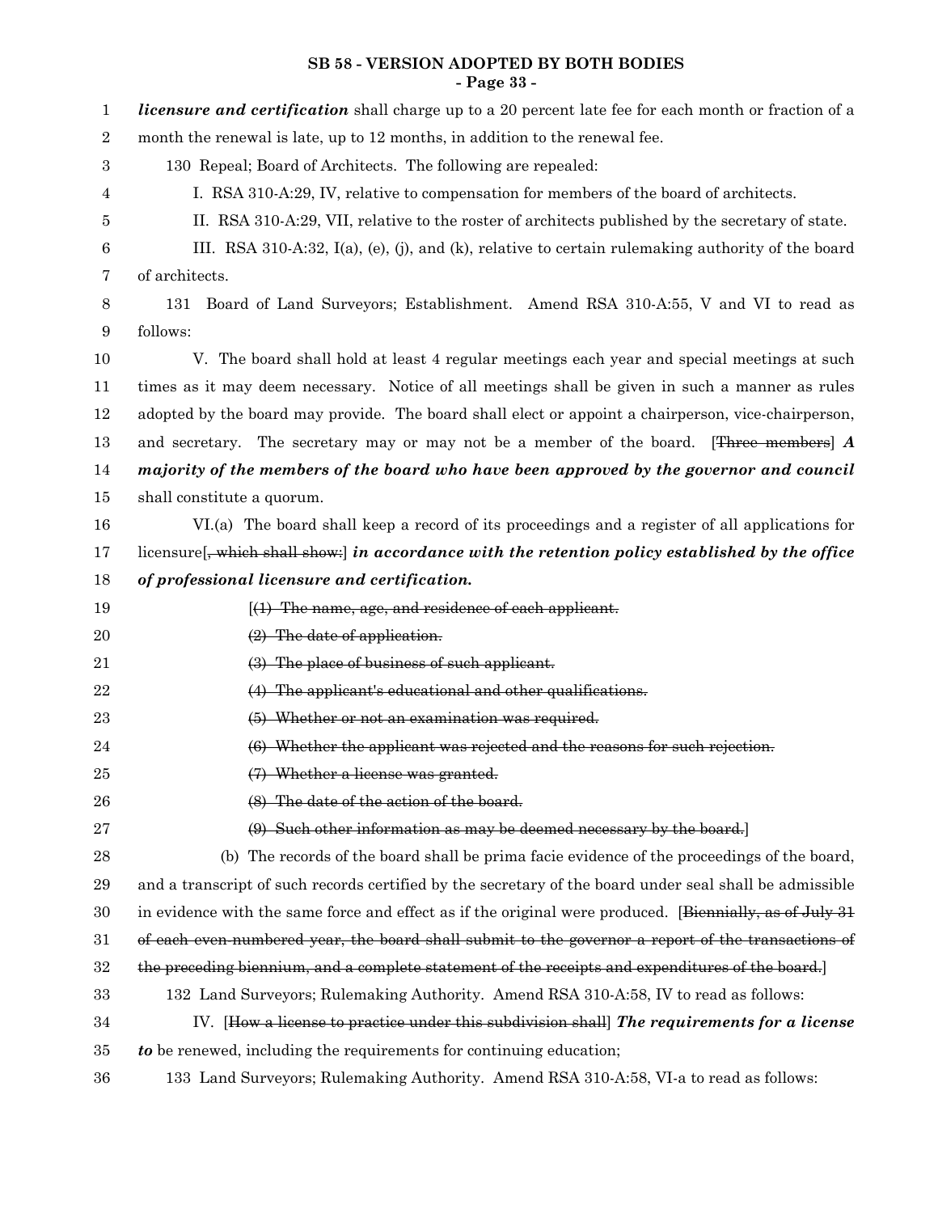***licensure and certification*** shall charge up to a 20 percent late fee for each month or fraction of a month the renewal is late, up to 12 months, in addition to the renewal fee.

130 Repeal; Board of Architects. The following are repealed:

I. RSA 310-A:29, IV, relative to compensation for members of the board of architects.

II. RSA 310-A:29, VII, relative to the roster of architects published by the secretary of state.

III. RSA 310-A:32, I(a), (e), (j), and (k), relative to certain rulemaking authority of the board of architects.

131 Board of Land Surveyors; Establishment. Amend RSA 310-A:55, V and VI to read as follows:

V. The board shall hold at least 4 regular meetings each year and special meetings at such times as it may deem necessary. Notice of all meetings shall be given in such a manner as rules adopted by the board may provide. The board shall elect or appoint a chairperson, vice-chairperson, and secretary. The secretary may or may not be a member of the board. [~~Three members~~] ***A majority of the members of the board who have been approved by the governor and council*** shall constitute a quorum.

VI.(a) The board shall keep a record of its proceedings and a register of all applications for licensure[~~, which shall show:~~] ***in accordance with the retention policy established by the office of professional licensure and certification.***

[~~(1) The name, age, and residence of each applicant.~~

~~(2) The date of application.~~

~~(3) The place of business of such applicant.~~

~~(4) The applicant's educational and other qualifications.~~

~~(5) Whether or not an examination was required.~~

~~(6) Whether the applicant was rejected and the reasons for such rejection.~~

~~(7) Whether a license was granted.~~

~~(8) The date of the action of the board.~~

~~(9) Such other information as may be deemed necessary by the board.~~]

(b) The records of the board shall be prima facie evidence of the proceedings of the board, and a transcript of such records certified by the secretary of the board under seal shall be admissible in evidence with the same force and effect as if the original were produced. [~~Biennially, as of July 31 of each even-numbered year, the board shall submit to the governor a report of the transactions of the preceding biennium, and a complete statement of the receipts and expenditures of the board.~~]

132 Land Surveyors; Rulemaking Authority. Amend RSA 310-A:58, IV to read as follows:

IV. [~~How a license to practice under this subdivision shall~~] ***The requirements for a license to*** be renewed, including the requirements for continuing education;

133 Land Surveyors; Rulemaking Authority. Amend RSA 310-A:58, VI-a to read as follows: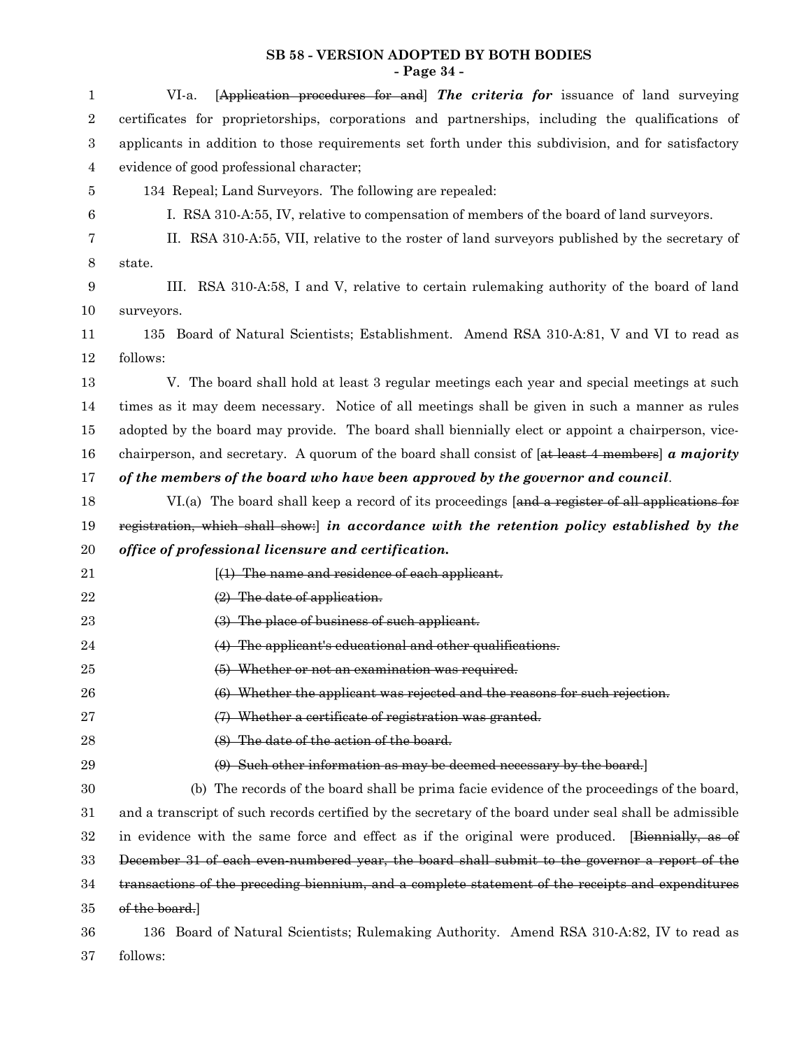VI-a. [~~Application procedures for and~~] ***The criteria for*** issuance of land surveying certificates for proprietorships, corporations and partnerships, including the qualifications of applicants in addition to those requirements set forth under this subdivision, and for satisfactory evidence of good professional character;

134 Repeal; Land Surveyors. The following are repealed:

I. RSA 310-A:55, IV, relative to compensation of members of the board of land surveyors.

II. RSA 310-A:55, VII, relative to the roster of land surveyors published by the secretary of state.

III. RSA 310-A:58, I and V, relative to certain rulemaking authority of the board of land surveyors.

135 Board of Natural Scientists; Establishment. Amend RSA 310-A:81, V and VI to read as follows:

V. The board shall hold at least 3 regular meetings each year and special meetings at such times as it may deem necessary. Notice of all meetings shall be given in such a manner as rules adopted by the board may provide. The board shall biennially elect or appoint a chairperson, vice-chairperson, and secretary. A quorum of the board shall consist of [~~at least 4 members~~] ***a majority of the members of the board who have been approved by the governor and council***.

VI.(a) The board shall keep a record of its proceedings [~~and a register of all applications for registration, which shall show:~~] ***in accordance with the retention policy established by the office of professional licensure and certification.***

[~~(1) The name and residence of each applicant.~~

~~(2) The date of application.~~

~~(3) The place of business of such applicant.~~

~~(4) The applicant's educational and other qualifications.~~

~~(5) Whether or not an examination was required.~~

~~(6) Whether the applicant was rejected and the reasons for such rejection.~~

~~(7) Whether a certificate of registration was granted.~~

~~(8) The date of the action of the board.~~

~~(9) Such other information as may be deemed necessary by the board.~~]

(b) The records of the board shall be prima facie evidence of the proceedings of the board, and a transcript of such records certified by the secretary of the board under seal shall be admissible in evidence with the same force and effect as if the original were produced. [~~Biennially, as of December 31 of each even-numbered year, the board shall submit to the governor a report of the transactions of the preceding biennium, and a complete statement of the receipts and expenditures of the board.~~]

136 Board of Natural Scientists; Rulemaking Authority. Amend RSA 310-A:82, IV to read as follows: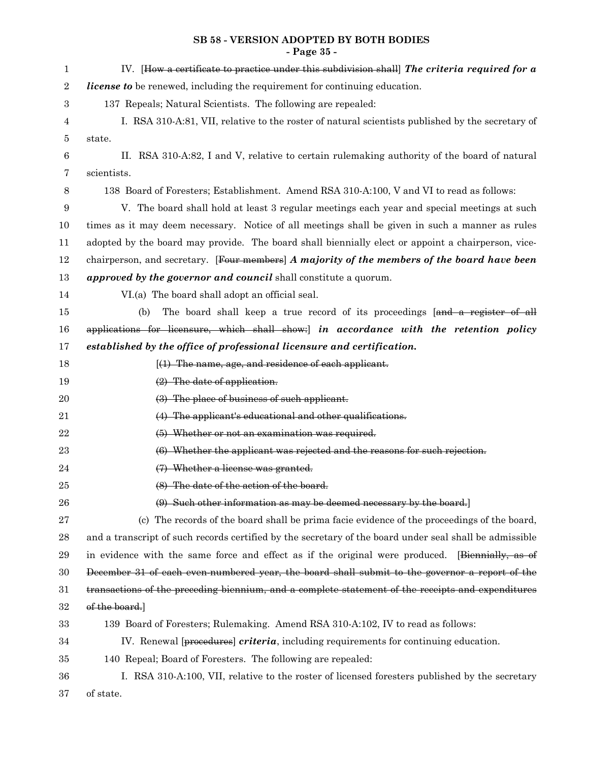IV. [~~How a certificate to practice under this subdivision shall~~] ***The criteria required for a license to*** be renewed, including the requirement for continuing education.

137 Repeals; Natural Scientists. The following are repealed:

I. RSA 310-A:81, VII, relative to the roster of natural scientists published by the secretary of state.

II. RSA 310-A:82, I and V, relative to certain rulemaking authority of the board of natural scientists.

138 Board of Foresters; Establishment. Amend RSA 310-A:100, V and VI to read as follows:

V. The board shall hold at least 3 regular meetings each year and special meetings at such times as it may deem necessary. Notice of all meetings shall be given in such a manner as rules adopted by the board may provide. The board shall biennially elect or appoint a chairperson, vice-chairperson, and secretary. [~~Four members~~] ***A majority of the members of the board have been approved by the governor and council*** shall constitute a quorum.

VI.(a) The board shall adopt an official seal.

(b) The board shall keep a true record of its proceedings [~~and a register of all applications for licensure, which shall show:~~] ***in accordance with the retention policy established by the office of professional licensure and certification.***

[~~(1) The name, age, and residence of each applicant.~~

~~(2) The date of application.~~

~~(3) The place of business of such applicant.~~

~~(4) The applicant's educational and other qualifications.~~

~~(5) Whether or not an examination was required.~~

~~(6) Whether the applicant was rejected and the reasons for such rejection.~~

~~(7) Whether a license was granted.~~

~~(8) The date of the action of the board.~~

~~(9) Such other information as may be deemed necessary by the board.~~]

(c) The records of the board shall be prima facie evidence of the proceedings of the board, and a transcript of such records certified by the secretary of the board under seal shall be admissible in evidence with the same force and effect as if the original were produced. [~~Biennially, as of December 31 of each even-numbered year, the board shall submit to the governor a report of the transactions of the preceding biennium, and a complete statement of the receipts and expenditures of the board.~~]

139 Board of Foresters; Rulemaking. Amend RSA 310-A:102, IV to read as follows:

IV. Renewal [~~procedures~~] ***criteria***, including requirements for continuing education.

140 Repeal; Board of Foresters. The following are repealed:

I. RSA 310-A:100, VII, relative to the roster of licensed foresters published by the secretary of state.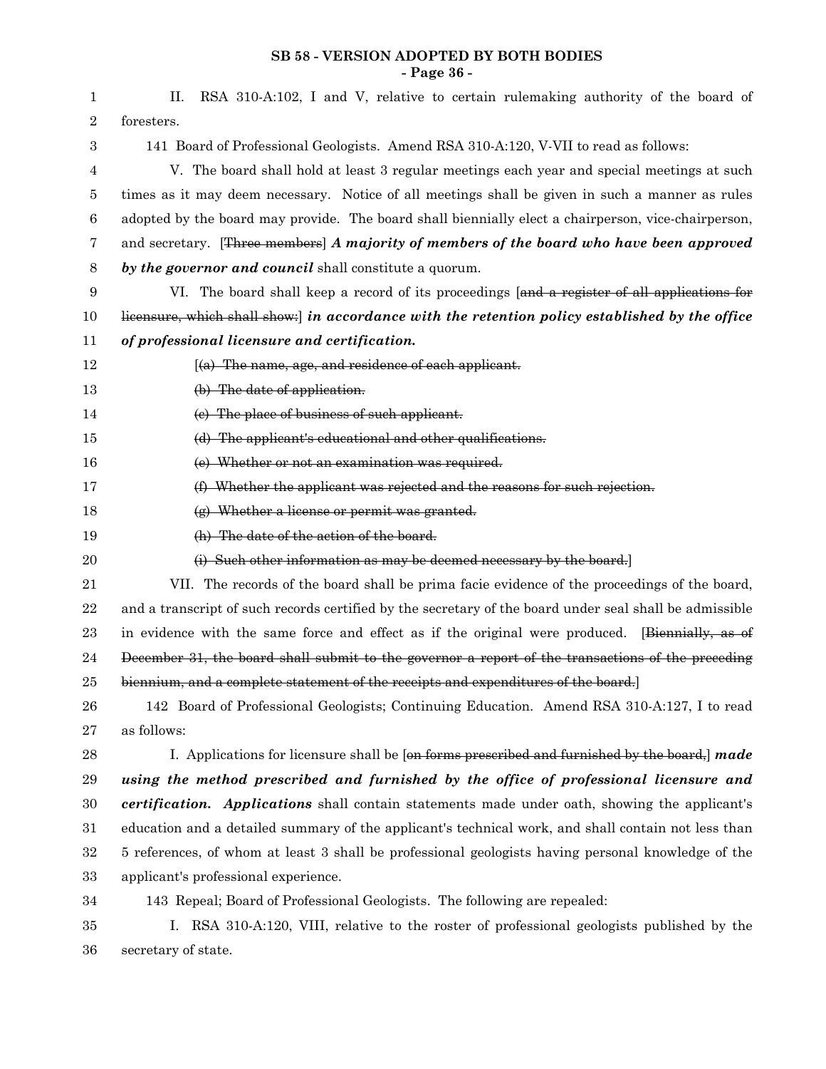II. RSA 310-A:102, I and V, relative to certain rulemaking authority of the board of foresters.

141 Board of Professional Geologists. Amend RSA 310-A:120, V-VII to read as follows:

V. The board shall hold at least 3 regular meetings each year and special meetings at such times as it may deem necessary. Notice of all meetings shall be given in such a manner as rules adopted by the board may provide. The board shall biennially elect a chairperson, vice-chairperson, and secretary. [~~Three members~~] ***A majority of members of the board who have been approved by the governor and council*** shall constitute a quorum.

VI. The board shall keep a record of its proceedings [~~and a register of all applications for licensure, which shall show:~~] ***in accordance with the retention policy established by the office of professional licensure and certification.***

[~~(a) The name, age, and residence of each applicant.~~

~~(b) The date of application.~~

~~(c) The place of business of such applicant.~~

~~(d) The applicant's educational and other qualifications.~~

~~(e) Whether or not an examination was required.~~

~~(f) Whether the applicant was rejected and the reasons for such rejection.~~

~~(g) Whether a license or permit was granted.~~

~~(h) The date of the action of the board.~~

~~(i) Such other information as may be deemed necessary by the board.~~]

VII. The records of the board shall be prima facie evidence of the proceedings of the board, and a transcript of such records certified by the secretary of the board under seal shall be admissible in evidence with the same force and effect as if the original were produced. [~~Biennially, as of December 31, the board shall submit to the governor a report of the transactions of the preceding biennium, and a complete statement of the receipts and expenditures of the board.~~]

142 Board of Professional Geologists; Continuing Education. Amend RSA 310-A:127, I to read as follows:

I. Applications for licensure shall be [~~on forms prescribed and furnished by the board,~~] ***made using the method prescribed and furnished by the office of professional licensure and certification. Applications*** shall contain statements made under oath, showing the applicant's education and a detailed summary of the applicant's technical work, and shall contain not less than 5 references, of whom at least 3 shall be professional geologists having personal knowledge of the applicant's professional experience.

143 Repeal; Board of Professional Geologists. The following are repealed:

I. RSA 310-A:120, VIII, relative to the roster of professional geologists published by the secretary of state.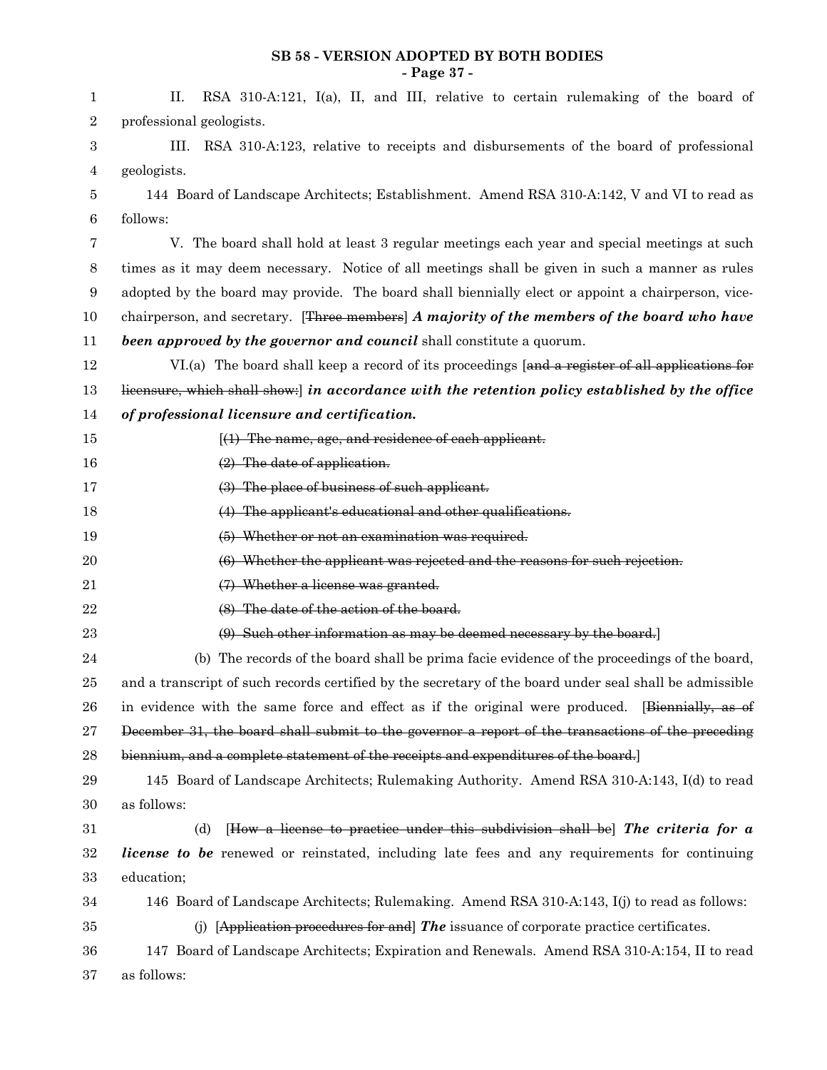II. RSA 310-A:121, I(a), II, and III, relative to certain rulemaking of the board of professional geologists.

III. RSA 310-A:123, relative to receipts and disbursements of the board of professional geologists.

144 Board of Landscape Architects; Establishment. Amend RSA 310-A:142, V and VI to read as follows:

V. The board shall hold at least 3 regular meetings each year and special meetings at such times as it may deem necessary. Notice of all meetings shall be given in such a manner as rules adopted by the board may provide. The board shall biennially elect or appoint a chairperson, vice-chairperson, and secretary. [~~Three members~~] ***A majority of the members of the board who have been approved by the governor and council*** shall constitute a quorum.

VI.(a) The board shall keep a record of its proceedings [~~and a register of all applications for licensure, which shall show:~~] ***in accordance with the retention policy established by the office of professional licensure and certification.***

[~~(1) The name, age, and residence of each applicant.~~

~~(2) The date of application.~~

~~(3) The place of business of such applicant.~~

~~(4) The applicant's educational and other qualifications.~~

~~(5) Whether or not an examination was required.~~

~~(6) Whether the applicant was rejected and the reasons for such rejection.~~

~~(7) Whether a license was granted.~~

~~(8) The date of the action of the board.~~

~~(9) Such other information as may be deemed necessary by the board.~~]

(b) The records of the board shall be prima facie evidence of the proceedings of the board, and a transcript of such records certified by the secretary of the board under seal shall be admissible in evidence with the same force and effect as if the original were produced. [~~Biennially, as of December 31, the board shall submit to the governor a report of the transactions of the preceding biennium, and a complete statement of the receipts and expenditures of the board.~~]

145 Board of Landscape Architects; Rulemaking Authority. Amend RSA 310-A:143, I(d) to read as follows:

(d) [~~How a license to practice under this subdivision shall be~~] ***The criteria for a license to be*** renewed or reinstated, including late fees and any requirements for continuing education;

146 Board of Landscape Architects; Rulemaking. Amend RSA 310-A:143, I(j) to read as follows:

(j) [~~Application procedures for and~~] ***The*** issuance of corporate practice certificates.

147 Board of Landscape Architects; Expiration and Renewals. Amend RSA 310-A:154, II to read as follows: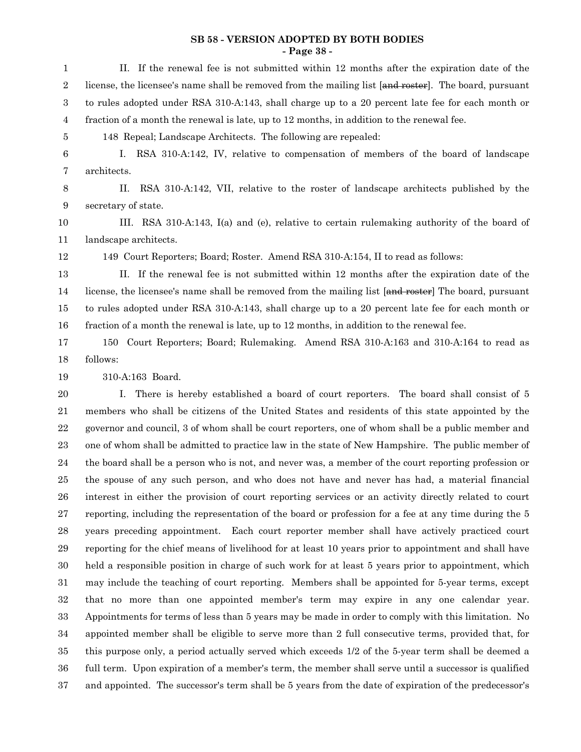II. If the renewal fee is not submitted within 12 months after the expiration date of the license, the licensee's name shall be removed from the mailing list [~~and roster~~]. The board, pursuant to rules adopted under RSA 310-A:143, shall charge up to a 20 percent late fee for each month or fraction of a month the renewal is late, up to 12 months, in addition to the renewal fee.

148 Repeal; Landscape Architects. The following are repealed:

I. RSA 310-A:142, IV, relative to compensation of members of the board of landscape architects.

II. RSA 310-A:142, VII, relative to the roster of landscape architects published by the secretary of state.

III. RSA 310-A:143, I(a) and (e), relative to certain rulemaking authority of the board of landscape architects.

149 Court Reporters; Board; Roster. Amend RSA 310-A:154, II to read as follows:

II. If the renewal fee is not submitted within 12 months after the expiration date of the license, the licensee's name shall be removed from the mailing list [~~and roster~~] The board, pursuant to rules adopted under RSA 310-A:143, shall charge up to a 20 percent late fee for each month or fraction of a month the renewal is late, up to 12 months, in addition to the renewal fee.

150 Court Reporters; Board; Rulemaking. Amend RSA 310-A:163 and 310-A:164 to read as follows:

310-A:163 Board.

I. There is hereby established a board of court reporters. The board shall consist of 5 members who shall be citizens of the United States and residents of this state appointed by the governor and council, 3 of whom shall be court reporters, one of whom shall be a public member and one of whom shall be admitted to practice law in the state of New Hampshire. The public member of the board shall be a person who is not, and never was, a member of the court reporting profession or the spouse of any such person, and who does not have and never has had, a material financial interest in either the provision of court reporting services or an activity directly related to court reporting, including the representation of the board or profession for a fee at any time during the 5 years preceding appointment. Each court reporter member shall have actively practiced court reporting for the chief means of livelihood for at least 10 years prior to appointment and shall have held a responsible position in charge of such work for at least 5 years prior to appointment, which may include the teaching of court reporting. Members shall be appointed for 5-year terms, except that no more than one appointed member's term may expire in any one calendar year. Appointments for terms of less than 5 years may be made in order to comply with this limitation. No appointed member shall be eligible to serve more than 2 full consecutive terms, provided that, for this purpose only, a period actually served which exceeds 1/2 of the 5-year term shall be deemed a full term. Upon expiration of a member's term, the member shall serve until a successor is qualified and appointed. The successor's term shall be 5 years from the date of expiration of the predecessor's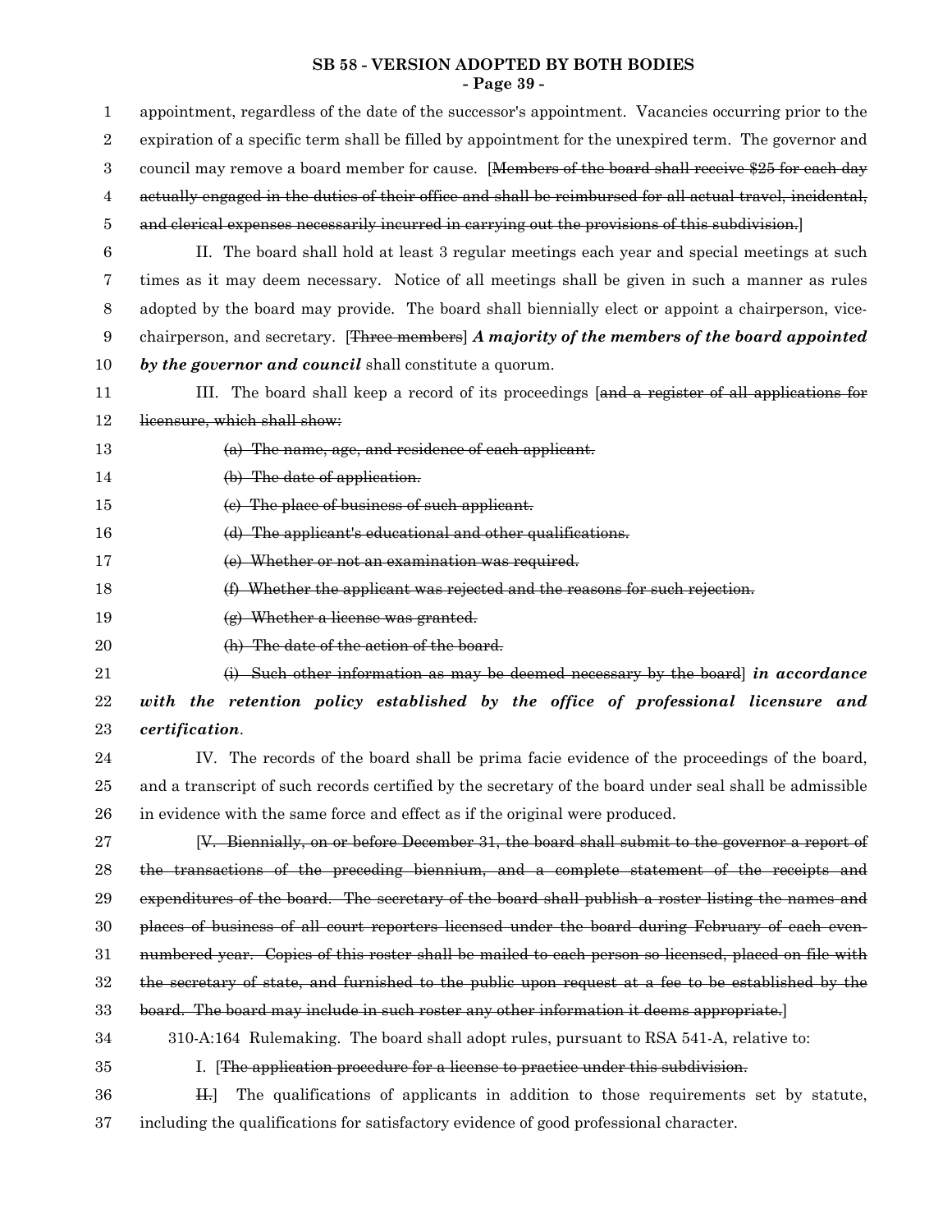appointment, regardless of the date of the successor's appointment. Vacancies occurring prior to the expiration of a specific term shall be filled by appointment for the unexpired term. The governor and council may remove a board member for cause. [~~Members of the board shall receive $25 for each day actually engaged in the duties of their office and shall be reimbursed for all actual travel, incidental, and clerical expenses necessarily incurred in carrying out the provisions of this subdivision.~~]

II. The board shall hold at least 3 regular meetings each year and special meetings at such times as it may deem necessary. Notice of all meetings shall be given in such a manner as rules adopted by the board may provide. The board shall biennially elect or appoint a chairperson, vice-chairperson, and secretary. [~~Three members~~] ***A majority of the members of the board appointed by the governor and council*** shall constitute a quorum.

III. The board shall keep a record of its proceedings [~~and a register of all applications for licensure, which shall show:~~

~~(a) The name, age, and residence of each applicant.~~

~~(b) The date of application.~~

~~(c) The place of business of such applicant.~~

~~(d) The applicant's educational and other qualifications.~~

~~(e) Whether or not an examination was required.~~

~~(f) Whether the applicant was rejected and the reasons for such rejection.~~

~~(g) Whether a license was granted.~~

~~(h) The date of the action of the board.~~

~~(i) Such other information as may be deemed necessary by the board~~] ***in accordance with the retention policy established by the office of professional licensure and certification***.

IV. The records of the board shall be prima facie evidence of the proceedings of the board, and a transcript of such records certified by the secretary of the board under seal shall be admissible in evidence with the same force and effect as if the original were produced.

[~~V. Biennially, on or before December 31, the board shall submit to the governor a report of the transactions of the preceding biennium, and a complete statement of the receipts and expenditures of the board. The secretary of the board shall publish a roster listing the names and places of business of all court reporters licensed under the board during February of each even-numbered year. Copies of this roster shall be mailed to each person so licensed, placed on file with the secretary of state, and furnished to the public upon request at a fee to be established by the board. The board may include in such roster any other information it deems appropriate.~~]

310-A:164 Rulemaking. The board shall adopt rules, pursuant to RSA 541-A, relative to:

I. [~~The application procedure for a license to practice under this subdivision.~~

~~II.~~] The qualifications of applicants in addition to those requirements set by statute, including the qualifications for satisfactory evidence of good professional character.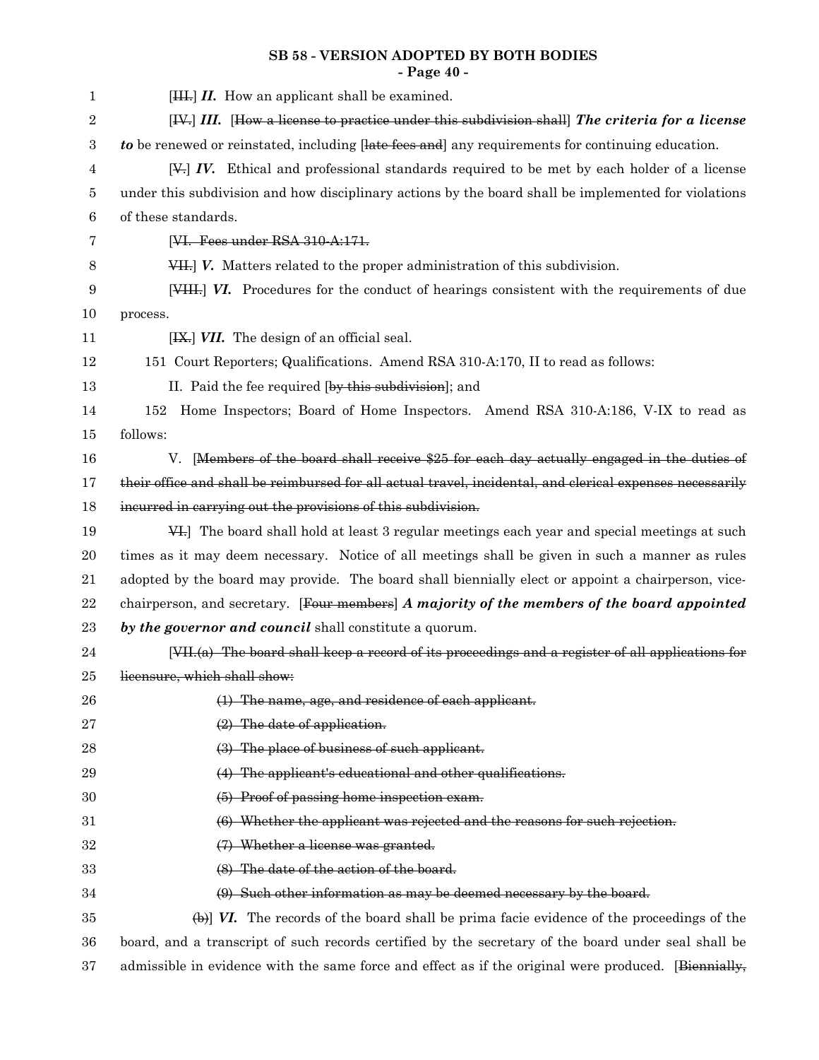[~~III.~~] ***II.*** How an applicant shall be examined.

[~~IV.~~] ***III.*** [~~How a license to practice under this subdivision shall~~] ***The criteria for a license to*** be renewed or reinstated, including [~~late fees and~~] any requirements for continuing education.

[~~V.~~] ***IV.*** Ethical and professional standards required to be met by each holder of a license under this subdivision and how disciplinary actions by the board shall be implemented for violations of these standards.

[~~VI. Fees under RSA 310-A:171.~~

~~VII.~~] ***V.*** Matters related to the proper administration of this subdivision.

[~~VIII.~~] ***VI.*** Procedures for the conduct of hearings consistent with the requirements of due process.

[~~IX.~~] ***VII.*** The design of an official seal.

151 Court Reporters; Qualifications. Amend RSA 310-A:170, II to read as follows:

II. Paid the fee required [~~by this subdivision~~]; and

152 Home Inspectors; Board of Home Inspectors. Amend RSA 310-A:186, V-IX to read as follows:

V. [~~Members of the board shall receive $25 for each day actually engaged in the duties of their office and shall be reimbursed for all actual travel, incidental, and clerical expenses necessarily incurred in carrying out the provisions of this subdivision.~~

~~VI.~~] The board shall hold at least 3 regular meetings each year and special meetings at such times as it may deem necessary. Notice of all meetings shall be given in such a manner as rules adopted by the board may provide. The board shall biennially elect or appoint a chairperson, vice-chairperson, and secretary. [~~Four members~~] ***A majority of the members of the board appointed by the governor and council*** shall constitute a quorum.

[~~VII.(a) The board shall keep a record of its proceedings and a register of all applications for licensure, which shall show:~~

~~(1) The name, age, and residence of each applicant.~~

~~(2) The date of application.~~

~~(3) The place of business of such applicant.~~

~~(4) The applicant's educational and other qualifications.~~

~~(5) Proof of passing home inspection exam.~~

~~(6) Whether the applicant was rejected and the reasons for such rejection.~~

~~(7) Whether a license was granted.~~

~~(8) The date of the action of the board.~~

~~(9) Such other information as may be deemed necessary by the board.~~

~~(b)~~] ***VI.*** The records of the board shall be prima facie evidence of the proceedings of the board, and a transcript of such records certified by the secretary of the board under seal shall be admissible in evidence with the same force and effect as if the original were produced. [~~Biennially,~~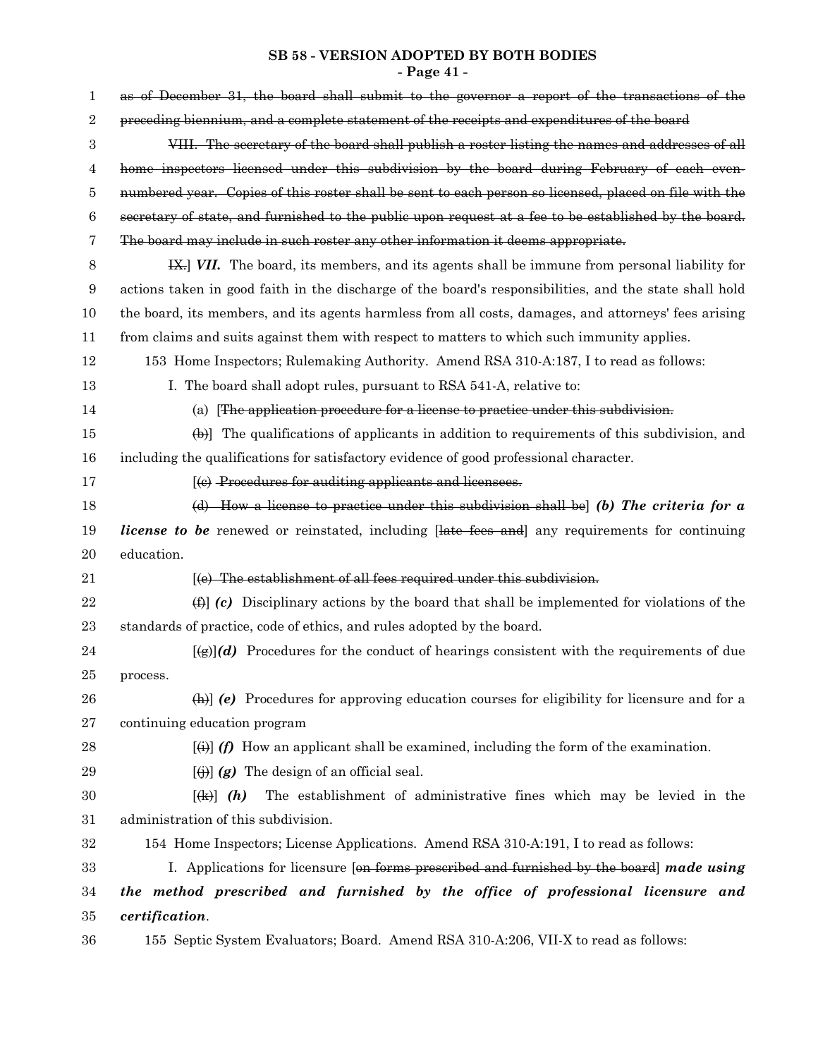as of December 31, the board shall submit to the governor a report of the transactions of the preceding biennium, and a complete statement of the receipts and expenditures of the board

VIII. The secretary of the board shall publish a roster listing the names and addresses of all home inspectors licensed under this subdivision by the board during February of each even-numbered year. Copies of this roster shall be sent to each person so licensed, placed on file with the secretary of state, and furnished to the public upon request at a fee to be established by the board. The board may include in such roster any other information it deems appropriate.

IX.] ***VII.*** The board, its members, and its agents shall be immune from personal liability for actions taken in good faith in the discharge of the board's responsibilities, and the state shall hold the board, its members, and its agents harmless from all costs, damages, and attorneys' fees arising from claims and suits against them with respect to matters to which such immunity applies.

153 Home Inspectors; Rulemaking Authority. Amend RSA 310-A:187, I to read as follows:

I. The board shall adopt rules, pursuant to RSA 541-A, relative to:

(a) [The application procedure for a license to practice under this subdivision.

(b)] The qualifications of applicants in addition to requirements of this subdivision, and including the qualifications for satisfactory evidence of good professional character.

[(c) Procedures for auditing applicants and licensees.

(d) How a license to practice under this subdivision shall be] ***(b) The criteria for a license to be*** renewed or reinstated, including [late fees and] any requirements for continuing education.

[(e) The establishment of all fees required under this subdivision.

(f)] ***(c)*** Disciplinary actions by the board that shall be implemented for violations of the standards of practice, code of ethics, and rules adopted by the board.

[(g)]***(d)*** Procedures for the conduct of hearings consistent with the requirements of due process.

(h)] ***(e)*** Procedures for approving education courses for eligibility for licensure and for a continuing education program

[(i)] ***(f)*** How an applicant shall be examined, including the form of the examination.

[(j)] ***(g)*** The design of an official seal.

[(k)] ***(h)*** The establishment of administrative fines which may be levied in the administration of this subdivision.

154 Home Inspectors; License Applications. Amend RSA 310-A:191, I to read as follows:

I. Applications for licensure [on forms prescribed and furnished by the board] ***made using the method prescribed and furnished by the office of professional licensure and certification***.

155 Septic System Evaluators; Board. Amend RSA 310-A:206, VII-X to read as follows: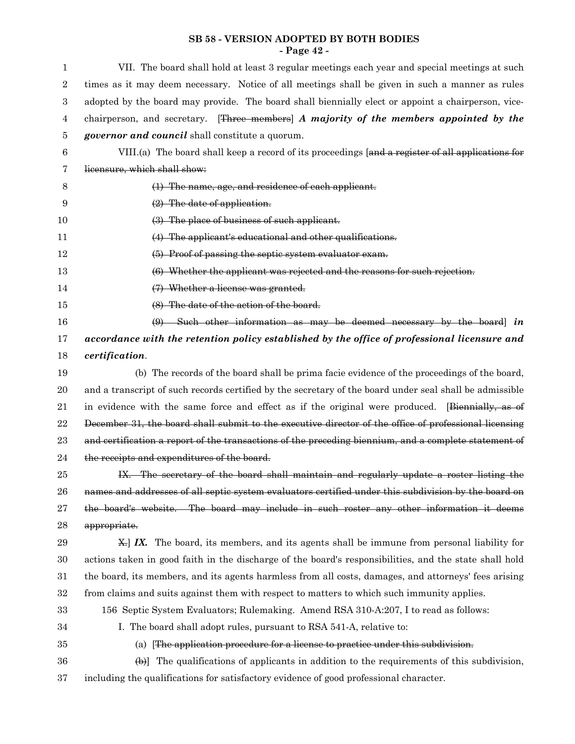VII. The board shall hold at least 3 regular meetings each year and special meetings at such times as it may deem necessary. Notice of all meetings shall be given in such a manner as rules adopted by the board may provide. The board shall biennially elect or appoint a chairperson, vice-chairperson, and secretary. [~~Three members~~] ***A majority of the members appointed by the governor and council*** shall constitute a quorum.

VIII.(a) The board shall keep a record of its proceedings [~~and a register of all applications for licensure, which shall show:~~

~~(1) The name, age, and residence of each applicant.~~

~~(2) The date of application.~~

~~(3) The place of business of such applicant.~~

~~(4) The applicant's educational and other qualifications.~~

~~(5) Proof of passing the septic system evaluator exam.~~

~~(6) Whether the applicant was rejected and the reasons for such rejection.~~

~~(7) Whether a license was granted.~~

~~(8) The date of the action of the board.~~

~~(9) Such other information as may be deemed necessary by the board~~] ***in accordance with the retention policy established by the office of professional licensure and certification***.

(b) The records of the board shall be prima facie evidence of the proceedings of the board, and a transcript of such records certified by the secretary of the board under seal shall be admissible in evidence with the same force and effect as if the original were produced. [~~Biennially, as of December 31, the board shall submit to the executive director of the office of professional licensing and certification a report of the transactions of the preceding biennium, and a complete statement of the receipts and expenditures of the board.~~

~~IX. The secretary of the board shall maintain and regularly update a roster listing the names and addresses of all septic system evaluators certified under this subdivision by the board on the board's website. The board may include in such roster any other information it deems appropriate.~~

~~X.~~] ***IX.*** The board, its members, and its agents shall be immune from personal liability for actions taken in good faith in the discharge of the board's responsibilities, and the state shall hold the board, its members, and its agents harmless from all costs, damages, and attorneys' fees arising from claims and suits against them with respect to matters to which such immunity applies.

156 Septic System Evaluators; Rulemaking. Amend RSA 310-A:207, I to read as follows:

I. The board shall adopt rules, pursuant to RSA 541-A, relative to:

(a) [~~The application procedure for a license to practice under this subdivision.~~

~~(b)~~] The qualifications of applicants in addition to the requirements of this subdivision, including the qualifications for satisfactory evidence of good professional character.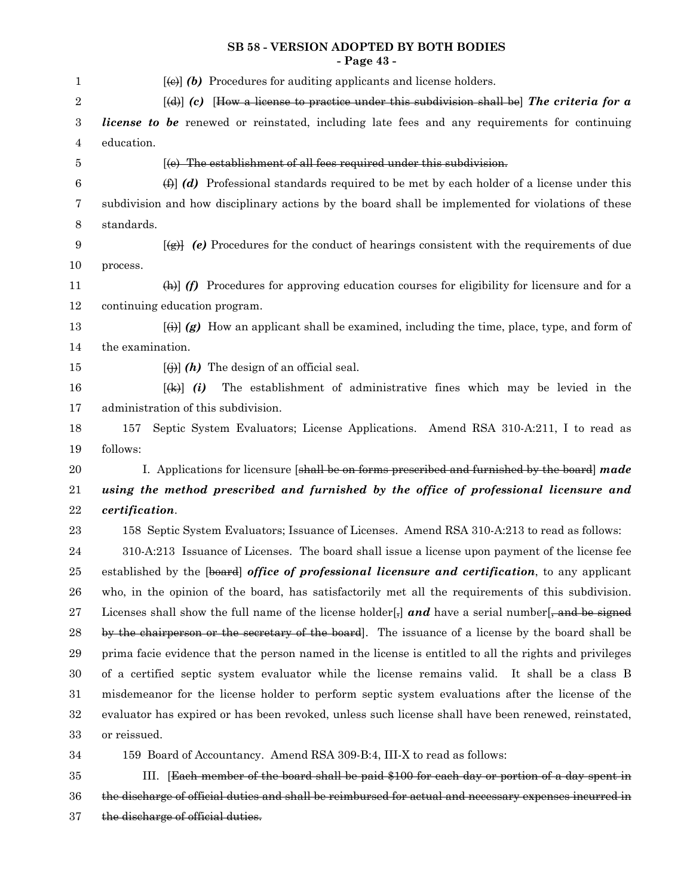[~~(c)~~] ***(b)*** Procedures for auditing applicants and license holders.

[~~(d)~~] ***(c)*** [~~How a license to practice under this subdivision shall be~~] ***The criteria for a license to be*** renewed or reinstated, including late fees and any requirements for continuing education.

[~~(e) The establishment of all fees required under this subdivision.~~

~~(f)~~] ***(d)*** Professional standards required to be met by each holder of a license under this subdivision and how disciplinary actions by the board shall be implemented for violations of these standards.

[~~(g)~~] ***(e)*** Procedures for the conduct of hearings consistent with the requirements of due process.

~~(h)~~] ***(f)*** Procedures for approving education courses for eligibility for licensure and for a continuing education program.

[~~(i)~~] ***(g)*** How an applicant shall be examined, including the time, place, type, and form of the examination.

[~~(j)~~] ***(h)*** The design of an official seal.

[~~(k)~~] ***(i)*** The establishment of administrative fines which may be levied in the administration of this subdivision.

157 Septic System Evaluators; License Applications. Amend RSA 310-A:211, I to read as follows:

I. Applications for licensure [~~shall be on forms prescribed and furnished by the board~~] ***made using the method prescribed and furnished by the office of professional licensure and certification***.

158 Septic System Evaluators; Issuance of Licenses. Amend RSA 310-A:213 to read as follows:

310-A:213 Issuance of Licenses. The board shall issue a license upon payment of the license fee established by the [~~board~~] ***office of professional licensure and certification***, to any applicant who, in the opinion of the board, has satisfactorily met all the requirements of this subdivision. Licenses shall show the full name of the license holder[~~,~~] ***and*** have a serial number[~~, and be signed by the chairperson or the secretary of the board~~]. The issuance of a license by the board shall be prima facie evidence that the person named in the license is entitled to all the rights and privileges of a certified septic system evaluator while the license remains valid. It shall be a class B misdemeanor for the license holder to perform septic system evaluations after the license of the evaluator has expired or has been revoked, unless such license shall have been renewed, reinstated, or reissued.

159 Board of Accountancy. Amend RSA 309-B:4, III-X to read as follows:

III. [~~Each member of the board shall be paid $100 for each day or portion of a day spent in the discharge of official duties and shall be reimbursed for actual and necessary expenses incurred in the discharge of official duties.~~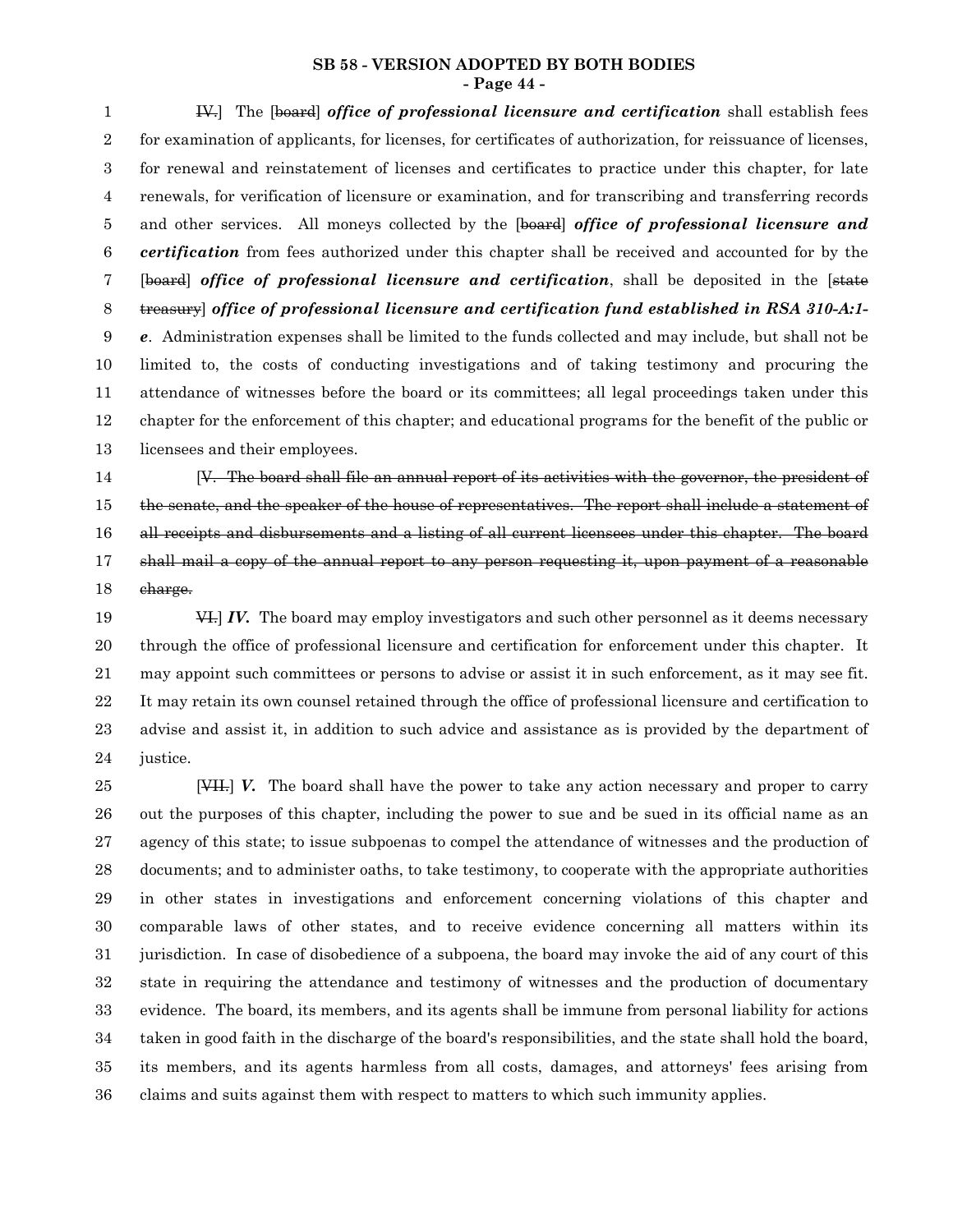~~IV.~~] The [~~board~~] ***office of professional licensure and certification*** shall establish fees for examination of applicants, for licenses, for certificates of authorization, for reissuance of licenses, for renewal and reinstatement of licenses and certificates to practice under this chapter, for late renewals, for verification of licensure or examination, and for transcribing and transferring records and other services. All moneys collected by the [~~board~~] ***office of professional licensure and certification*** from fees authorized under this chapter shall be received and accounted for by the [~~board~~] ***office of professional licensure and certification***, shall be deposited in the [~~state treasury~~] ***office of professional licensure and certification fund established in RSA 310-A:1-e***. Administration expenses shall be limited to the funds collected and may include, but shall not be limited to, the costs of conducting investigations and of taking testimony and procuring the attendance of witnesses before the board or its committees; all legal proceedings taken under this chapter for the enforcement of this chapter; and educational programs for the benefit of the public or licensees and their employees.

[~~V. The board shall file an annual report of its activities with the governor, the president of the senate, and the speaker of the house of representatives. The report shall include a statement of all receipts and disbursements and a listing of all current licensees under this chapter. The board shall mail a copy of the annual report to any person requesting it, upon payment of a reasonable charge.~~

~~VI.~~] ***IV.*** The board may employ investigators and such other personnel as it deems necessary through the office of professional licensure and certification for enforcement under this chapter. It may appoint such committees or persons to advise or assist it in such enforcement, as it may see fit. It may retain its own counsel retained through the office of professional licensure and certification to advise and assist it, in addition to such advice and assistance as is provided by the department of justice.

[~~VII.~~] ***V.*** The board shall have the power to take any action necessary and proper to carry out the purposes of this chapter, including the power to sue and be sued in its official name as an agency of this state; to issue subpoenas to compel the attendance of witnesses and the production of documents; and to administer oaths, to take testimony, to cooperate with the appropriate authorities in other states in investigations and enforcement concerning violations of this chapter and comparable laws of other states, and to receive evidence concerning all matters within its jurisdiction. In case of disobedience of a subpoena, the board may invoke the aid of any court of this state in requiring the attendance and testimony of witnesses and the production of documentary evidence. The board, its members, and its agents shall be immune from personal liability for actions taken in good faith in the discharge of the board's responsibilities, and the state shall hold the board, its members, and its agents harmless from all costs, damages, and attorneys' fees arising from claims and suits against them with respect to matters to which such immunity applies.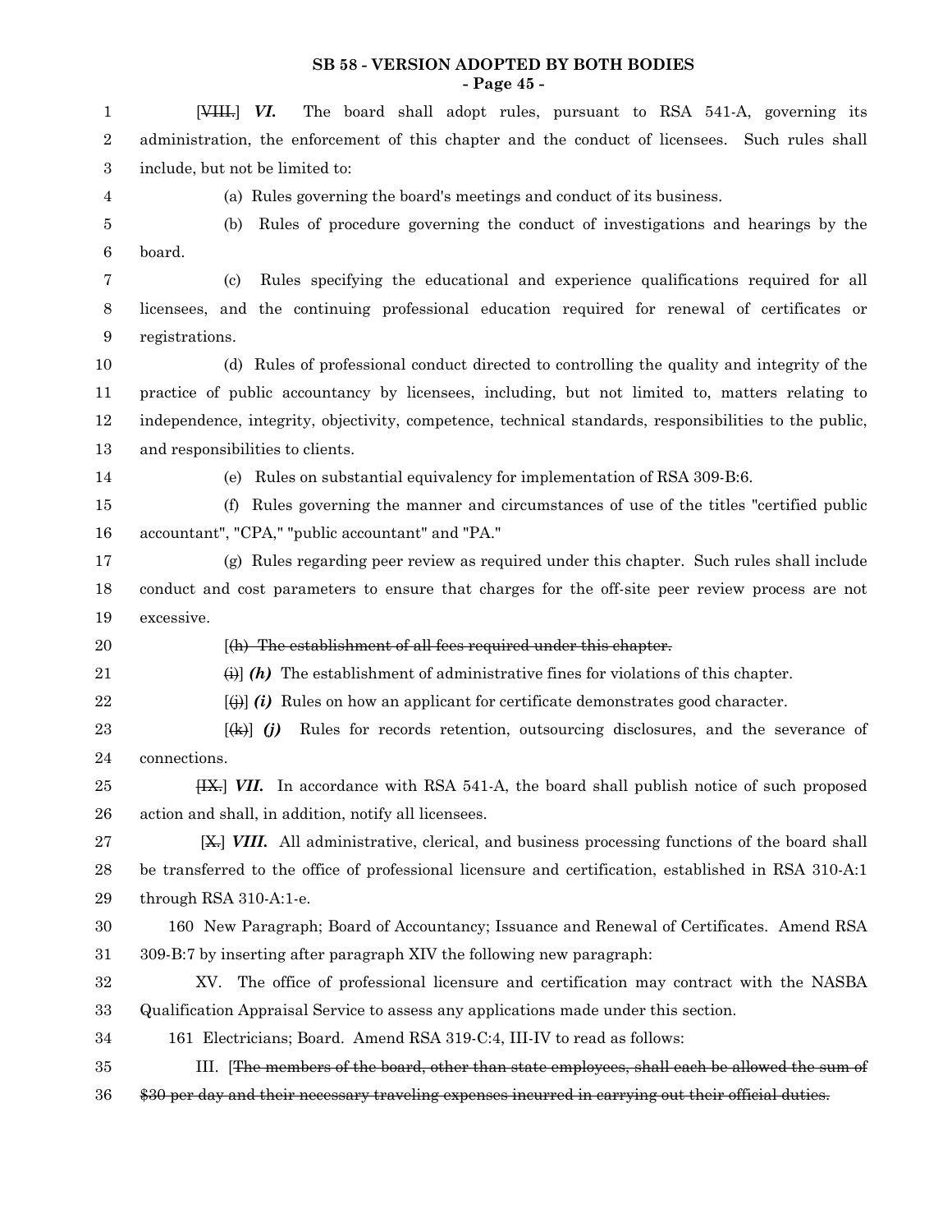[~~VIII.~~] ***VI.*** The board shall adopt rules, pursuant to RSA 541-A, governing its administration, the enforcement of this chapter and the conduct of licensees. Such rules shall include, but not be limited to:

(a) Rules governing the board's meetings and conduct of its business.

(b) Rules of procedure governing the conduct of investigations and hearings by the board.

(c) Rules specifying the educational and experience qualifications required for all licensees, and the continuing professional education required for renewal of certificates or registrations.

(d) Rules of professional conduct directed to controlling the quality and integrity of the practice of public accountancy by licensees, including, but not limited to, matters relating to independence, integrity, objectivity, competence, technical standards, responsibilities to the public, and responsibilities to clients.

(e) Rules on substantial equivalency for implementation of RSA 309-B:6.

(f) Rules governing the manner and circumstances of use of the titles "certified public accountant", "CPA," "public accountant" and "PA."

(g) Rules regarding peer review as required under this chapter. Such rules shall include conduct and cost parameters to ensure that charges for the off-site peer review process are not excessive.

[~~(h) The establishment of all fees required under this chapter.~~

~~(i)~~] ***(h)*** The establishment of administrative fines for violations of this chapter.

[~~(j)~~] ***(i)*** Rules on how an applicant for certificate demonstrates good character.

[~~(k)~~] ***(j)*** Rules for records retention, outsourcing disclosures, and the severance of connections.

[~~IX.~~] ***VII.*** In accordance with RSA 541-A, the board shall publish notice of such proposed action and shall, in addition, notify all licensees.

[~~X.~~] ***VIII.*** All administrative, clerical, and business processing functions of the board shall be transferred to the office of professional licensure and certification, established in RSA 310-A:1 through RSA 310-A:1-e.

160 New Paragraph; Board of Accountancy; Issuance and Renewal of Certificates. Amend RSA 309-B:7 by inserting after paragraph XIV the following new paragraph:

XV. The office of professional licensure and certification may contract with the NASBA Qualification Appraisal Service to assess any applications made under this section.

161 Electricians; Board. Amend RSA 319-C:4, III-IV to read as follows:

III. [~~The members of the board, other than state employees, shall each be allowed the sum of $30 per day and their necessary traveling expenses incurred in carrying out their official duties.~~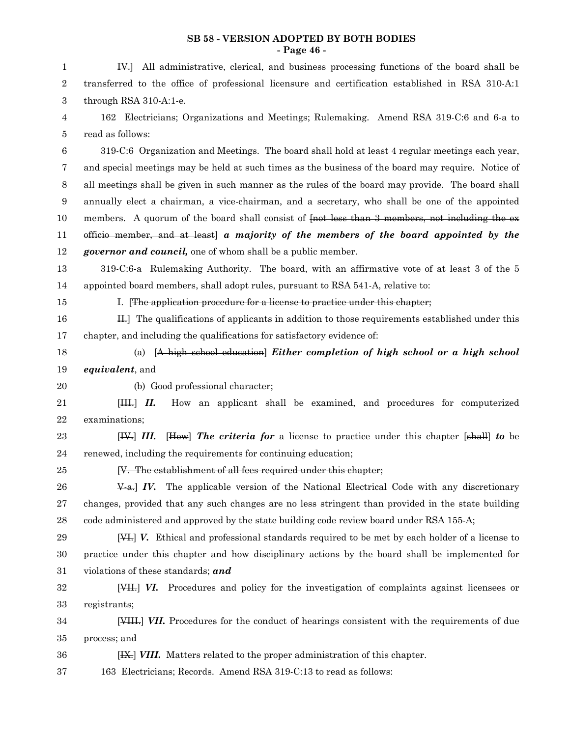IV.] All administrative, clerical, and business processing functions of the board shall be transferred to the office of professional licensure and certification established in RSA 310-A:1 through RSA 310-A:1-e.

162 Electricians; Organizations and Meetings; Rulemaking. Amend RSA 319-C:6 and 6-a to read as follows:

319-C:6 Organization and Meetings. The board shall hold at least 4 regular meetings each year, and special meetings may be held at such times as the business of the board may require. Notice of all meetings shall be given in such manner as the rules of the board may provide. The board shall annually elect a chairman, a vice-chairman, and a secretary, who shall be one of the appointed members. A quorum of the board shall consist of [~~not less than 3 members, not including the ex officio member, and at least~~] ***a majority of the members of the board appointed by the governor and council,*** one of whom shall be a public member.

319-C:6-a Rulemaking Authority. The board, with an affirmative vote of at least 3 of the 5 appointed board members, shall adopt rules, pursuant to RSA 541-A, relative to:

I. [~~The application procedure for a license to practice under this chapter;~~

~~II.~~] The qualifications of applicants in addition to those requirements established under this chapter, and including the qualifications for satisfactory evidence of:

(a) [~~A high school education~~] ***Either completion of high school or a high school equivalent***, and

(b) Good professional character;

[~~III.~~] ***II.*** How an applicant shall be examined, and procedures for computerized examinations;

[~~IV.~~] ***III.*** [~~How~~] ***The criteria for*** a license to practice under this chapter [~~shall~~] ***to*** be renewed, including the requirements for continuing education;

[~~V. The establishment of all fees required under this chapter;~~

~~V-a.~~] ***IV.*** The applicable version of the National Electrical Code with any discretionary changes, provided that any such changes are no less stringent than provided in the state building code administered and approved by the state building code review board under RSA 155-A;

[~~VI.~~] ***V.*** Ethical and professional standards required to be met by each holder of a license to practice under this chapter and how disciplinary actions by the board shall be implemented for violations of these standards; ***and***

[~~VII.~~] ***VI.*** Procedures and policy for the investigation of complaints against licensees or registrants;

[~~VIII.~~] ***VII.*** Procedures for the conduct of hearings consistent with the requirements of due process; and

[~~IX.~~] ***VIII.*** Matters related to the proper administration of this chapter.

163 Electricians; Records. Amend RSA 319-C:13 to read as follows: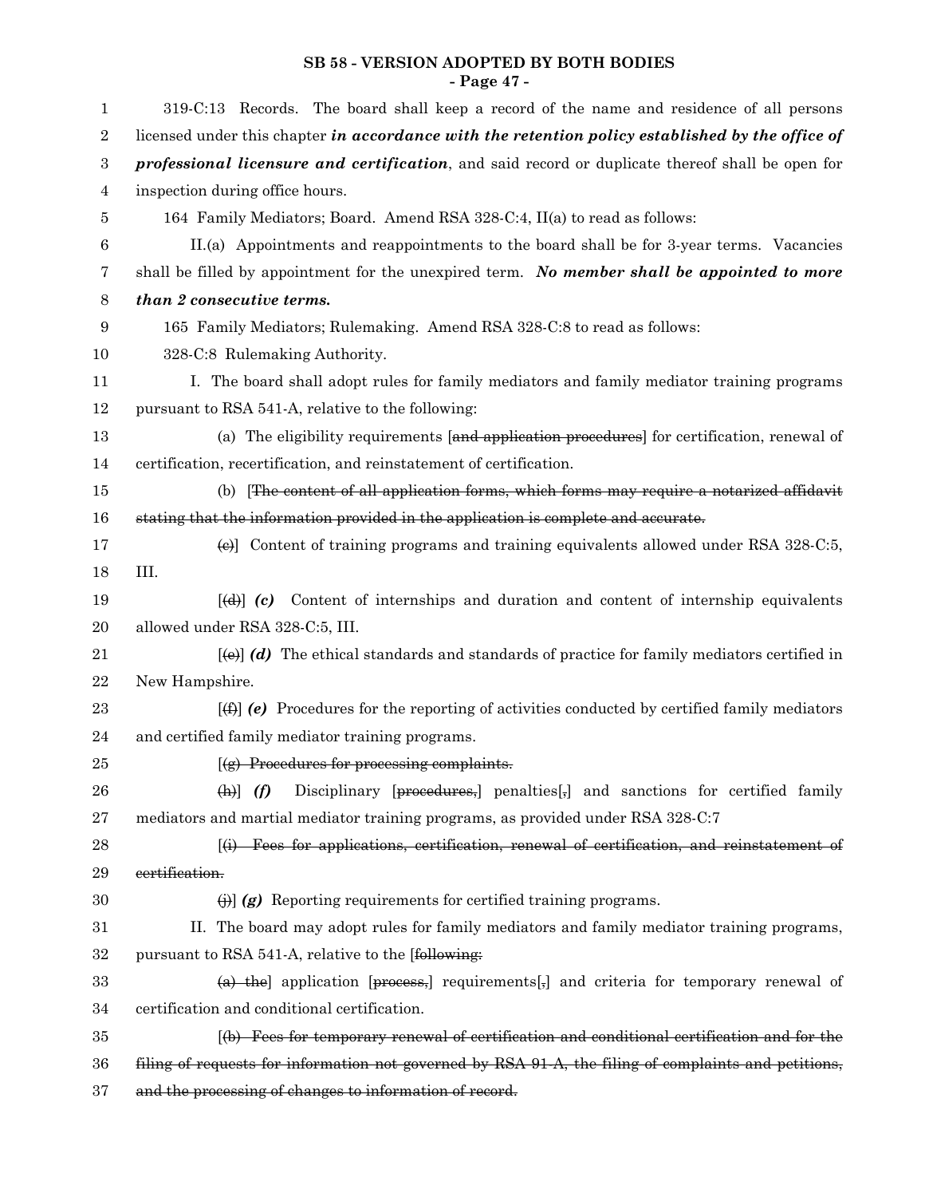319-C:13 Records. The board shall keep a record of the name and residence of all persons licensed under this chapter ***in accordance with the retention policy established by the office of professional licensure and certification***, and said record or duplicate thereof shall be open for inspection during office hours.

164 Family Mediators; Board. Amend RSA 328-C:4, II(a) to read as follows:

II.(a) Appointments and reappointments to the board shall be for 3-year terms. Vacancies shall be filled by appointment for the unexpired term. ***No member shall be appointed to more than 2 consecutive terms.***

165 Family Mediators; Rulemaking. Amend RSA 328-C:8 to read as follows:

328-C:8 Rulemaking Authority.

I. The board shall adopt rules for family mediators and family mediator training programs pursuant to RSA 541-A, relative to the following:

(a) The eligibility requirements [~~and application procedures~~] for certification, renewal of certification, recertification, and reinstatement of certification.

(b) [~~The content of all application forms, which forms may require a notarized affidavit stating that the information provided in the application is complete and accurate.~~

~~(c)~~] Content of training programs and training equivalents allowed under RSA 328-C:5, III.

[~~(d)~~] ***(c)*** Content of internships and duration and content of internship equivalents allowed under RSA 328-C:5, III.

[~~(e)~~] ***(d)*** The ethical standards and standards of practice for family mediators certified in New Hampshire.

[~~(f)~~] ***(e)*** Procedures for the reporting of activities conducted by certified family mediators and certified family mediator training programs.

[~~(g) Procedures for processing complaints.~~

~~(h)~~] ***(f)*** Disciplinary [~~procedures,~~] penalties[~~,~~] and sanctions for certified family mediators and martial mediator training programs, as provided under RSA 328-C:7

[~~(i) Fees for applications, certification, renewal of certification, and reinstatement of certification.~~

~~(j)~~] ***(g)*** Reporting requirements for certified training programs.

II. The board may adopt rules for family mediators and family mediator training programs, pursuant to RSA 541-A, relative to the [~~following:~~

~~(a) the~~] application [~~process,~~] requirements[~~,~~] and criteria for temporary renewal of certification and conditional certification.

[~~(b) Fees for temporary renewal of certification and conditional certification and for the filing of requests for information not governed by RSA 91-A, the filing of complaints and petitions, and the processing of changes to information of record.~~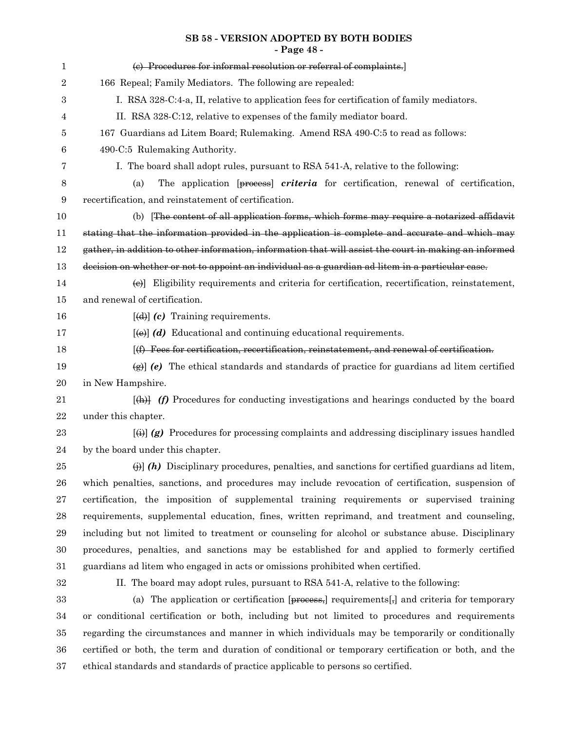~~(c) Procedures for informal resolution or referral of complaints.~~]

166 Repeal; Family Mediators. The following are repealed:

I. RSA 328-C:4-a, II, relative to application fees for certification of family mediators.

II. RSA 328-C:12, relative to expenses of the family mediator board.

167 Guardians ad Litem Board; Rulemaking. Amend RSA 490-C:5 to read as follows:

490-C:5 Rulemaking Authority.

I. The board shall adopt rules, pursuant to RSA 541-A, relative to the following:

(a) The application [~~process~~] ***criteria*** for certification, renewal of certification, recertification, and reinstatement of certification.

(b) [~~The content of all application forms, which forms may require a notarized affidavit stating that the information provided in the application is complete and accurate and which may gather, in addition to other information, information that will assist the court in making an informed decision on whether or not to appoint an individual as a guardian ad litem in a particular case.~~

~~(c)~~] Eligibility requirements and criteria for certification, recertification, reinstatement, and renewal of certification.

[~~(d)~~] ***(c)*** Training requirements.

[~~(e)~~] ***(d)*** Educational and continuing educational requirements.

[~~(f) Fees for certification, recertification, reinstatement, and renewal of certification.~~

~~(g)~~] ***(e)*** The ethical standards and standards of practice for guardians ad litem certified in New Hampshire.

[~~(h)~~] ***(f)*** Procedures for conducting investigations and hearings conducted by the board under this chapter.

[~~(i)~~] ***(g)*** Procedures for processing complaints and addressing disciplinary issues handled by the board under this chapter.

~~(j)~~] ***(h)*** Disciplinary procedures, penalties, and sanctions for certified guardians ad litem, which penalties, sanctions, and procedures may include revocation of certification, suspension of certification, the imposition of supplemental training requirements or supervised training requirements, supplemental education, fines, written reprimand, and treatment and counseling, including but not limited to treatment or counseling for alcohol or substance abuse. Disciplinary procedures, penalties, and sanctions may be established for and applied to formerly certified guardians ad litem who engaged in acts or omissions prohibited when certified.

II. The board may adopt rules, pursuant to RSA 541-A, relative to the following:

(a) The application or certification [~~process,~~] requirements[~~,~~] and criteria for temporary or conditional certification or both, including but not limited to procedures and requirements regarding the circumstances and manner in which individuals may be temporarily or conditionally certified or both, the term and duration of conditional or temporary certification or both, and the ethical standards and standards of practice applicable to persons so certified.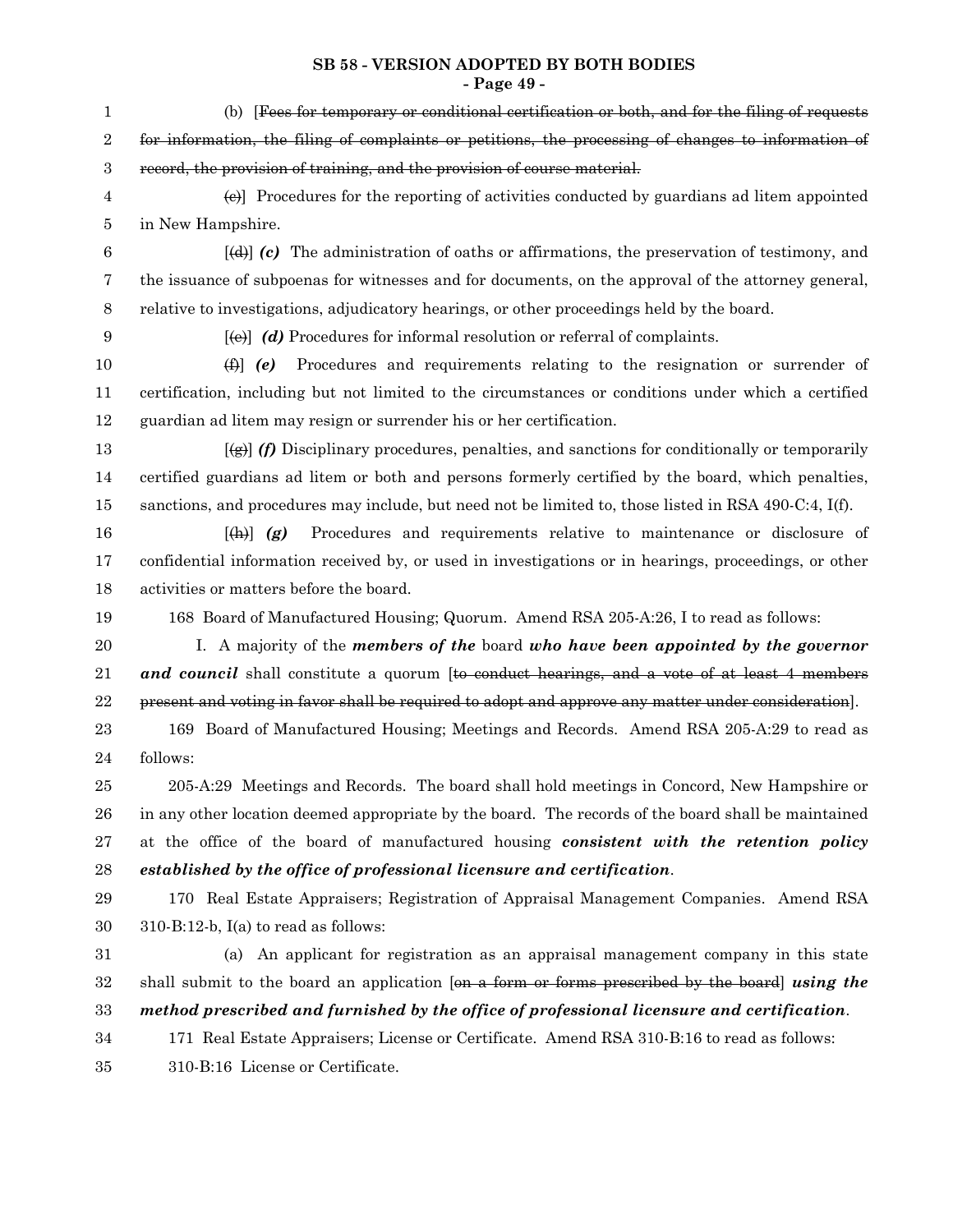(b) [~~Fees for temporary or conditional certification or both, and for the filing of requests for information, the filing of complaints or petitions, the processing of changes to information of record, the provision of training, and the provision of course material.~~

~~(c)~~] Procedures for the reporting of activities conducted by guardians ad litem appointed in New Hampshire.

[~~(d)~~] ***(c)*** The administration of oaths or affirmations, the preservation of testimony, and the issuance of subpoenas for witnesses and for documents, on the approval of the attorney general, relative to investigations, adjudicatory hearings, or other proceedings held by the board.

[~~(e)~~] ***(d)*** Procedures for informal resolution or referral of complaints.

~~(f)~~] ***(e)*** Procedures and requirements relating to the resignation or surrender of certification, including but not limited to the circumstances or conditions under which a certified guardian ad litem may resign or surrender his or her certification.

[~~(g)~~] ***(f)*** Disciplinary procedures, penalties, and sanctions for conditionally or temporarily certified guardians ad litem or both and persons formerly certified by the board, which penalties, sanctions, and procedures may include, but need not be limited to, those listed in RSA 490-C:4, I(f).

[~~(h)~~] ***(g)*** Procedures and requirements relative to maintenance or disclosure of confidential information received by, or used in investigations or in hearings, proceedings, or other activities or matters before the board.

168 Board of Manufactured Housing; Quorum. Amend RSA 205-A:26, I to read as follows:

I. A majority of the ***members of the*** board ***who have been appointed by the governor and council*** shall constitute a quorum [~~to conduct hearings, and a vote of at least 4 members present and voting in favor shall be required to adopt and approve any matter under consideration~~].

169 Board of Manufactured Housing; Meetings and Records. Amend RSA 205-A:29 to read as follows:

205-A:29 Meetings and Records. The board shall hold meetings in Concord, New Hampshire or in any other location deemed appropriate by the board. The records of the board shall be maintained at the office of the board of manufactured housing ***consistent with the retention policy established by the office of professional licensure and certification***.

170 Real Estate Appraisers; Registration of Appraisal Management Companies. Amend RSA 310-B:12-b, I(a) to read as follows:

(a) An applicant for registration as an appraisal management company in this state shall submit to the board an application [~~on a form or forms prescribed by the board~~] ***using the method prescribed and furnished by the office of professional licensure and certification***.

171 Real Estate Appraisers; License or Certificate. Amend RSA 310-B:16 to read as follows:

310-B:16 License or Certificate.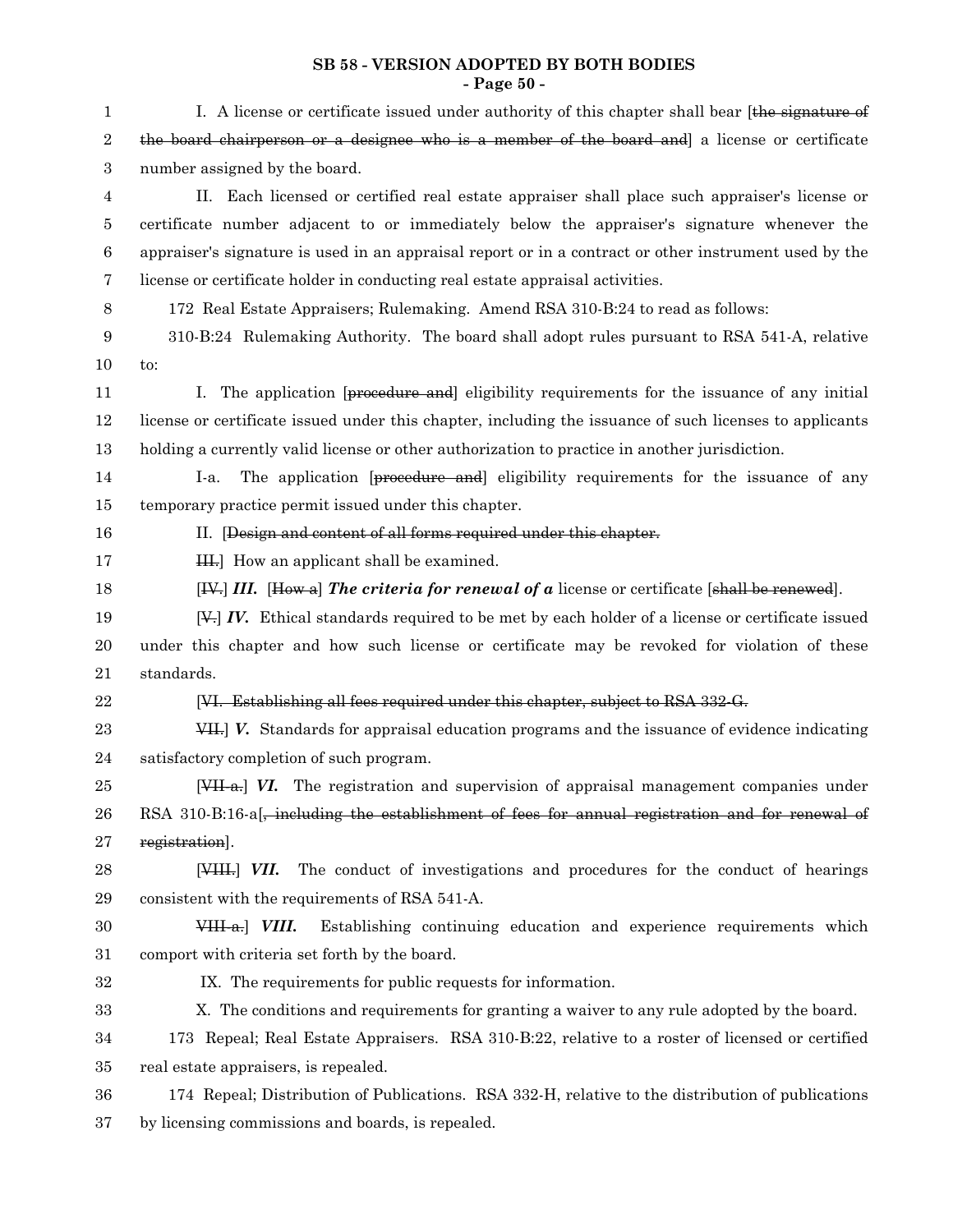I. A license or certificate issued under authority of this chapter shall bear [~~the signature of the board chairperson or a designee who is a member of the board and~~] a license or certificate number assigned by the board.

II. Each licensed or certified real estate appraiser shall place such appraiser's license or certificate number adjacent to or immediately below the appraiser's signature whenever the appraiser's signature is used in an appraisal report or in a contract or other instrument used by the license or certificate holder in conducting real estate appraisal activities.

172 Real Estate Appraisers; Rulemaking. Amend RSA 310-B:24 to read as follows:

310-B:24 Rulemaking Authority. The board shall adopt rules pursuant to RSA 541-A, relative to:

I. The application [~~procedure and~~] eligibility requirements for the issuance of any initial license or certificate issued under this chapter, including the issuance of such licenses to applicants holding a currently valid license or other authorization to practice in another jurisdiction.

I-a. The application [~~procedure and~~] eligibility requirements for the issuance of any temporary practice permit issued under this chapter.

II. [~~Design and content of all forms required under this chapter.~~

~~III.~~] How an applicant shall be examined.

[~~IV.~~] ***III.*** [~~How a~~] ***The criteria for renewal of a*** license or certificate [~~shall be renewed~~].

[~~V.~~] ***IV.*** Ethical standards required to be met by each holder of a license or certificate issued under this chapter and how such license or certificate may be revoked for violation of these standards.

[~~VI. Establishing all fees required under this chapter, subject to RSA 332-G.~~

~~VII.~~] ***V.*** Standards for appraisal education programs and the issuance of evidence indicating satisfactory completion of such program.

[~~VII-a.~~] ***VI.*** The registration and supervision of appraisal management companies under RSA 310-B:16-a[~~, including the establishment of fees for annual registration and for renewal of registration~~].

[~~VIII.~~] ***VII.*** The conduct of investigations and procedures for the conduct of hearings consistent with the requirements of RSA 541-A.

~~VIII-a.~~] ***VIII.*** Establishing continuing education and experience requirements which comport with criteria set forth by the board.

IX. The requirements for public requests for information.

X. The conditions and requirements for granting a waiver to any rule adopted by the board.

173 Repeal; Real Estate Appraisers. RSA 310-B:22, relative to a roster of licensed or certified real estate appraisers, is repealed.

174 Repeal; Distribution of Publications. RSA 332-H, relative to the distribution of publications by licensing commissions and boards, is repealed.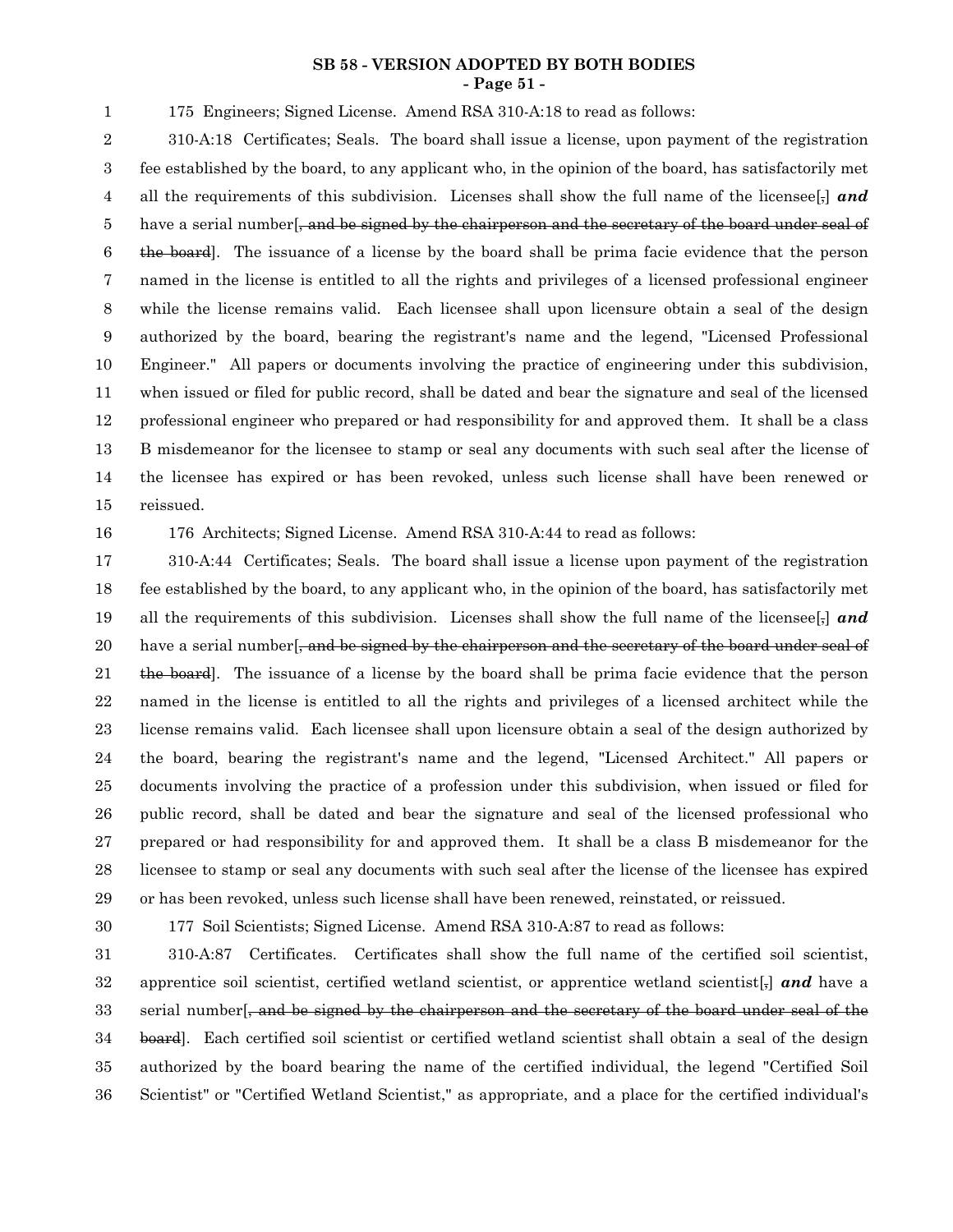175 Engineers; Signed License. Amend RSA 310-A:18 to read as follows:

310-A:18 Certificates; Seals. The board shall issue a license, upon payment of the registration fee established by the board, to any applicant who, in the opinion of the board, has satisfactorily met all the requirements of this subdivision. Licenses shall show the full name of the licensee[,] ***and*** have a serial number[~~, and be signed by the chairperson and the secretary of the board under seal of the board~~]. The issuance of a license by the board shall be prima facie evidence that the person named in the license is entitled to all the rights and privileges of a licensed professional engineer while the license remains valid. Each licensee shall upon licensure obtain a seal of the design authorized by the board, bearing the registrant's name and the legend, "Licensed Professional Engineer." All papers or documents involving the practice of engineering under this subdivision, when issued or filed for public record, shall be dated and bear the signature and seal of the licensed professional engineer who prepared or had responsibility for and approved them. It shall be a class B misdemeanor for the licensee to stamp or seal any documents with such seal after the license of the licensee has expired or has been revoked, unless such license shall have been renewed or reissued.

176 Architects; Signed License. Amend RSA 310-A:44 to read as follows:

310-A:44 Certificates; Seals. The board shall issue a license upon payment of the registration fee established by the board, to any applicant who, in the opinion of the board, has satisfactorily met all the requirements of this subdivision. Licenses shall show the full name of the licensee[,] ***and*** have a serial number[~~, and be signed by the chairperson and the secretary of the board under seal of the board~~]. The issuance of a license by the board shall be prima facie evidence that the person named in the license is entitled to all the rights and privileges of a licensed architect while the license remains valid. Each licensee shall upon licensure obtain a seal of the design authorized by the board, bearing the registrant's name and the legend, "Licensed Architect." All papers or documents involving the practice of a profession under this subdivision, when issued or filed for public record, shall be dated and bear the signature and seal of the licensed professional who prepared or had responsibility for and approved them. It shall be a class B misdemeanor for the licensee to stamp or seal any documents with such seal after the license of the licensee has expired or has been revoked, unless such license shall have been renewed, reinstated, or reissued.

177 Soil Scientists; Signed License. Amend RSA 310-A:87 to read as follows:

310-A:87 Certificates. Certificates shall show the full name of the certified soil scientist, apprentice soil scientist, certified wetland scientist, or apprentice wetland scientist[,] ***and*** have a serial number[~~, and be signed by the chairperson and the secretary of the board under seal of the board~~]. Each certified soil scientist or certified wetland scientist shall obtain a seal of the design authorized by the board bearing the name of the certified individual, the legend "Certified Soil Scientist" or "Certified Wetland Scientist," as appropriate, and a place for the certified individual's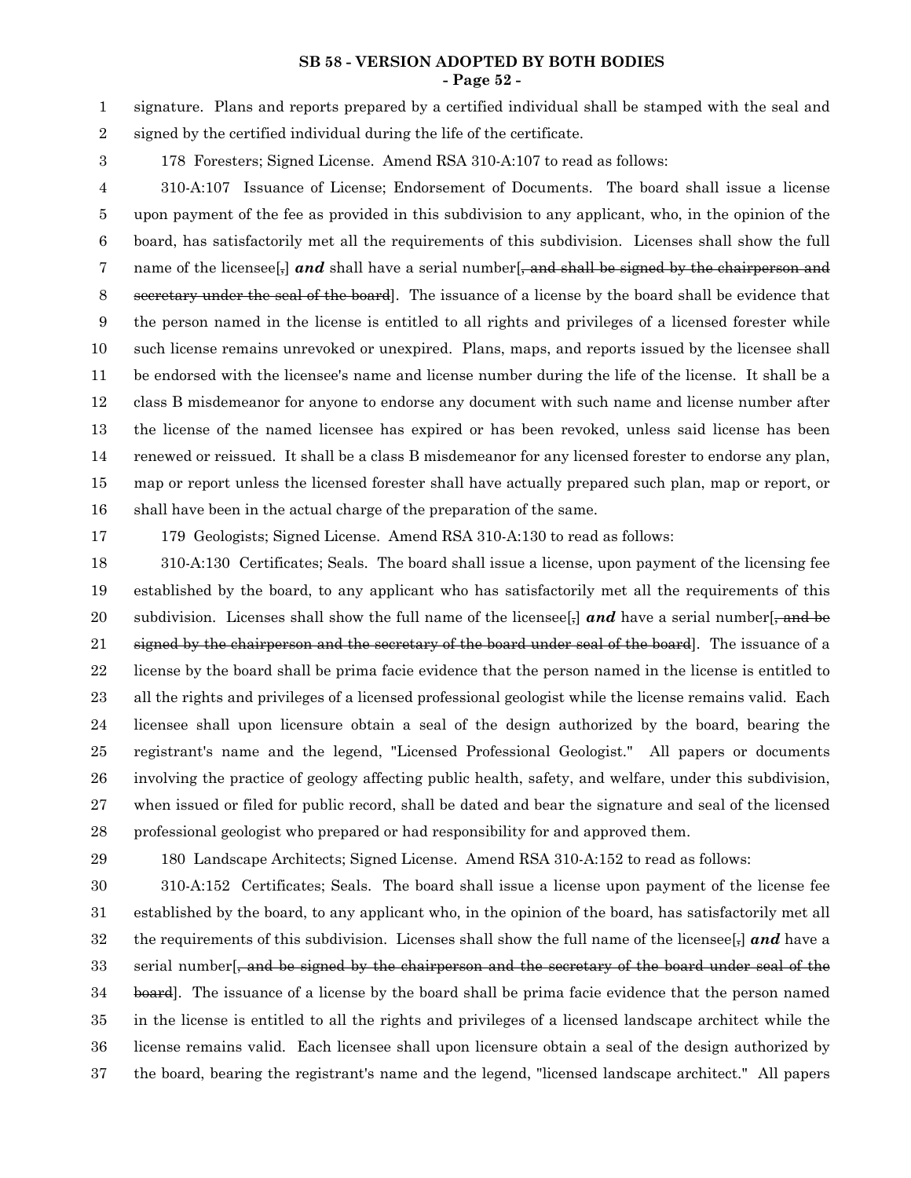signature. Plans and reports prepared by a certified individual shall be stamped with the seal and signed by the certified individual during the life of the certificate.

178 Foresters; Signed License. Amend RSA 310-A:107 to read as follows:

310-A:107 Issuance of License; Endorsement of Documents. The board shall issue a license upon payment of the fee as provided in this subdivision to any applicant, who, in the opinion of the board, has satisfactorily met all the requirements of this subdivision. Licenses shall show the full name of the licensee[,] ***and*** shall have a serial number[~~, and shall be signed by the chairperson and secretary under the seal of the board~~]. The issuance of a license by the board shall be evidence that the person named in the license is entitled to all rights and privileges of a licensed forester while such license remains unrevoked or unexpired. Plans, maps, and reports issued by the licensee shall be endorsed with the licensee's name and license number during the life of the license. It shall be a class B misdemeanor for anyone to endorse any document with such name and license number after the license of the named licensee has expired or has been revoked, unless said license has been renewed or reissued. It shall be a class B misdemeanor for any licensed forester to endorse any plan, map or report unless the licensed forester shall have actually prepared such plan, map or report, or shall have been in the actual charge of the preparation of the same.

179 Geologists; Signed License. Amend RSA 310-A:130 to read as follows:

310-A:130 Certificates; Seals. The board shall issue a license, upon payment of the licensing fee established by the board, to any applicant who has satisfactorily met all the requirements of this subdivision. Licenses shall show the full name of the licensee[,] ***and*** have a serial number[~~, and be signed by the chairperson and the secretary of the board under seal of the board~~]. The issuance of a license by the board shall be prima facie evidence that the person named in the license is entitled to all the rights and privileges of a licensed professional geologist while the license remains valid. Each licensee shall upon licensure obtain a seal of the design authorized by the board, bearing the registrant's name and the legend, "Licensed Professional Geologist." All papers or documents involving the practice of geology affecting public health, safety, and welfare, under this subdivision, when issued or filed for public record, shall be dated and bear the signature and seal of the licensed professional geologist who prepared or had responsibility for and approved them.

180 Landscape Architects; Signed License. Amend RSA 310-A:152 to read as follows:

310-A:152 Certificates; Seals. The board shall issue a license upon payment of the license fee established by the board, to any applicant who, in the opinion of the board, has satisfactorily met all the requirements of this subdivision. Licenses shall show the full name of the licensee[,] ***and*** have a serial number[~~, and be signed by the chairperson and the secretary of the board under seal of the board~~]. The issuance of a license by the board shall be prima facie evidence that the person named in the license is entitled to all the rights and privileges of a licensed landscape architect while the license remains valid. Each licensee shall upon licensure obtain a seal of the design authorized by the board, bearing the registrant's name and the legend, "licensed landscape architect." All papers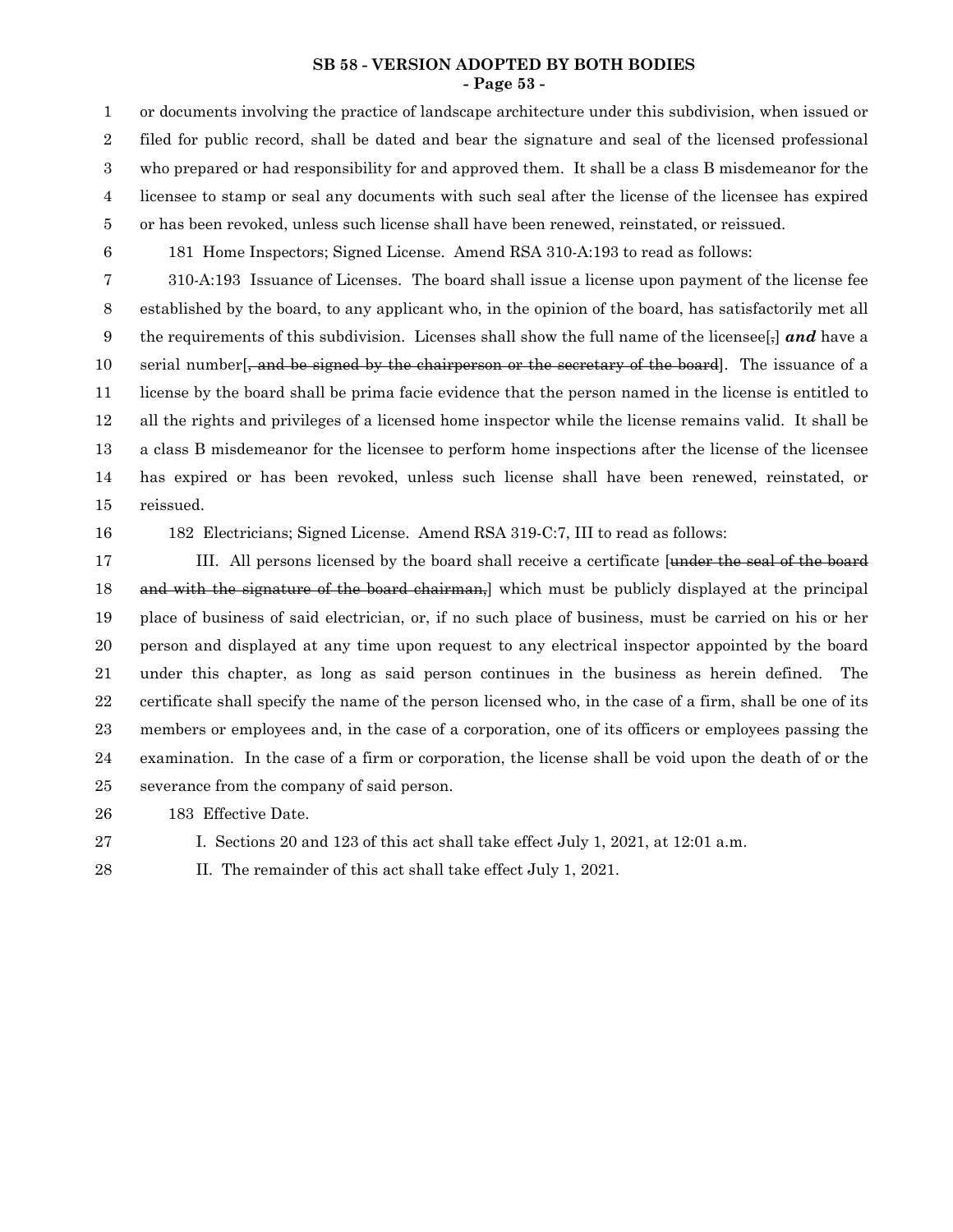or documents involving the practice of landscape architecture under this subdivision, when issued or filed for public record, shall be dated and bear the signature and seal of the licensed professional who prepared or had responsibility for and approved them. It shall be a class B misdemeanor for the licensee to stamp or seal any documents with such seal after the license of the licensee has expired or has been revoked, unless such license shall have been renewed, reinstated, or reissued.

181 Home Inspectors; Signed License. Amend RSA 310-A:193 to read as follows:

310-A:193 Issuance of Licenses. The board shall issue a license upon payment of the license fee established by the board, to any applicant who, in the opinion of the board, has satisfactorily met all the requirements of this subdivision. Licenses shall show the full name of the licensee[~~,~~] ***and*** have a serial number[~~, and be signed by the chairperson or the secretary of the board~~]. The issuance of a license by the board shall be prima facie evidence that the person named in the license is entitled to all the rights and privileges of a licensed home inspector while the license remains valid. It shall be a class B misdemeanor for the licensee to perform home inspections after the license of the licensee has expired or has been revoked, unless such license shall have been renewed, reinstated, or reissued.

182 Electricians; Signed License. Amend RSA 319-C:7, III to read as follows:

III. All persons licensed by the board shall receive a certificate [~~under the seal of the board and with the signature of the board chairman,~~] which must be publicly displayed at the principal place of business of said electrician, or, if no such place of business, must be carried on his or her person and displayed at any time upon request to any electrical inspector appointed by the board under this chapter, as long as said person continues in the business as herein defined. The certificate shall specify the name of the person licensed who, in the case of a firm, shall be one of its members or employees and, in the case of a corporation, one of its officers or employees passing the examination. In the case of a firm or corporation, the license shall be void upon the death of or the severance from the company of said person.

183 Effective Date.

I. Sections 20 and 123 of this act shall take effect July 1, 2021, at 12:01 a.m.

II. The remainder of this act shall take effect July 1, 2021.